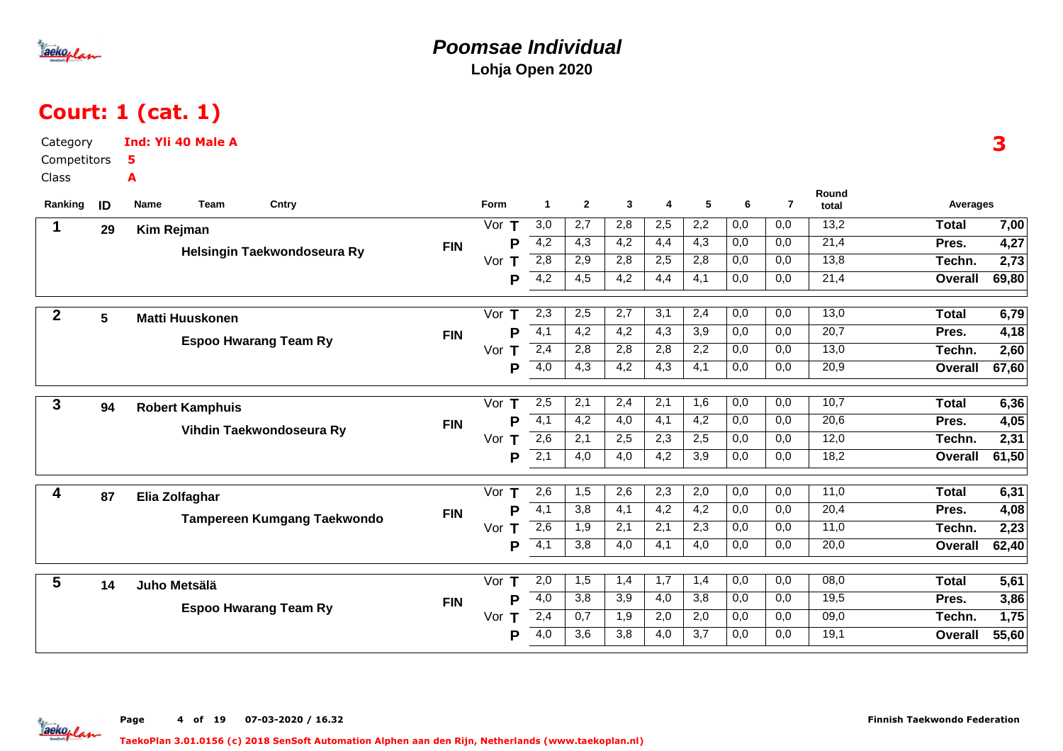# Poomsae Individual

**Lohja Open 2020**

## Court: 1 (cat. 1)

Category **Ind: Yli 40 Male A**

Competitors **5**

Class **A**

**3**

| Ranking | ID | Name / Team | Cntry | Form | | 1 | 2 | 3 | 4 | 5 | 6 | 7 | Round total | Averages | |
|---|---|---|---|---|---|---|---|---|---|---|---|---|---|---|---|
| 1 | 29 | Kim Rejman | FIN | Vor | T | 3,0 | 2,7 | 2,8 | 2,5 | 2,2 | 0,0 | 0,0 | 13,2 | Total | 7,00 |
| | | Helsingin Taekwondoseura Ry | | | P | 4,2 | 4,3 | 4,2 | 4,4 | 4,3 | 0,0 | 0,0 | 21,4 | Pres. | 4,27 |
| | | | | Vor | T | 2,8 | 2,9 | 2,8 | 2,5 | 2,8 | 0,0 | 0,0 | 13,8 | Techn. | 2,73 |
| | | | | | P | 4,2 | 4,5 | 4,2 | 4,4 | 4,1 | 0,0 | 0,0 | 21,4 | Overall | 69,80 |
| 2 | 5 | Matti Huuskonen | FIN | Vor | T | 2,3 | 2,5 | 2,7 | 3,1 | 2,4 | 0,0 | 0,0 | 13,0 | Total | 6,79 |
| | | Espoo Hwarang Team Ry | | | P | 4,1 | 4,2 | 4,2 | 4,3 | 3,9 | 0,0 | 0,0 | 20,7 | Pres. | 4,18 |
| | | | | Vor | T | 2,4 | 2,8 | 2,8 | 2,8 | 2,2 | 0,0 | 0,0 | 13,0 | Techn. | 2,60 |
| | | | | | P | 4,0 | 4,3 | 4,2 | 4,3 | 4,1 | 0,0 | 0,0 | 20,9 | Overall | 67,60 |
| 3 | 94 | Robert Kamphuis | FIN | Vor | T | 2,5 | 2,1 | 2,4 | 2,1 | 1,6 | 0,0 | 0,0 | 10,7 | Total | 6,36 |
| | | Vihdin Taekwondoseura Ry | | | P | 4,1 | 4,2 | 4,0 | 4,1 | 4,2 | 0,0 | 0,0 | 20,6 | Pres. | 4,05 |
| | | | | Vor | T | 2,6 | 2,1 | 2,5 | 2,3 | 2,5 | 0,0 | 0,0 | 12,0 | Techn. | 2,31 |
| | | | | | P | 2,1 | 4,0 | 4,0 | 4,2 | 3,9 | 0,0 | 0,0 | 18,2 | Overall | 61,50 |
| 4 | 87 | Elia Zolfaghar | FIN | Vor | T | 2,6 | 1,5 | 2,6 | 2,3 | 2,0 | 0,0 | 0,0 | 11,0 | Total | 6,31 |
| | | Tampereen Kumgang Taekwondo | | | P | 4,1 | 3,8 | 4,1 | 4,2 | 4,2 | 0,0 | 0,0 | 20,4 | Pres. | 4,08 |
| | | | | Vor | T | 2,6 | 1,9 | 2,1 | 2,1 | 2,3 | 0,0 | 0,0 | 11,0 | Techn. | 2,23 |
| | | | | | P | 4,1 | 3,8 | 4,0 | 4,1 | 4,0 | 0,0 | 0,0 | 20,0 | Overall | 62,40 |
| 5 | 14 | Juho Metsälä | FIN | Vor | T | 2,0 | 1,5 | 1,4 | 1,7 | 1,4 | 0,0 | 0,0 | 08,0 | Total | 5,61 |
| | | Espoo Hwarang Team Ry | | | P | 4,0 | 3,8 | 3,9 | 4,0 | 3,8 | 0,0 | 0,0 | 19,5 | Pres. | 3,86 |
| | | | | Vor | T | 2,4 | 0,7 | 1,9 | 2,0 | 2,0 | 0,0 | 0,0 | 09,0 | Techn. | 1,75 |
| | | | | | P | 4,0 | 3,6 | 3,8 | 4,0 | 3,7 | 0,0 | 0,0 | 19,1 | Overall | 55,60 |

Finnish Taekwondo Federation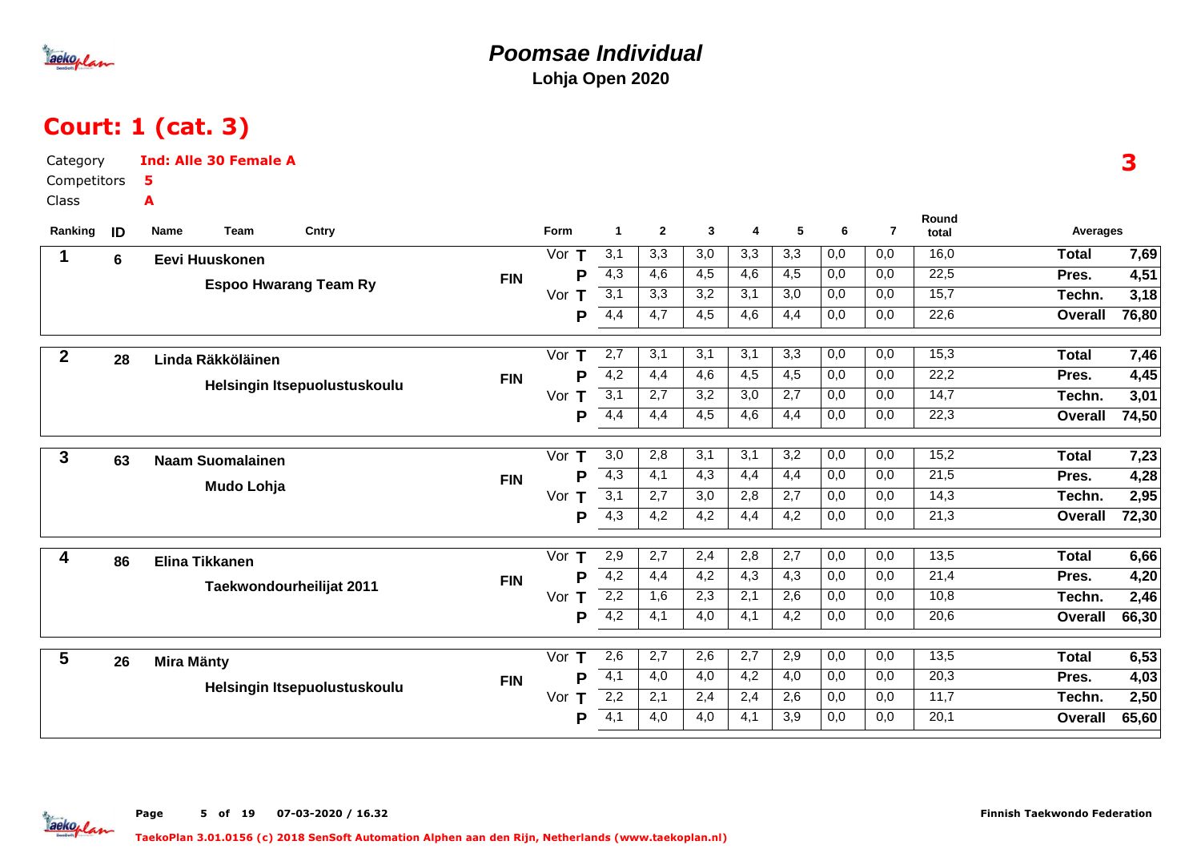# Poomsae Individual

**Lohja Open 2020**

## Court: 1 (cat. 3)

Category **Ind: Alle 30 Female A**

Competitors **5**

Class **A**

**3**

| Ranking | ID | Name / Team | Cntry | Form | | 1 | 2 | 3 | 4 | 5 | 6 | 7 | Round total | Averages | |
|---|---|---|---|---|---|---|---|---|---|---|---|---|---|---|---|
| 1 | 6 | Eevi Huuskonen | FIN | Vor | T | 3,1 | 3,3 | 3,0 | 3,3 | 3,3 | 0,0 | 0,0 | 16,0 | Total | 7,69 |
| | | Espoo Hwarang Team Ry | | | P | 4,3 | 4,6 | 4,5 | 4,6 | 4,5 | 0,0 | 0,0 | 22,5 | Pres. | 4,51 |
| | | | | Vor | T | 3,1 | 3,3 | 3,2 | 3,1 | 3,0 | 0,0 | 0,0 | 15,7 | Techn. | 3,18 |
| | | | | | P | 4,4 | 4,7 | 4,5 | 4,6 | 4,4 | 0,0 | 0,0 | 22,6 | Overall | 76,80 |
| 2 | 28 | Linda Räkköläinen | FIN | Vor | T | 2,7 | 3,1 | 3,1 | 3,1 | 3,3 | 0,0 | 0,0 | 15,3 | Total | 7,46 |
| | | Helsingin Itsepuolustuskoulu | | | P | 4,2 | 4,4 | 4,6 | 4,5 | 4,5 | 0,0 | 0,0 | 22,2 | Pres. | 4,45 |
| | | | | Vor | T | 3,1 | 2,7 | 3,2 | 3,0 | 2,7 | 0,0 | 0,0 | 14,7 | Techn. | 3,01 |
| | | | | | P | 4,4 | 4,4 | 4,5 | 4,6 | 4,4 | 0,0 | 0,0 | 22,3 | Overall | 74,50 |
| 3 | 63 | Naam Suomalainen | FIN | Vor | T | 3,0 | 2,8 | 3,1 | 3,1 | 3,2 | 0,0 | 0,0 | 15,2 | Total | 7,23 |
| | | Mudo Lohja | | | P | 4,3 | 4,1 | 4,3 | 4,4 | 4,4 | 0,0 | 0,0 | 21,5 | Pres. | 4,28 |
| | | | | Vor | T | 3,1 | 2,7 | 3,0 | 2,8 | 2,7 | 0,0 | 0,0 | 14,3 | Techn. | 2,95 |
| | | | | | P | 4,3 | 4,2 | 4,2 | 4,4 | 4,2 | 0,0 | 0,0 | 21,3 | Overall | 72,30 |
| 4 | 86 | Elina Tikkanen | FIN | Vor | T | 2,9 | 2,7 | 2,4 | 2,8 | 2,7 | 0,0 | 0,0 | 13,5 | Total | 6,66 |
| | | Taekwondourheilijat 2011 | | | P | 4,2 | 4,4 | 4,2 | 4,3 | 4,3 | 0,0 | 0,0 | 21,4 | Pres. | 4,20 |
| | | | | Vor | T | 2,2 | 1,6 | 2,3 | 2,1 | 2,6 | 0,0 | 0,0 | 10,8 | Techn. | 2,46 |
| | | | | | P | 4,2 | 4,1 | 4,0 | 4,1 | 4,2 | 0,0 | 0,0 | 20,6 | Overall | 66,30 |
| 5 | 26 | Mira Mänty | FIN | Vor | T | 2,6 | 2,7 | 2,6 | 2,7 | 2,9 | 0,0 | 0,0 | 13,5 | Total | 6,53 |
| | | Helsingin Itsepuolustuskoulu | | | P | 4,1 | 4,0 | 4,0 | 4,2 | 4,0 | 0,0 | 0,0 | 20,3 | Pres. | 4,03 |
| | | | | Vor | T | 2,2 | 2,1 | 2,4 | 2,4 | 2,6 | 0,0 | 0,0 | 11,7 | Techn. | 2,50 |
| | | | | | P | 4,1 | 4,0 | 4,0 | 4,1 | 3,9 | 0,0 | 0,0 | 20,1 | Overall | 65,60 |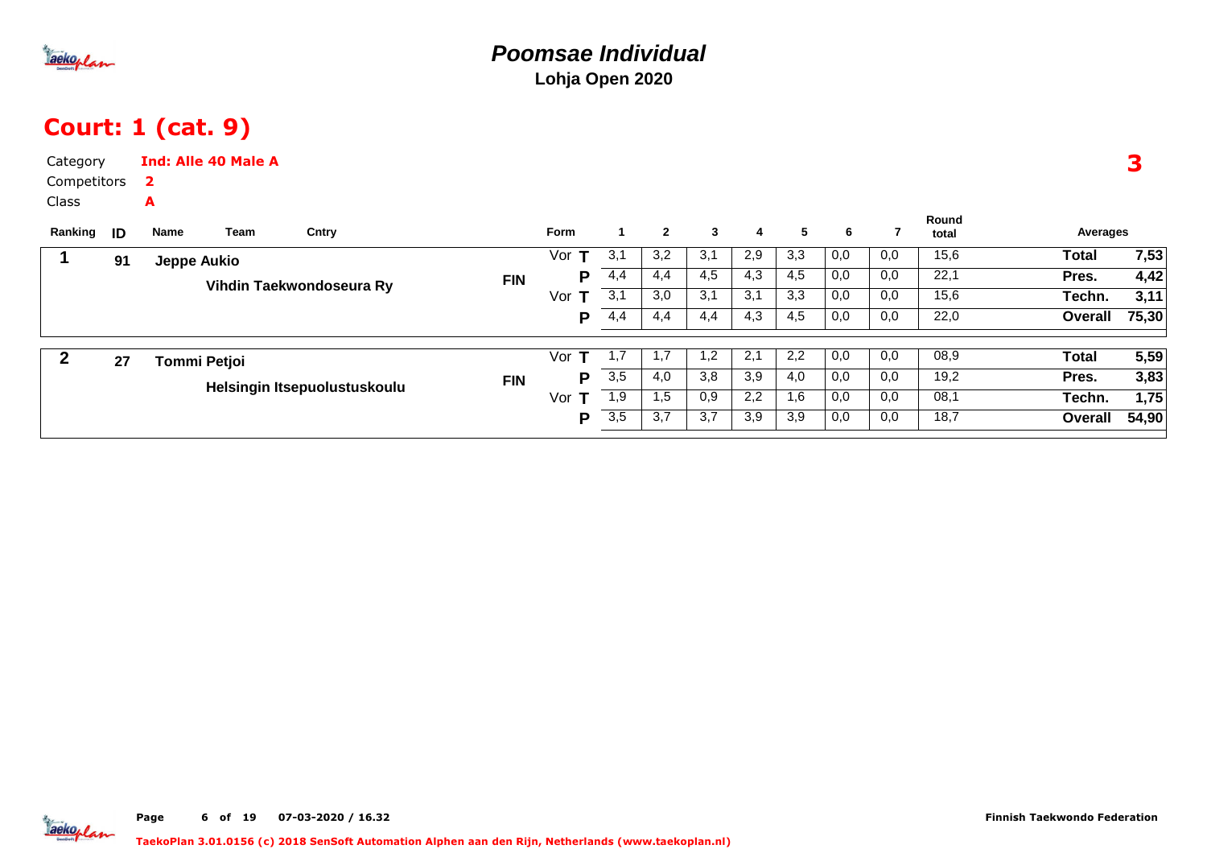# Poomsae Individual

**Lohja Open 2020**

## Court: 1 (cat. 9)

Category **Ind: Alle 40 Male A**
Competitors **2**
Class **A**

**3**

| Ranking | ID | Name / Team | Cntry | Form | | 1 | 2 | 3 | 4 | 5 | 6 | 7 | Round total | Averages | |
|---|---|---|---|---|---|---|---|---|---|---|---|---|---|---|---|
| 1 | 91 | Jeppe Aukio | FIN | Vor | T | 3,1 | 3,2 | 3,1 | 2,9 | 3,3 | 0,0 | 0,0 | 15,6 | Total | 7,53 |
| | | Vihdin Taekwondoseura Ry | | | P | 4,4 | 4,4 | 4,5 | 4,3 | 4,5 | 0,0 | 0,0 | 22,1 | Pres. | 4,42 |
| | | | | Vor | T | 3,1 | 3,0 | 3,1 | 3,1 | 3,3 | 0,0 | 0,0 | 15,6 | Techn. | 3,11 |
| | | | | | P | 4,4 | 4,4 | 4,4 | 4,3 | 4,5 | 0,0 | 0,0 | 22,0 | Overall | 75,30 |
| 2 | 27 | Tommi Petjoi | FIN | Vor | T | 1,7 | 1,7 | 1,2 | 2,1 | 2,2 | 0,0 | 0,0 | 08,9 | Total | 5,59 |
| | | Helsingin Itsepuolustuskoulu | | | P | 3,5 | 4,0 | 3,8 | 3,9 | 4,0 | 0,0 | 0,0 | 19,2 | Pres. | 3,83 |
| | | | | Vor | T | 1,9 | 1,5 | 0,9 | 2,2 | 1,6 | 0,0 | 0,0 | 08,1 | Techn. | 1,75 |
| | | | | | P | 3,5 | 3,7 | 3,7 | 3,9 | 3,9 | 0,0 | 0,0 | 18,7 | Overall | 54,90 |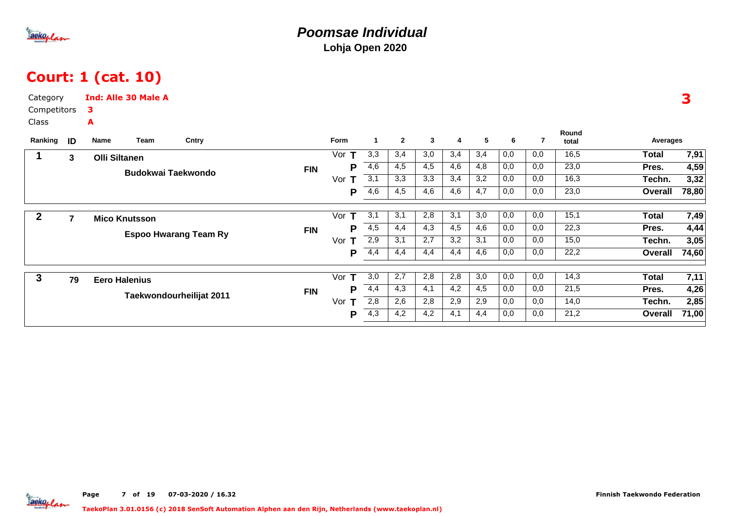# Poomsae Individual

**Lohja Open 2020**

## Court: 1 (cat. 10)

Category **Ind: Alle 30 Male A**

Competitors **3**

Class **A**

**3**

| Ranking | ID | Name | Team | Cntry | Form | | 1 | 2 | 3 | 4 | 5 | 6 | 7 | Round total | Averages | |
|---|---|---|---|---|---|---|---|---|---|---|---|---|---|---|---|---|
| 1 | 3 | Olli Siltanen | Budokwai Taekwondo | FIN | Vor | T | 3,3 | 3,4 | 3,0 | 3,4 | 3,4 | 0,0 | 0,0 | 16,5 | Total | 7,91 |
| | | | | | | P | 4,6 | 4,5 | 4,5 | 4,6 | 4,8 | 0,0 | 0,0 | 23,0 | Pres. | 4,59 |
| | | | | | Vor | T | 3,1 | 3,3 | 3,3 | 3,4 | 3,2 | 0,0 | 0,0 | 16,3 | Techn. | 3,32 |
| | | | | | | P | 4,6 | 4,5 | 4,6 | 4,6 | 4,7 | 0,0 | 0,0 | 23,0 | Overall | 78,80 |
| 2 | 7 | Mico Knutsson | Espoo Hwarang Team Ry | FIN | Vor | T | 3,1 | 3,1 | 2,8 | 3,1 | 3,0 | 0,0 | 0,0 | 15,1 | Total | 7,49 |
| | | | | | | P | 4,5 | 4,4 | 4,3 | 4,5 | 4,6 | 0,0 | 0,0 | 22,3 | Pres. | 4,44 |
| | | | | | Vor | T | 2,9 | 3,1 | 2,7 | 3,2 | 3,1 | 0,0 | 0,0 | 15,0 | Techn. | 3,05 |
| | | | | | | P | 4,4 | 4,4 | 4,4 | 4,4 | 4,6 | 0,0 | 0,0 | 22,2 | Overall | 74,60 |
| 3 | 79 | Eero Halenius | Taekwondourheilijat 2011 | FIN | Vor | T | 3,0 | 2,7 | 2,8 | 2,8 | 3,0 | 0,0 | 0,0 | 14,3 | Total | 7,11 |
| | | | | | | P | 4,4 | 4,3 | 4,1 | 4,2 | 4,5 | 0,0 | 0,0 | 21,5 | Pres. | 4,26 |
| | | | | | Vor | T | 2,8 | 2,6 | 2,8 | 2,9 | 2,9 | 0,0 | 0,0 | 14,0 | Techn. | 2,85 |
| | | | | | | P | 4,3 | 4,2 | 4,2 | 4,1 | 4,4 | 0,0 | 0,0 | 21,2 | Overall | 71,00 |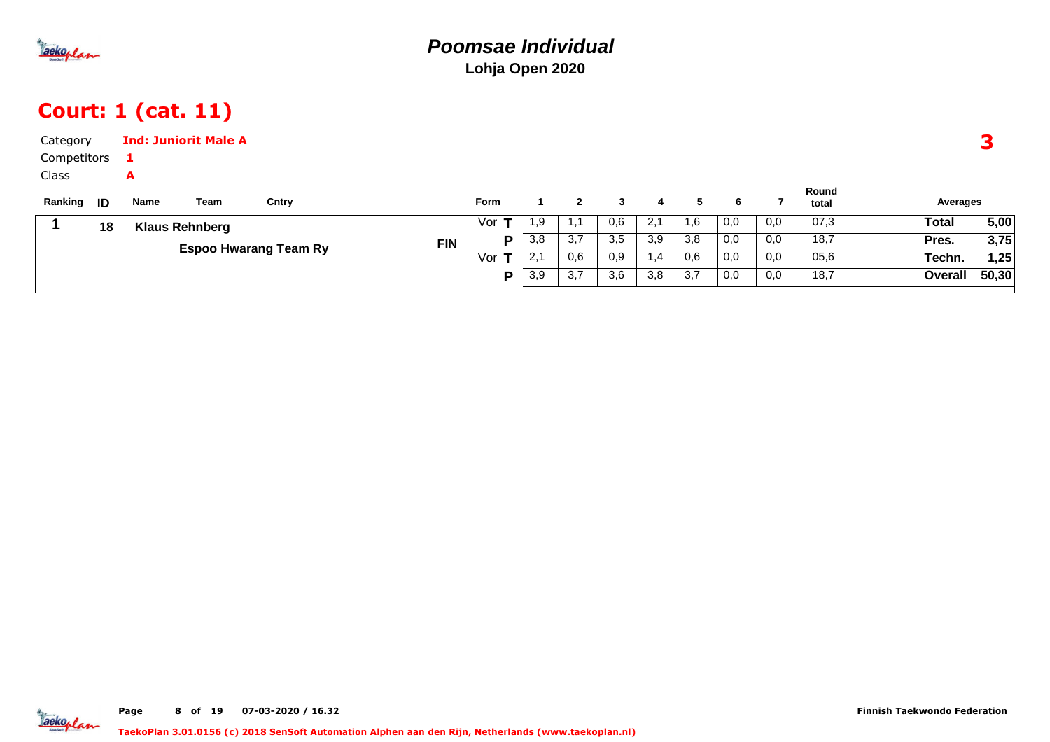# *Poomsae Individual*

**Lohja Open 2020**

## Court: 1 (cat. 11)

Category **Ind: Juniorit Male A**

Competitors **1**

Class **A**

**3**

| Ranking | ID | Name | Team | Cntry | Form | | 1 | 2 | 3 | 4 | 5 | 6 | 7 | Round total | Averages | |
|---|---|---|---|---|---|---|---|---|---|---|---|---|---|---|---|---|
| 1 | 18 | Klaus Rehnberg | Espoo Hwarang Team Ry | FIN | Vor | T | 1,9 | 1,1 | 0,6 | 2,1 | 1,6 | 0,0 | 0,0 | 07,3 | Total | 5,00 |
| | | | | | | P | 3,8 | 3,7 | 3,5 | 3,9 | 3,8 | 0,0 | 0,0 | 18,7 | Pres. | 3,75 |
| | | | | | Vor | T | 2,1 | 0,6 | 0,9 | 1,4 | 0,6 | 0,0 | 0,0 | 05,6 | Techn. | 1,25 |
| | | | | | | P | 3,9 | 3,7 | 3,6 | 3,8 | 3,7 | 0,0 | 0,0 | 18,7 | Overall | 50,30 |

Finnish Taekwondo Federation

TaekoPlan 3.01.0156 (c) 2018 SenSoft Automation Alphen aan den Rijn, Netherlands (www.taekoplan.nl)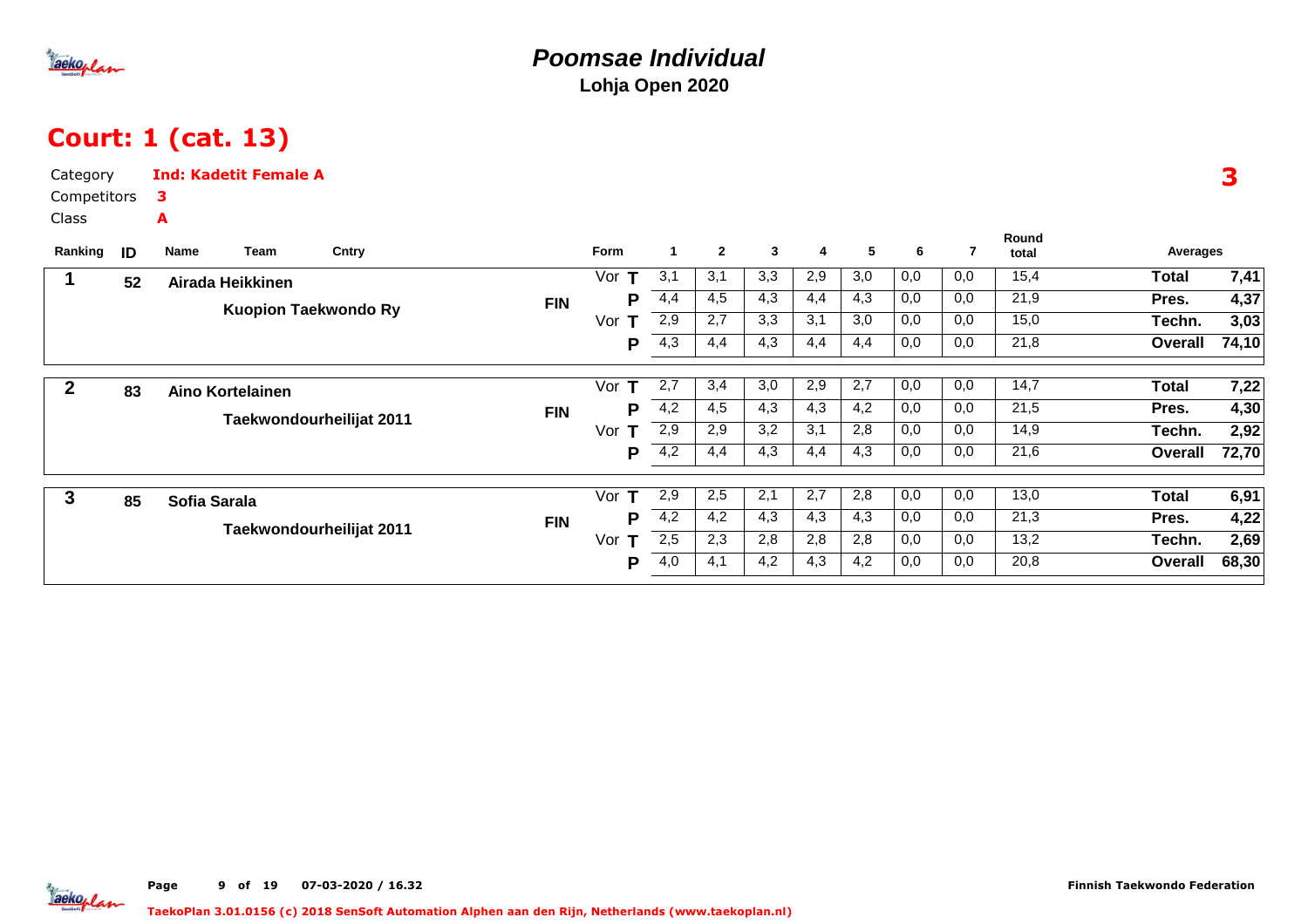# Poomsae Individual

**Lohja Open 2020**

## Court: 1 (cat. 13)

Category **Ind: Kadetit Female A**

Competitors **3**

Class **A**

**3**

| Ranking | ID | Name / Team | Cntry | Form | | 1 | 2 | 3 | 4 | 5 | 6 | 7 | Round total | Averages | |
|---|---|---|---|---|---|---|---|---|---|---|---|---|---|---|---|
| 1 | 52 | Airada Heikkinen | FIN | Vor | T | 3,1 | 3,1 | 3,3 | 2,9 | 3,0 | 0,0 | 0,0 | 15,4 | Total | 7,41 |
| | | Kuopion Taekwondo Ry | | | P | 4,4 | 4,5 | 4,3 | 4,4 | 4,3 | 0,0 | 0,0 | 21,9 | Pres. | 4,37 |
| | | | | Vor | T | 2,9 | 2,7 | 3,3 | 3,1 | 3,0 | 0,0 | 0,0 | 15,0 | Techn. | 3,03 |
| | | | | | P | 4,3 | 4,4 | 4,3 | 4,4 | 4,4 | 0,0 | 0,0 | 21,8 | Overall | 74,10 |
| 2 | 83 | Aino Kortelainen | FIN | Vor | T | 2,7 | 3,4 | 3,0 | 2,9 | 2,7 | 0,0 | 0,0 | 14,7 | Total | 7,22 |
| | | Taekwondourheilijat 2011 | | | P | 4,2 | 4,5 | 4,3 | 4,3 | 4,2 | 0,0 | 0,0 | 21,5 | Pres. | 4,30 |
| | | | | Vor | T | 2,9 | 2,9 | 3,2 | 3,1 | 2,8 | 0,0 | 0,0 | 14,9 | Techn. | 2,92 |
| | | | | | P | 4,2 | 4,4 | 4,3 | 4,4 | 4,3 | 0,0 | 0,0 | 21,6 | Overall | 72,70 |
| 3 | 85 | Sofia Sarala | FIN | Vor | T | 2,9 | 2,5 | 2,1 | 2,7 | 2,8 | 0,0 | 0,0 | 13,0 | Total | 6,91 |
| | | Taekwondourheilijat 2011 | | | P | 4,2 | 4,2 | 4,3 | 4,3 | 4,3 | 0,0 | 0,0 | 21,3 | Pres. | 4,22 |
| | | | | Vor | T | 2,5 | 2,3 | 2,8 | 2,8 | 2,8 | 0,0 | 0,0 | 13,2 | Techn. | 2,69 |
| | | | | | P | 4,0 | 4,1 | 4,2 | 4,3 | 4,2 | 0,0 | 0,0 | 20,8 | Overall | 68,30 |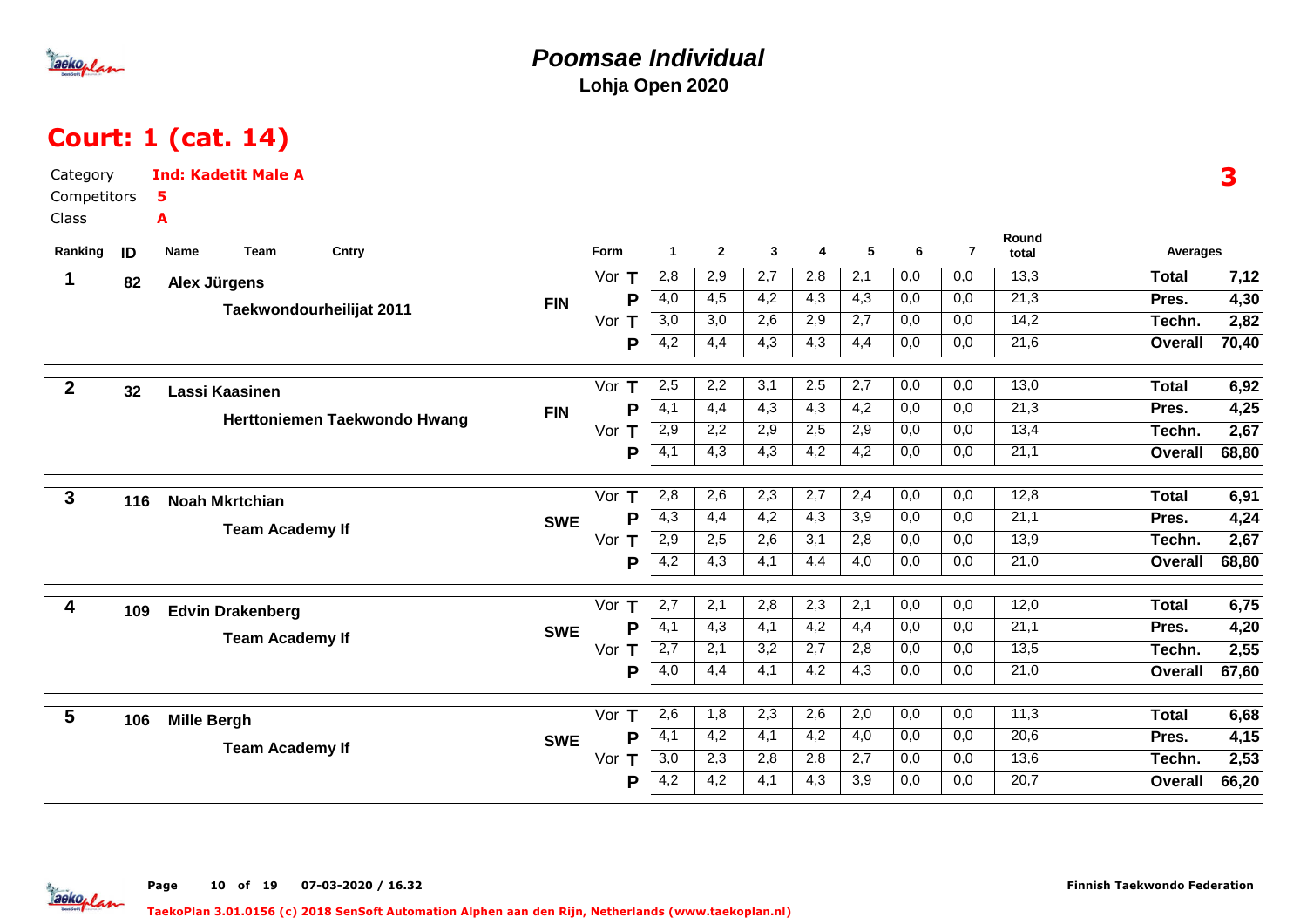# Poomsae Individual

**Lohja Open 2020**

## Court: 1 (cat. 14)

Category **Ind: Kadetit Male A**

Competitors **5**

Class **A**

**3**

| Ranking | ID | Name | Team | Cntry | Form | | 1 | 2 | 3 | 4 | 5 | 6 | 7 | Round total | Averages | |
|---|---|---|---|---|---|---|---|---|---|---|---|---|---|---|---|---|
| 1 | 82 | Alex Jürgens | Taekwondourheilijat 2011 | FIN | Vor | T | 2,8 | 2,9 | 2,7 | 2,8 | 2,1 | 0,0 | 0,0 | 13,3 | Total | 7,12 |
| | | | | | | P | 4,0 | 4,5 | 4,2 | 4,3 | 4,3 | 0,0 | 0,0 | 21,3 | Pres. | 4,30 |
| | | | | | Vor | T | 3,0 | 3,0 | 2,6 | 2,9 | 2,7 | 0,0 | 0,0 | 14,2 | Techn. | 2,82 |
| | | | | | | P | 4,2 | 4,4 | 4,3 | 4,3 | 4,4 | 0,0 | 0,0 | 21,6 | Overall | 70,40 |
| 2 | 32 | Lassi Kaasinen | Herttoniemen Taekwondo Hwang | FIN | Vor | T | 2,5 | 2,2 | 3,1 | 2,5 | 2,7 | 0,0 | 0,0 | 13,0 | Total | 6,92 |
| | | | | | | P | 4,1 | 4,4 | 4,3 | 4,3 | 4,2 | 0,0 | 0,0 | 21,3 | Pres. | 4,25 |
| | | | | | Vor | T | 2,9 | 2,2 | 2,9 | 2,5 | 2,9 | 0,0 | 0,0 | 13,4 | Techn. | 2,67 |
| | | | | | | P | 4,1 | 4,3 | 4,3 | 4,2 | 4,2 | 0,0 | 0,0 | 21,1 | Overall | 68,80 |
| 3 | 116 | Noah Mkrtchian | Team Academy If | SWE | Vor | T | 2,8 | 2,6 | 2,3 | 2,7 | 2,4 | 0,0 | 0,0 | 12,8 | Total | 6,91 |
| | | | | | | P | 4,3 | 4,4 | 4,2 | 4,3 | 3,9 | 0,0 | 0,0 | 21,1 | Pres. | 4,24 |
| | | | | | Vor | T | 2,9 | 2,5 | 2,6 | 3,1 | 2,8 | 0,0 | 0,0 | 13,9 | Techn. | 2,67 |
| | | | | | | P | 4,2 | 4,3 | 4,1 | 4,4 | 4,0 | 0,0 | 0,0 | 21,0 | Overall | 68,80 |
| 4 | 109 | Edvin Drakenberg | Team Academy If | SWE | Vor | T | 2,7 | 2,1 | 2,8 | 2,3 | 2,1 | 0,0 | 0,0 | 12,0 | Total | 6,75 |
| | | | | | | P | 4,1 | 4,3 | 4,1 | 4,2 | 4,4 | 0,0 | 0,0 | 21,1 | Pres. | 4,20 |
| | | | | | Vor | T | 2,7 | 2,1 | 3,2 | 2,7 | 2,8 | 0,0 | 0,0 | 13,5 | Techn. | 2,55 |
| | | | | | | P | 4,0 | 4,4 | 4,1 | 4,2 | 4,3 | 0,0 | 0,0 | 21,0 | Overall | 67,60 |
| 5 | 106 | Mille Bergh | Team Academy If | SWE | Vor | T | 2,6 | 1,8 | 2,3 | 2,6 | 2,0 | 0,0 | 0,0 | 11,3 | Total | 6,68 |
| | | | | | | P | 4,1 | 4,2 | 4,1 | 4,2 | 4,0 | 0,0 | 0,0 | 20,6 | Pres. | 4,15 |
| | | | | | Vor | T | 3,0 | 2,3 | 2,8 | 2,8 | 2,7 | 0,0 | 0,0 | 13,6 | Techn. | 2,53 |
| | | | | | | P | 4,2 | 4,2 | 4,1 | 4,3 | 3,9 | 0,0 | 0,0 | 20,7 | Overall | 66,20 |

Page 10 of 19 07-03-2020 / 16.32

Finnish Taekwondo Federation

TaekoPlan 3.01.0156 (c) 2018 SenSoft Automation Alphen aan den Rijn, Netherlands (www.taekoplan.nl)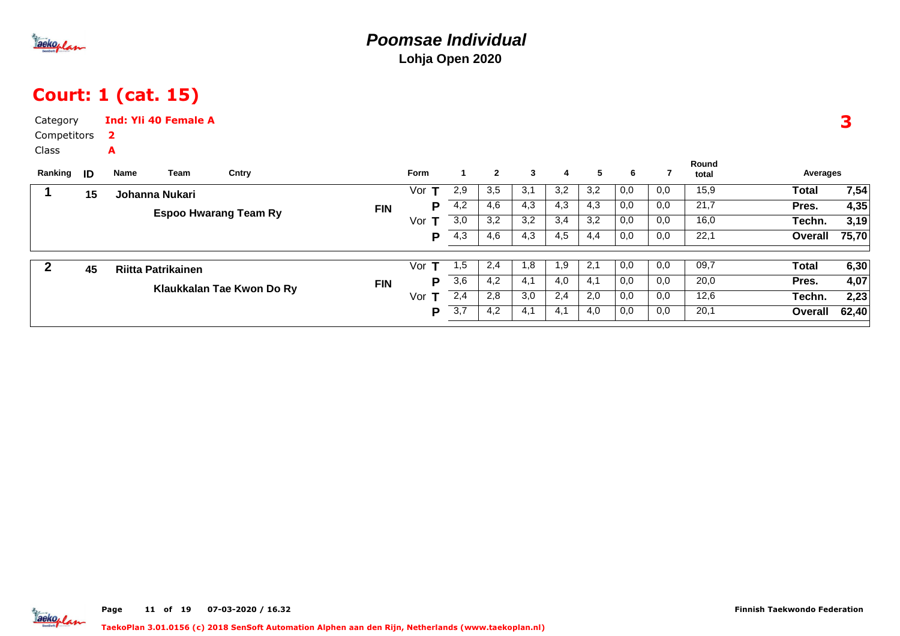# Poomsae Individual

**Lohja Open 2020**

## Court: 1 (cat. 15)

Category **Ind: Yli 40 Female A**

Competitors **2**

Class **A**

**3**

| Ranking | ID | Name | Team | Cntry | Form | | 1 | 2 | 3 | 4 | 5 | 6 | 7 | Round total | Averages | |
|---|---|---|---|---|---|---|---|---|---|---|---|---|---|---|---|---|
| 1 | 15 | Johanna Nukari | Espoo Hwarang Team Ry | FIN | Vor | T | 2,9 | 3,5 | 3,1 | 3,2 | 3,2 | 0,0 | 0,0 | 15,9 | Total | 7,54 |
| | | | | | | P | 4,2 | 4,6 | 4,3 | 4,3 | 4,3 | 0,0 | 0,0 | 21,7 | Pres. | 4,35 |
| | | | | | Vor | T | 3,0 | 3,2 | 3,2 | 3,4 | 3,2 | 0,0 | 0,0 | 16,0 | Techn. | 3,19 |
| | | | | | | P | 4,3 | 4,6 | 4,3 | 4,5 | 4,4 | 0,0 | 0,0 | 22,1 | Overall | 75,70 |
| 2 | 45 | Riitta Patrikainen | Klaukkalan Tae Kwon Do Ry | FIN | Vor | T | 1,5 | 2,4 | 1,8 | 1,9 | 2,1 | 0,0 | 0,0 | 09,7 | Total | 6,30 |
| | | | | | | P | 3,6 | 4,2 | 4,1 | 4,0 | 4,1 | 0,0 | 0,0 | 20,0 | Pres. | 4,07 |
| | | | | | Vor | T | 2,4 | 2,8 | 3,0 | 2,4 | 2,0 | 0,0 | 0,0 | 12,6 | Techn. | 2,23 |
| | | | | | | P | 3,7 | 4,2 | 4,1 | 4,1 | 4,0 | 0,0 | 0,0 | 20,1 | Overall | 62,40 |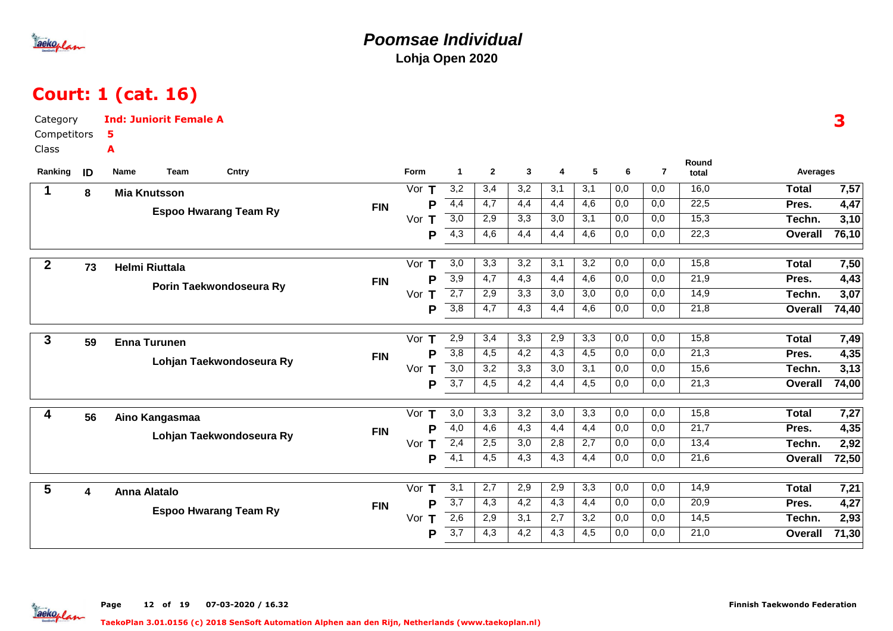# Poomsae Individual

**Lohja Open 2020**

## Court: 1 (cat. 16)

Category **Ind: Juniorit Female A**

Competitors **5**

Class **A**

**3**

| Ranking | ID | Name / Team | Cntry | Form | 1 | 2 | 3 | 4 | 5 | 6 | 7 | Round total | Averages | |
|---|---|---|---|---|---|---|---|---|---|---|---|---|---|---|
| 1 | 8 | Mia Knutsson | FIN | Vor T | 3,2 | 3,4 | 3,2 | 3,1 | 3,1 | 0,0 | 0,0 | 16,0 | Total | 7,57 |
| | | Espoo Hwarang Team Ry | | P | 4,4 | 4,7 | 4,4 | 4,4 | 4,6 | 0,0 | 0,0 | 22,5 | Pres. | 4,47 |
| | | | | Vor T | 3,0 | 2,9 | 3,3 | 3,0 | 3,1 | 0,0 | 0,0 | 15,3 | Techn. | 3,10 |
| | | | | P | 4,3 | 4,6 | 4,4 | 4,4 | 4,6 | 0,0 | 0,0 | 22,3 | Overall | 76,10 |
| 2 | 73 | Helmi Riuttala | FIN | Vor T | 3,0 | 3,3 | 3,2 | 3,1 | 3,2 | 0,0 | 0,0 | 15,8 | Total | 7,50 |
| | | Porin Taekwondoseura Ry | | P | 3,9 | 4,7 | 4,3 | 4,4 | 4,6 | 0,0 | 0,0 | 21,9 | Pres. | 4,43 |
| | | | | Vor T | 2,7 | 2,9 | 3,3 | 3,0 | 3,0 | 0,0 | 0,0 | 14,9 | Techn. | 3,07 |
| | | | | P | 3,8 | 4,7 | 4,3 | 4,4 | 4,6 | 0,0 | 0,0 | 21,8 | Overall | 74,40 |
| 3 | 59 | Enna Turunen | FIN | Vor T | 2,9 | 3,4 | 3,3 | 2,9 | 3,3 | 0,0 | 0,0 | 15,8 | Total | 7,49 |
| | | Lohjan Taekwondoseura Ry | | P | 3,8 | 4,5 | 4,2 | 4,3 | 4,5 | 0,0 | 0,0 | 21,3 | Pres. | 4,35 |
| | | | | Vor T | 3,0 | 3,2 | 3,3 | 3,0 | 3,1 | 0,0 | 0,0 | 15,6 | Techn. | 3,13 |
| | | | | P | 3,7 | 4,5 | 4,2 | 4,4 | 4,5 | 0,0 | 0,0 | 21,3 | Overall | 74,00 |
| 4 | 56 | Aino Kangasmaa | FIN | Vor T | 3,0 | 3,3 | 3,2 | 3,0 | 3,3 | 0,0 | 0,0 | 15,8 | Total | 7,27 |
| | | Lohjan Taekwondoseura Ry | | P | 4,0 | 4,6 | 4,3 | 4,4 | 4,4 | 0,0 | 0,0 | 21,7 | Pres. | 4,35 |
| | | | | Vor T | 2,4 | 2,5 | 3,0 | 2,8 | 2,7 | 0,0 | 0,0 | 13,4 | Techn. | 2,92 |
| | | | | P | 4,1 | 4,5 | 4,3 | 4,3 | 4,4 | 0,0 | 0,0 | 21,6 | Overall | 72,50 |
| 5 | 4 | Anna Alatalo | FIN | Vor T | 3,1 | 2,7 | 2,9 | 2,9 | 3,3 | 0,0 | 0,0 | 14,9 | Total | 7,21 |
| | | Espoo Hwarang Team Ry | | P | 3,7 | 4,3 | 4,2 | 4,3 | 4,4 | 0,0 | 0,0 | 20,9 | Pres. | 4,27 |
| | | | | Vor T | 2,6 | 2,9 | 3,1 | 2,7 | 3,2 | 0,0 | 0,0 | 14,5 | Techn. | 2,93 |
| | | | | P | 3,7 | 4,3 | 4,2 | 4,3 | 4,5 | 0,0 | 0,0 | 21,0 | Overall | 71,30 |

Page 12 of 19 07-03-2020 / 16.32

Finnish Taekwondo Federation

TaekoPlan 3.01.0156 (c) 2018 SenSoft Automation Alphen aan den Rijn, Netherlands (www.taekoplan.nl)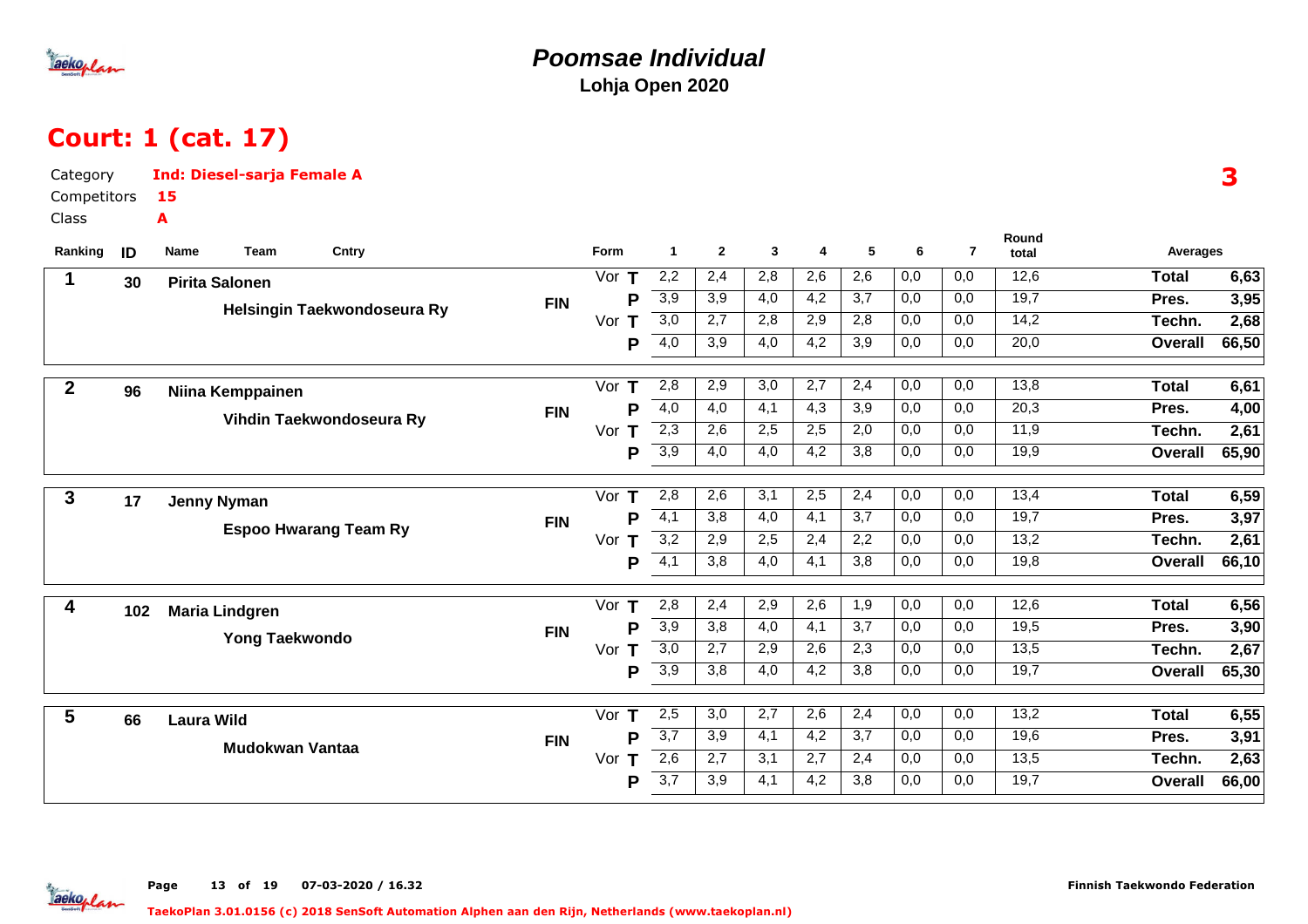# Poomsae Individual

**Lohja Open 2020**

## Court: 1 (cat. 17)

Category **Ind: Diesel-sarja Female A**

Competitors **15**

Class **A**

**3**

| Ranking | ID | Name / Team | Cntry | Form | | 1 | 2 | 3 | 4 | 5 | 6 | 7 | Round total | Averages | |
|---|---|---|---|---|---|---|---|---|---|---|---|---|---|---|---|
| 1 | 30 | **Pirita Salonen** | FIN | Vor | T | 2,2 | 2,4 | 2,8 | 2,6 | 2,6 | 0,0 | 0,0 | 12,6 | **Total** | **6,63** |
| | | **Helsingin Taekwondoseura Ry** | | | P | 3,9 | 3,9 | 4,0 | 4,2 | 3,7 | 0,0 | 0,0 | 19,7 | **Pres.** | **3,95** |
| | | | | Vor | T | 3,0 | 2,7 | 2,8 | 2,9 | 2,8 | 0,0 | 0,0 | 14,2 | **Techn.** | **2,68** |
| | | | | | P | 4,0 | 3,9 | 4,0 | 4,2 | 3,9 | 0,0 | 0,0 | 20,0 | **Overall** | **66,50** |
| 2 | 96 | **Niina Kemppainen** | FIN | Vor | T | 2,8 | 2,9 | 3,0 | 2,7 | 2,4 | 0,0 | 0,0 | 13,8 | **Total** | **6,61** |
| | | **Vihdin Taekwondoseura Ry** | | | P | 4,0 | 4,0 | 4,1 | 4,3 | 3,9 | 0,0 | 0,0 | 20,3 | **Pres.** | **4,00** |
| | | | | Vor | T | 2,3 | 2,6 | 2,5 | 2,5 | 2,0 | 0,0 | 0,0 | 11,9 | **Techn.** | **2,61** |
| | | | | | P | 3,9 | 4,0 | 4,0 | 4,2 | 3,8 | 0,0 | 0,0 | 19,9 | **Overall** | **65,90** |
| 3 | 17 | **Jenny Nyman** | FIN | Vor | T | 2,8 | 2,6 | 3,1 | 2,5 | 2,4 | 0,0 | 0,0 | 13,4 | **Total** | **6,59** |
| | | **Espoo Hwarang Team Ry** | | | P | 4,1 | 3,8 | 4,0 | 4,1 | 3,7 | 0,0 | 0,0 | 19,7 | **Pres.** | **3,97** |
| | | | | Vor | T | 3,2 | 2,9 | 2,5 | 2,4 | 2,2 | 0,0 | 0,0 | 13,2 | **Techn.** | **2,61** |
| | | | | | P | 4,1 | 3,8 | 4,0 | 4,1 | 3,8 | 0,0 | 0,0 | 19,8 | **Overall** | **66,10** |
| 4 | 102 | **Maria Lindgren** | FIN | Vor | T | 2,8 | 2,4 | 2,9 | 2,6 | 1,9 | 0,0 | 0,0 | 12,6 | **Total** | **6,56** |
| | | **Yong Taekwondo** | | | P | 3,9 | 3,8 | 4,0 | 4,1 | 3,7 | 0,0 | 0,0 | 19,5 | **Pres.** | **3,90** |
| | | | | Vor | T | 3,0 | 2,7 | 2,9 | 2,6 | 2,3 | 0,0 | 0,0 | 13,5 | **Techn.** | **2,67** |
| | | | | | P | 3,9 | 3,8 | 4,0 | 4,2 | 3,8 | 0,0 | 0,0 | 19,7 | **Overall** | **65,30** |
| 5 | 66 | **Laura Wild** | FIN | Vor | T | 2,5 | 3,0 | 2,7 | 2,6 | 2,4 | 0,0 | 0,0 | 13,2 | **Total** | **6,55** |
| | | **Mudokwan Vantaa** | | | P | 3,7 | 3,9 | 4,1 | 4,2 | 3,7 | 0,0 | 0,0 | 19,6 | **Pres.** | **3,91** |
| | | | | Vor | T | 2,6 | 2,7 | 3,1 | 2,7 | 2,4 | 0,0 | 0,0 | 13,5 | **Techn.** | **2,63** |
| | | | | | P | 3,7 | 3,9 | 4,1 | 4,2 | 3,8 | 0,0 | 0,0 | 19,7 | **Overall** | **66,00** |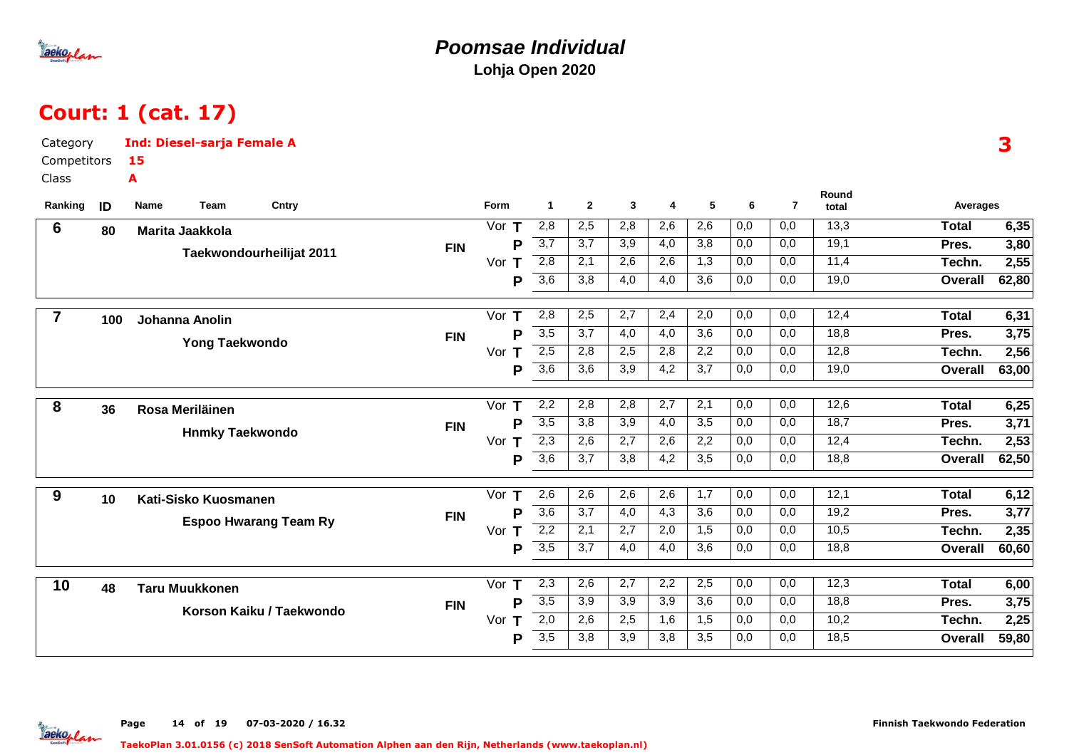# Poomsae Individual

**Lohja Open 2020**

## Court: 1 (cat. 17)

Category **Ind: Diesel-sarja Female A**

Competitors **15**

Class **A**

**3**

| Ranking | ID | Name / Team | Cntry | Form | | 1 | 2 | 3 | 4 | 5 | 6 | 7 | Round total | Averages | |
|---|---|---|---|---|---|---|---|---|---|---|---|---|---|---|---|
| 6 | 80 | Marita Jaakkola | FIN | Vor | T | 2,8 | 2,5 | 2,8 | 2,6 | 2,6 | 0,0 | 0,0 | 13,3 | Total | 6,35 |
| | | Taekwondourheilijat 2011 | | | P | 3,7 | 3,7 | 3,9 | 4,0 | 3,8 | 0,0 | 0,0 | 19,1 | Pres. | 3,80 |
| | | | | Vor | T | 2,8 | 2,1 | 2,6 | 2,6 | 1,3 | 0,0 | 0,0 | 11,4 | Techn. | 2,55 |
| | | | | | P | 3,6 | 3,8 | 4,0 | 4,0 | 3,6 | 0,0 | 0,0 | 19,0 | Overall | 62,80 |
| 7 | 100 | Johanna Anolin | FIN | Vor | T | 2,8 | 2,5 | 2,7 | 2,4 | 2,0 | 0,0 | 0,0 | 12,4 | Total | 6,31 |
| | | Yong Taekwondo | | | P | 3,5 | 3,7 | 4,0 | 4,0 | 3,6 | 0,0 | 0,0 | 18,8 | Pres. | 3,75 |
| | | | | Vor | T | 2,5 | 2,8 | 2,5 | 2,8 | 2,2 | 0,0 | 0,0 | 12,8 | Techn. | 2,56 |
| | | | | | P | 3,6 | 3,6 | 3,9 | 4,2 | 3,7 | 0,0 | 0,0 | 19,0 | Overall | 63,00 |
| 8 | 36 | Rosa Meriläinen | FIN | Vor | T | 2,2 | 2,8 | 2,8 | 2,7 | 2,1 | 0,0 | 0,0 | 12,6 | Total | 6,25 |
| | | Hnmky Taekwondo | | | P | 3,5 | 3,8 | 3,9 | 4,0 | 3,5 | 0,0 | 0,0 | 18,7 | Pres. | 3,71 |
| | | | | Vor | T | 2,3 | 2,6 | 2,7 | 2,6 | 2,2 | 0,0 | 0,0 | 12,4 | Techn. | 2,53 |
| | | | | | P | 3,6 | 3,7 | 3,8 | 4,2 | 3,5 | 0,0 | 0,0 | 18,8 | Overall | 62,50 |
| 9 | 10 | Kati-Sisko Kuosmanen | FIN | Vor | T | 2,6 | 2,6 | 2,6 | 2,6 | 1,7 | 0,0 | 0,0 | 12,1 | Total | 6,12 |
| | | Espoo Hwarang Team Ry | | | P | 3,6 | 3,7 | 4,0 | 4,3 | 3,6 | 0,0 | 0,0 | 19,2 | Pres. | 3,77 |
| | | | | Vor | T | 2,2 | 2,1 | 2,7 | 2,0 | 1,5 | 0,0 | 0,0 | 10,5 | Techn. | 2,35 |
| | | | | | P | 3,5 | 3,7 | 4,0 | 4,0 | 3,6 | 0,0 | 0,0 | 18,8 | Overall | 60,60 |
| 10 | 48 | Taru Muukkonen | FIN | Vor | T | 2,3 | 2,6 | 2,7 | 2,2 | 2,5 | 0,0 | 0,0 | 12,3 | Total | 6,00 |
| | | Korson Kaiku / Taekwondo | | | P | 3,5 | 3,9 | 3,9 | 3,9 | 3,6 | 0,0 | 0,0 | 18,8 | Pres. | 3,75 |
| | | | | Vor | T | 2,0 | 2,6 | 2,5 | 1,6 | 1,5 | 0,0 | 0,0 | 10,2 | Techn. | 2,25 |
| | | | | | P | 3,5 | 3,8 | 3,9 | 3,8 | 3,5 | 0,0 | 0,0 | 18,5 | Overall | 59,80 |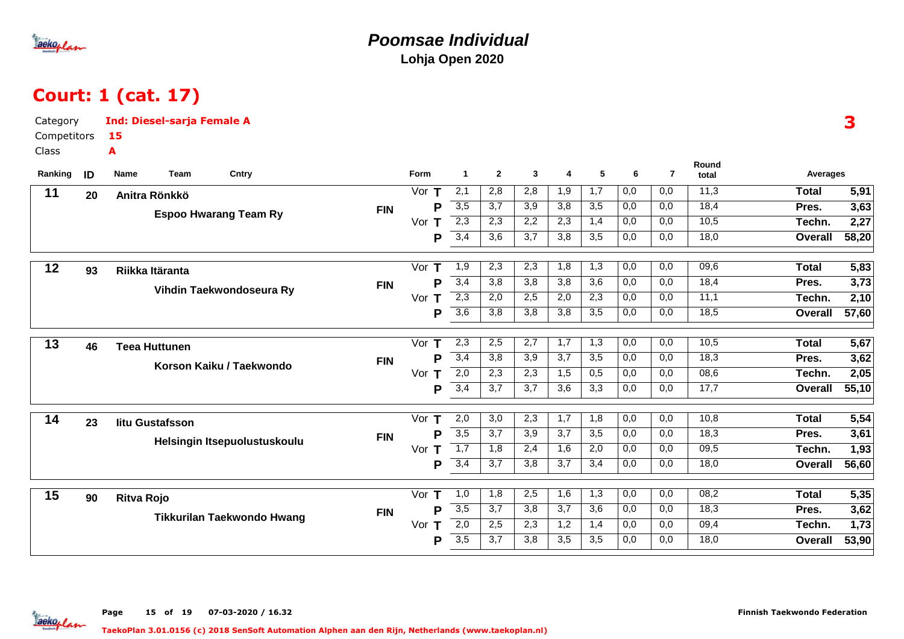# Poomsae Individual

**Lohja Open 2020**

## Court: 1 (cat. 17)

Category **Ind: Diesel-sarja Female A**

Competitors **15**

Class **A**

**3**

| Ranking | ID | Name | Team | Cntry | Form | | 1 | 2 | 3 | 4 | 5 | 6 | 7 | Round total | Averages | |
|---|---|---|---|---|---|---|---|---|---|---|---|---|---|---|---|---|
| 11 | 20 | Anitra Rönkkö | Espoo Hwarang Team Ry | FIN | Vor | T | 2,1 | 2,8 | 2,8 | 1,9 | 1,7 | 0,0 | 0,0 | 11,3 | Total | 5,91 |
| | | | | | | P | 3,5 | 3,7 | 3,9 | 3,8 | 3,5 | 0,0 | 0,0 | 18,4 | Pres. | 3,63 |
| | | | | | Vor | T | 2,3 | 2,3 | 2,2 | 2,3 | 1,4 | 0,0 | 0,0 | 10,5 | Techn. | 2,27 |
| | | | | | | P | 3,4 | 3,6 | 3,7 | 3,8 | 3,5 | 0,0 | 0,0 | 18,0 | Overall | 58,20 |
| 12 | 93 | Riikka Itäranta | Vihdin Taekwondoseura Ry | FIN | Vor | T | 1,9 | 2,3 | 2,3 | 1,8 | 1,3 | 0,0 | 0,0 | 09,6 | Total | 5,83 |
| | | | | | | P | 3,4 | 3,8 | 3,8 | 3,8 | 3,6 | 0,0 | 0,0 | 18,4 | Pres. | 3,73 |
| | | | | | Vor | T | 2,3 | 2,0 | 2,5 | 2,0 | 2,3 | 0,0 | 0,0 | 11,1 | Techn. | 2,10 |
| | | | | | | P | 3,6 | 3,8 | 3,8 | 3,8 | 3,5 | 0,0 | 0,0 | 18,5 | Overall | 57,60 |
| 13 | 46 | Teea Huttunen | Korson Kaiku / Taekwondo | FIN | Vor | T | 2,3 | 2,5 | 2,7 | 1,7 | 1,3 | 0,0 | 0,0 | 10,5 | Total | 5,67 |
| | | | | | | P | 3,4 | 3,8 | 3,9 | 3,7 | 3,5 | 0,0 | 0,0 | 18,3 | Pres. | 3,62 |
| | | | | | Vor | T | 2,0 | 2,3 | 2,3 | 1,5 | 0,5 | 0,0 | 0,0 | 08,6 | Techn. | 2,05 |
| | | | | | | P | 3,4 | 3,7 | 3,7 | 3,6 | 3,3 | 0,0 | 0,0 | 17,7 | Overall | 55,10 |
| 14 | 23 | Iitu Gustafsson | Helsingin Itsepuolustuskoulu | FIN | Vor | T | 2,0 | 3,0 | 2,3 | 1,7 | 1,8 | 0,0 | 0,0 | 10,8 | Total | 5,54 |
| | | | | | | P | 3,5 | 3,7 | 3,9 | 3,7 | 3,5 | 0,0 | 0,0 | 18,3 | Pres. | 3,61 |
| | | | | | Vor | T | 1,7 | 1,8 | 2,4 | 1,6 | 2,0 | 0,0 | 0,0 | 09,5 | Techn. | 1,93 |
| | | | | | | P | 3,4 | 3,7 | 3,8 | 3,7 | 3,4 | 0,0 | 0,0 | 18,0 | Overall | 56,60 |
| 15 | 90 | Ritva Rojo | Tikkurilan Taekwondo Hwang | FIN | Vor | T | 1,0 | 1,8 | 2,5 | 1,6 | 1,3 | 0,0 | 0,0 | 08,2 | Total | 5,35 |
| | | | | | | P | 3,5 | 3,7 | 3,8 | 3,7 | 3,6 | 0,0 | 0,0 | 18,3 | Pres. | 3,62 |
| | | | | | Vor | T | 2,0 | 2,5 | 2,3 | 1,2 | 1,4 | 0,0 | 0,0 | 09,4 | Techn. | 1,73 |
| | | | | | | P | 3,5 | 3,7 | 3,8 | 3,5 | 3,5 | 0,0 | 0,0 | 18,0 | Overall | 53,90 |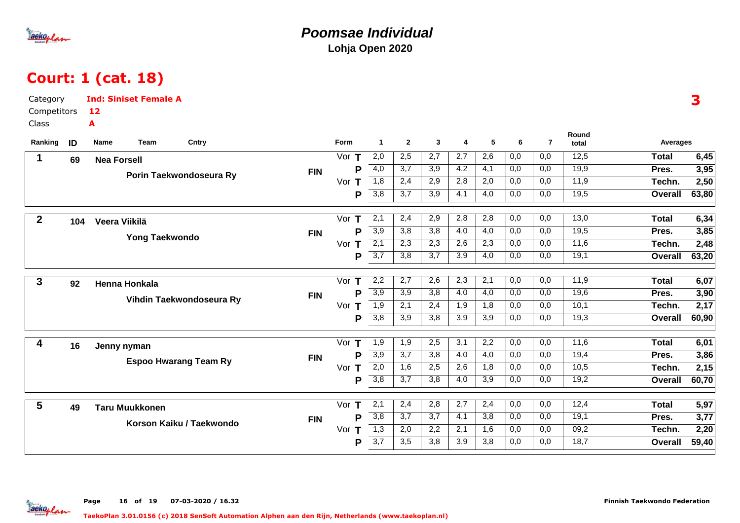# Poomsae Individual

**Lohja Open 2020**

## Court: 1 (cat. 18)

Category **Ind: Siniset Female A**

Competitors **12**

Class **A**

**3**

| Ranking | ID | Name | Team | Cntry | Form | | 1 | 2 | 3 | 4 | 5 | 6 | 7 | Round total | Averages | |
|---|---|---|---|---|---|---|---|---|---|---|---|---|---|---|---|---|
| 1 | 69 | Nea Forsell | Porin Taekwondoseura Ry | FIN | Vor | T | 2,0 | 2,5 | 2,7 | 2,7 | 2,6 | 0,0 | 0,0 | 12,5 | Total | 6,45 |
| | | | | | | P | 4,0 | 3,7 | 3,9 | 4,2 | 4,1 | 0,0 | 0,0 | 19,9 | Pres. | 3,95 |
| | | | | | Vor | T | 1,8 | 2,4 | 2,9 | 2,8 | 2,0 | 0,0 | 0,0 | 11,9 | Techn. | 2,50 |
| | | | | | | P | 3,8 | 3,7 | 3,9 | 4,1 | 4,0 | 0,0 | 0,0 | 19,5 | Overall | 63,80 |
| 2 | 104 | Veera Viikilä | Yong Taekwondo | FIN | Vor | T | 2,1 | 2,4 | 2,9 | 2,8 | 2,8 | 0,0 | 0,0 | 13,0 | Total | 6,34 |
| | | | | | | P | 3,9 | 3,8 | 3,8 | 4,0 | 4,0 | 0,0 | 0,0 | 19,5 | Pres. | 3,85 |
| | | | | | Vor | T | 2,1 | 2,3 | 2,3 | 2,6 | 2,3 | 0,0 | 0,0 | 11,6 | Techn. | 2,48 |
| | | | | | | P | 3,7 | 3,8 | 3,7 | 3,9 | 4,0 | 0,0 | 0,0 | 19,1 | Overall | 63,20 |
| 3 | 92 | Henna Honkala | Vihdin Taekwondoseura Ry | FIN | Vor | T | 2,2 | 2,7 | 2,6 | 2,3 | 2,1 | 0,0 | 0,0 | 11,9 | Total | 6,07 |
| | | | | | | P | 3,9 | 3,9 | 3,8 | 4,0 | 4,0 | 0,0 | 0,0 | 19,6 | Pres. | 3,90 |
| | | | | | Vor | T | 1,9 | 2,1 | 2,4 | 1,9 | 1,8 | 0,0 | 0,0 | 10,1 | Techn. | 2,17 |
| | | | | | | P | 3,8 | 3,9 | 3,8 | 3,9 | 3,9 | 0,0 | 0,0 | 19,3 | Overall | 60,90 |
| 4 | 16 | Jenny nyman | Espoo Hwarang Team Ry | FIN | Vor | T | 1,9 | 1,9 | 2,5 | 3,1 | 2,2 | 0,0 | 0,0 | 11,6 | Total | 6,01 |
| | | | | | | P | 3,9 | 3,7 | 3,8 | 4,0 | 4,0 | 0,0 | 0,0 | 19,4 | Pres. | 3,86 |
| | | | | | Vor | T | 2,0 | 1,6 | 2,5 | 2,6 | 1,8 | 0,0 | 0,0 | 10,5 | Techn. | 2,15 |
| | | | | | | P | 3,8 | 3,7 | 3,8 | 4,0 | 3,9 | 0,0 | 0,0 | 19,2 | Overall | 60,70 |
| 5 | 49 | Taru Muukkonen | Korson Kaiku / Taekwondo | FIN | Vor | T | 2,1 | 2,4 | 2,8 | 2,7 | 2,4 | 0,0 | 0,0 | 12,4 | Total | 5,97 |
| | | | | | | P | 3,8 | 3,7 | 3,7 | 4,1 | 3,8 | 0,0 | 0,0 | 19,1 | Pres. | 3,77 |
| | | | | | Vor | T | 1,3 | 2,0 | 2,2 | 2,1 | 1,6 | 0,0 | 0,0 | 09,2 | Techn. | 2,20 |
| | | | | | | P | 3,7 | 3,5 | 3,8 | 3,9 | 3,8 | 0,0 | 0,0 | 18,7 | Overall | 59,40 |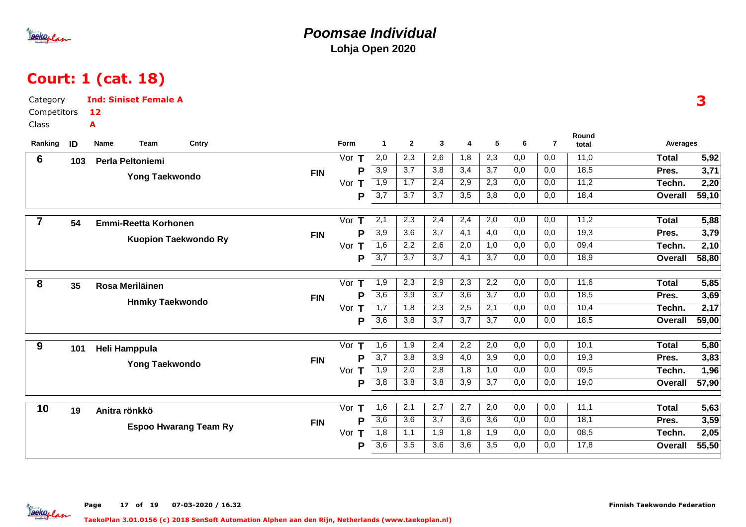# Poomsae Individual

**Lohja Open 2020**

## Court: 1 (cat. 18)

Category **Ind: Siniset Female A**

Competitors **12**

Class **A**

**3**

| Ranking | ID | Name | Team | Cntry | Form | | 1 | 2 | 3 | 4 | 5 | 6 | 7 | Round total | Averages | |
|---|---|---|---|---|---|---|---|---|---|---|---|---|---|---|---|---|
| 6 | 103 | Perla Peltoniemi | Yong Taekwondo | FIN | Vor | T | 2,0 | 2,3 | 2,6 | 1,8 | 2,3 | 0,0 | 0,0 | 11,0 | Total | 5,92 |
| | | | | | | P | 3,9 | 3,7 | 3,8 | 3,4 | 3,7 | 0,0 | 0,0 | 18,5 | Pres. | 3,71 |
| | | | | | Vor | T | 1,9 | 1,7 | 2,4 | 2,9 | 2,3 | 0,0 | 0,0 | 11,2 | Techn. | 2,20 |
| | | | | | | P | 3,7 | 3,7 | 3,7 | 3,5 | 3,8 | 0,0 | 0,0 | 18,4 | Overall | 59,10 |
| 7 | 54 | Emmi-Reetta Korhonen | Kuopion Taekwondo Ry | FIN | Vor | T | 2,1 | 2,3 | 2,4 | 2,4 | 2,0 | 0,0 | 0,0 | 11,2 | Total | 5,88 |
| | | | | | | P | 3,9 | 3,6 | 3,7 | 4,1 | 4,0 | 0,0 | 0,0 | 19,3 | Pres. | 3,79 |
| | | | | | Vor | T | 1,6 | 2,2 | 2,6 | 2,0 | 1,0 | 0,0 | 0,0 | 09,4 | Techn. | 2,10 |
| | | | | | | P | 3,7 | 3,7 | 3,7 | 4,1 | 3,7 | 0,0 | 0,0 | 18,9 | Overall | 58,80 |
| 8 | 35 | Rosa Meriläinen | Hnmky Taekwondo | FIN | Vor | T | 1,9 | 2,3 | 2,9 | 2,3 | 2,2 | 0,0 | 0,0 | 11,6 | Total | 5,85 |
| | | | | | | P | 3,6 | 3,9 | 3,7 | 3,6 | 3,7 | 0,0 | 0,0 | 18,5 | Pres. | 3,69 |
| | | | | | Vor | T | 1,7 | 1,8 | 2,3 | 2,5 | 2,1 | 0,0 | 0,0 | 10,4 | Techn. | 2,17 |
| | | | | | | P | 3,6 | 3,8 | 3,7 | 3,7 | 3,7 | 0,0 | 0,0 | 18,5 | Overall | 59,00 |
| 9 | 101 | Heli Hamppula | Yong Taekwondo | FIN | Vor | T | 1,6 | 1,9 | 2,4 | 2,2 | 2,0 | 0,0 | 0,0 | 10,1 | Total | 5,80 |
| | | | | | | P | 3,7 | 3,8 | 3,9 | 4,0 | 3,9 | 0,0 | 0,0 | 19,3 | Pres. | 3,83 |
| | | | | | Vor | T | 1,9 | 2,0 | 2,8 | 1,8 | 1,0 | 0,0 | 0,0 | 09,5 | Techn. | 1,96 |
| | | | | | | P | 3,8 | 3,8 | 3,8 | 3,9 | 3,7 | 0,0 | 0,0 | 19,0 | Overall | 57,90 |
| 10 | 19 | Anitra rönkkö | Espoo Hwarang Team Ry | FIN | Vor | T | 1,6 | 2,1 | 2,7 | 2,7 | 2,0 | 0,0 | 0,0 | 11,1 | Total | 5,63 |
| | | | | | | P | 3,6 | 3,6 | 3,7 | 3,6 | 3,6 | 0,0 | 0,0 | 18,1 | Pres. | 3,59 |
| | | | | | Vor | T | 1,8 | 1,1 | 1,9 | 1,8 | 1,9 | 0,0 | 0,0 | 08,5 | Techn. | 2,05 |
| | | | | | | P | 3,6 | 3,5 | 3,6 | 3,6 | 3,5 | 0,0 | 0,0 | 17,8 | Overall | 55,50 |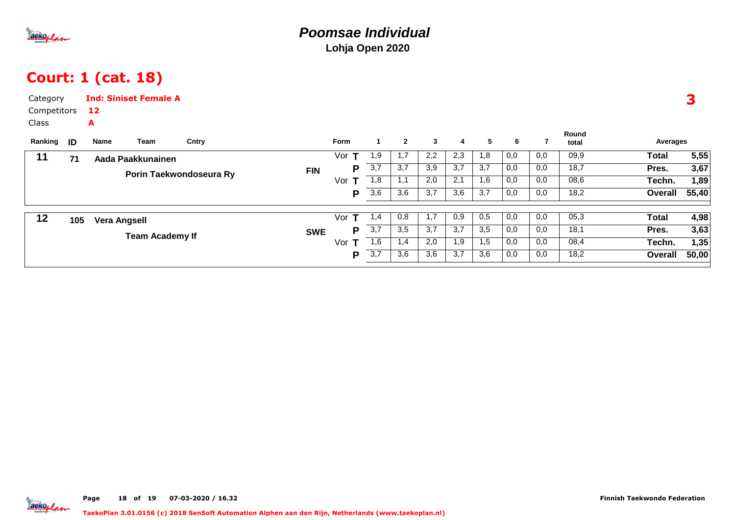# Poomsae Individual

**Lohja Open 2020**

## Court: 1 (cat. 18)

Category **Ind: Siniset Female A**

Competitors **12**

Class **A**

**3**

| Ranking | ID | Name / Team | Cntry | Form | | 1 | 2 | 3 | 4 | 5 | 6 | 7 | Round total | Averages | |
|---|---|---|---|---|---|---|---|---|---|---|---|---|---|---|---|
| 11 | 71 | Aada Paakkunainen | FIN | Vor | T | 1,9 | 1,7 | 2,2 | 2,3 | 1,8 | 0,0 | 0,0 | 09,9 | Total | 5,55 |
| | | Porin Taekwondoseura Ry | | | P | 3,7 | 3,7 | 3,9 | 3,7 | 3,7 | 0,0 | 0,0 | 18,7 | Pres. | 3,67 |
| | | | | Vor | T | 1,8 | 1,1 | 2,0 | 2,1 | 1,6 | 0,0 | 0,0 | 08,6 | Techn. | 1,89 |
| | | | | | P | 3,6 | 3,6 | 3,7 | 3,6 | 3,7 | 0,0 | 0,0 | 18,2 | Overall | 55,40 |
| 12 | 105 | Vera Angsell | SWE | Vor | T | 1,4 | 0,8 | 1,7 | 0,9 | 0,5 | 0,0 | 0,0 | 05,3 | Total | 4,98 |
| | | Team Academy If | | | P | 3,7 | 3,5 | 3,7 | 3,7 | 3,5 | 0,0 | 0,0 | 18,1 | Pres. | 3,63 |
| | | | | Vor | T | 1,6 | 1,4 | 2,0 | 1,9 | 1,5 | 0,0 | 0,0 | 08,4 | Techn. | 1,35 |
| | | | | | P | 3,7 | 3,6 | 3,6 | 3,7 | 3,6 | 0,0 | 0,0 | 18,2 | Overall | 50,00 |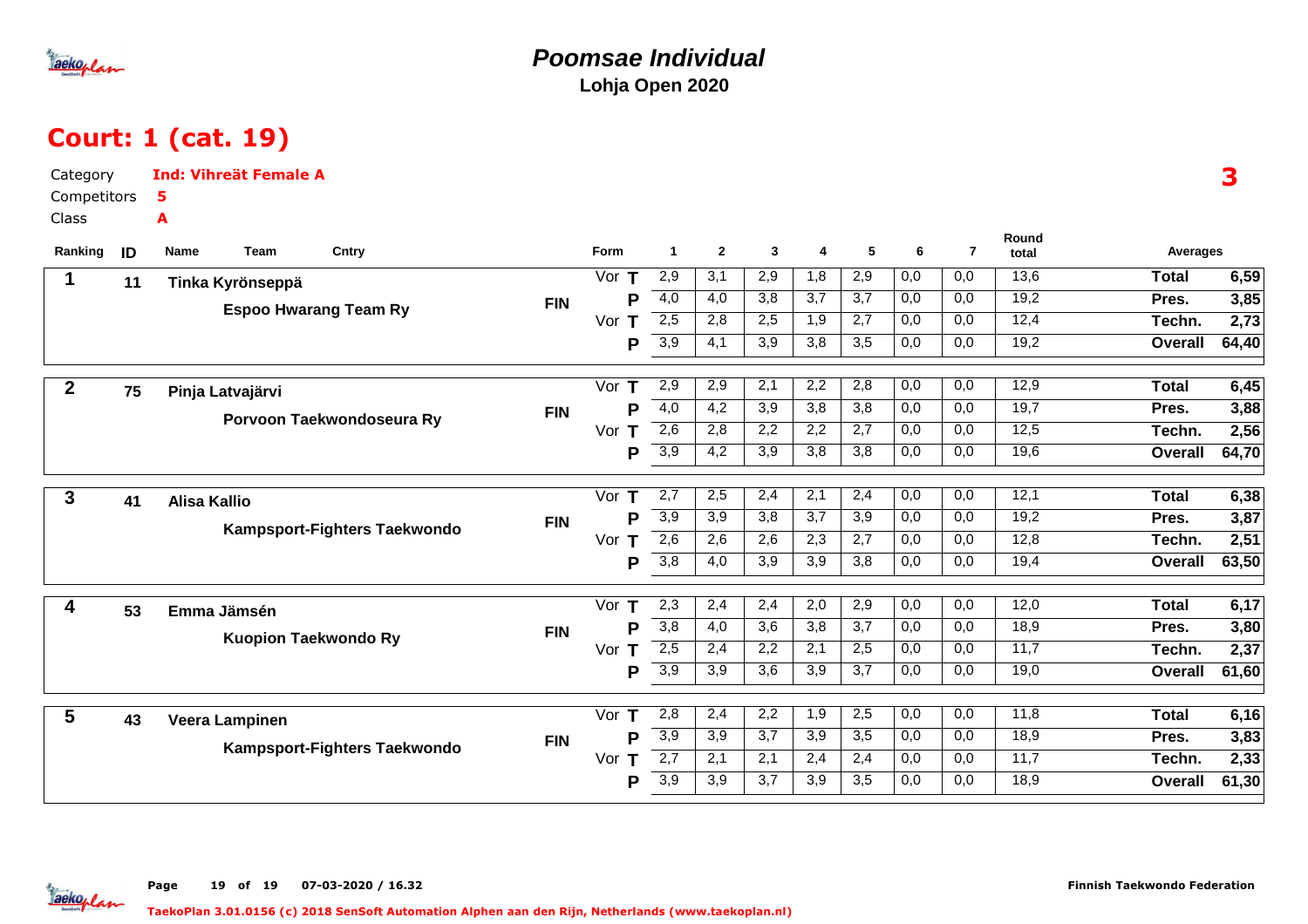# Poomsae Individual

**Lohja Open 2020**

## Court: 1 (cat. 19)

Category **Ind: Vihreät Female A**
Competitors **5**
Class **A**

**3**

| Ranking | ID | Name / Team | Cntry | Form | | 1 | 2 | 3 | 4 | 5 | 6 | 7 | Round total | Averages | |
|---|---|---|---|---|---|---|---|---|---|---|---|---|---|---|---|
| 1 | 11 | Tinka Kyrönseppä | FIN | Vor | T | 2,9 | 3,1 | 2,9 | 1,8 | 2,9 | 0,0 | 0,0 | 13,6 | Total | 6,59 |
| | | Espoo Hwarang Team Ry | | | P | 4,0 | 4,0 | 3,8 | 3,7 | 3,7 | 0,0 | 0,0 | 19,2 | Pres. | 3,85 |
| | | | | Vor | T | 2,5 | 2,8 | 2,5 | 1,9 | 2,7 | 0,0 | 0,0 | 12,4 | Techn. | 2,73 |
| | | | | | P | 3,9 | 4,1 | 3,9 | 3,8 | 3,5 | 0,0 | 0,0 | 19,2 | Overall | 64,40 |
| 2 | 75 | Pinja Latvajärvi | FIN | Vor | T | 2,9 | 2,9 | 2,1 | 2,2 | 2,8 | 0,0 | 0,0 | 12,9 | Total | 6,45 |
| | | Porvoon Taekwondoseura Ry | | | P | 4,0 | 4,2 | 3,9 | 3,8 | 3,8 | 0,0 | 0,0 | 19,7 | Pres. | 3,88 |
| | | | | Vor | T | 2,6 | 2,8 | 2,2 | 2,2 | 2,7 | 0,0 | 0,0 | 12,5 | Techn. | 2,56 |
| | | | | | P | 3,9 | 4,2 | 3,9 | 3,8 | 3,8 | 0,0 | 0,0 | 19,6 | Overall | 64,70 |
| 3 | 41 | Alisa Kallio | FIN | Vor | T | 2,7 | 2,5 | 2,4 | 2,1 | 2,4 | 0,0 | 0,0 | 12,1 | Total | 6,38 |
| | | Kampsport-Fighters Taekwondo | | | P | 3,9 | 3,9 | 3,8 | 3,7 | 3,9 | 0,0 | 0,0 | 19,2 | Pres. | 3,87 |
| | | | | Vor | T | 2,6 | 2,6 | 2,6 | 2,3 | 2,7 | 0,0 | 0,0 | 12,8 | Techn. | 2,51 |
| | | | | | P | 3,8 | 4,0 | 3,9 | 3,9 | 3,8 | 0,0 | 0,0 | 19,4 | Overall | 63,50 |
| 4 | 53 | Emma Jämsén | FIN | Vor | T | 2,3 | 2,4 | 2,4 | 2,0 | 2,9 | 0,0 | 0,0 | 12,0 | Total | 6,17 |
| | | Kuopion Taekwondo Ry | | | P | 3,8 | 4,0 | 3,6 | 3,8 | 3,7 | 0,0 | 0,0 | 18,9 | Pres. | 3,80 |
| | | | | Vor | T | 2,5 | 2,4 | 2,2 | 2,1 | 2,5 | 0,0 | 0,0 | 11,7 | Techn. | 2,37 |
| | | | | | P | 3,9 | 3,9 | 3,6 | 3,9 | 3,7 | 0,0 | 0,0 | 19,0 | Overall | 61,60 |
| 5 | 43 | Veera Lampinen | FIN | Vor | T | 2,8 | 2,4 | 2,2 | 1,9 | 2,5 | 0,0 | 0,0 | 11,8 | Total | 6,16 |
| | | Kampsport-Fighters Taekwondo | | | P | 3,9 | 3,9 | 3,7 | 3,9 | 3,5 | 0,0 | 0,0 | 18,9 | Pres. | 3,83 |
| | | | | Vor | T | 2,7 | 2,1 | 2,1 | 2,4 | 2,4 | 0,0 | 0,0 | 11,7 | Techn. | 2,33 |
| | | | | | P | 3,9 | 3,9 | 3,7 | 3,9 | 3,5 | 0,0 | 0,0 | 18,9 | Overall | 61,30 |

Page 19 of 19 07-03-2020 / 16.32

Finnish Taekwondo Federation

TaekoPlan 3.01.0156 (c) 2018 SenSoft Automation Alphen aan den Rijn, Netherlands (www.taekoplan.nl)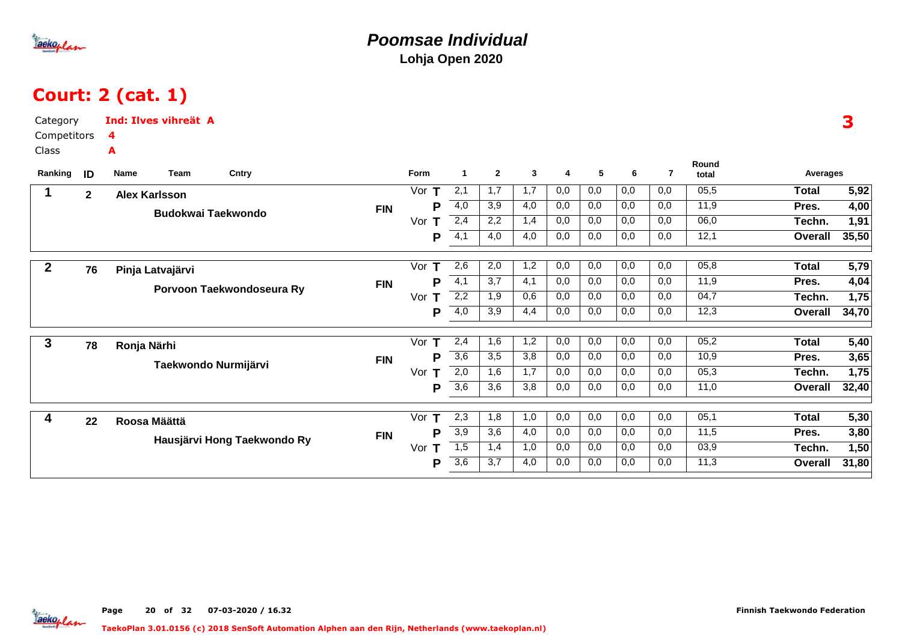# Poomsae Individual

**Lohja Open 2020**

## Court: 2 (cat. 1)

Category **Ind: Ilves vihreät A**

Competitors **4**

Class **A**

**3**

| Ranking | ID | Name / Team | Cntry | Form | | 1 | 2 | 3 | 4 | 5 | 6 | 7 | Round total | Averages | |
|---|---|---|---|---|---|---|---|---|---|---|---|---|---|---|---|
| 1 | 2 | Alex Karlsson | FIN | Vor | T | 2,1 | 1,7 | 1,7 | 0,0 | 0,0 | 0,0 | 0,0 | 05,5 | Total | 5,92 |
| | | Budokwai Taekwondo | | | P | 4,0 | 3,9 | 4,0 | 0,0 | 0,0 | 0,0 | 0,0 | 11,9 | Pres. | 4,00 |
| | | | | Vor | T | 2,4 | 2,2 | 1,4 | 0,0 | 0,0 | 0,0 | 0,0 | 06,0 | Techn. | 1,91 |
| | | | | | P | 4,1 | 4,0 | 4,0 | 0,0 | 0,0 | 0,0 | 0,0 | 12,1 | Overall | 35,50 |
| 2 | 76 | Pinja Latvajärvi | FIN | Vor | T | 2,6 | 2,0 | 1,2 | 0,0 | 0,0 | 0,0 | 0,0 | 05,8 | Total | 5,79 |
| | | Porvoon Taekwondoseura Ry | | | P | 4,1 | 3,7 | 4,1 | 0,0 | 0,0 | 0,0 | 0,0 | 11,9 | Pres. | 4,04 |
| | | | | Vor | T | 2,2 | 1,9 | 0,6 | 0,0 | 0,0 | 0,0 | 0,0 | 04,7 | Techn. | 1,75 |
| | | | | | P | 4,0 | 3,9 | 4,4 | 0,0 | 0,0 | 0,0 | 0,0 | 12,3 | Overall | 34,70 |
| 3 | 78 | Ronja Närhi | FIN | Vor | T | 2,4 | 1,6 | 1,2 | 0,0 | 0,0 | 0,0 | 0,0 | 05,2 | Total | 5,40 |
| | | Taekwondo Nurmijärvi | | | P | 3,6 | 3,5 | 3,8 | 0,0 | 0,0 | 0,0 | 0,0 | 10,9 | Pres. | 3,65 |
| | | | | Vor | T | 2,0 | 1,6 | 1,7 | 0,0 | 0,0 | 0,0 | 0,0 | 05,3 | Techn. | 1,75 |
| | | | | | P | 3,6 | 3,6 | 3,8 | 0,0 | 0,0 | 0,0 | 0,0 | 11,0 | Overall | 32,40 |
| 4 | 22 | Roosa Määttä | FIN | Vor | T | 2,3 | 1,8 | 1,0 | 0,0 | 0,0 | 0,0 | 0,0 | 05,1 | Total | 5,30 |
| | | Hausjärvi Hong Taekwondo Ry | | | P | 3,9 | 3,6 | 4,0 | 0,0 | 0,0 | 0,0 | 0,0 | 11,5 | Pres. | 3,80 |
| | | | | Vor | T | 1,5 | 1,4 | 1,0 | 0,0 | 0,0 | 0,0 | 0,0 | 03,9 | Techn. | 1,50 |
| | | | | | P | 3,6 | 3,7 | 4,0 | 0,0 | 0,0 | 0,0 | 0,0 | 11,3 | Overall | 31,80 |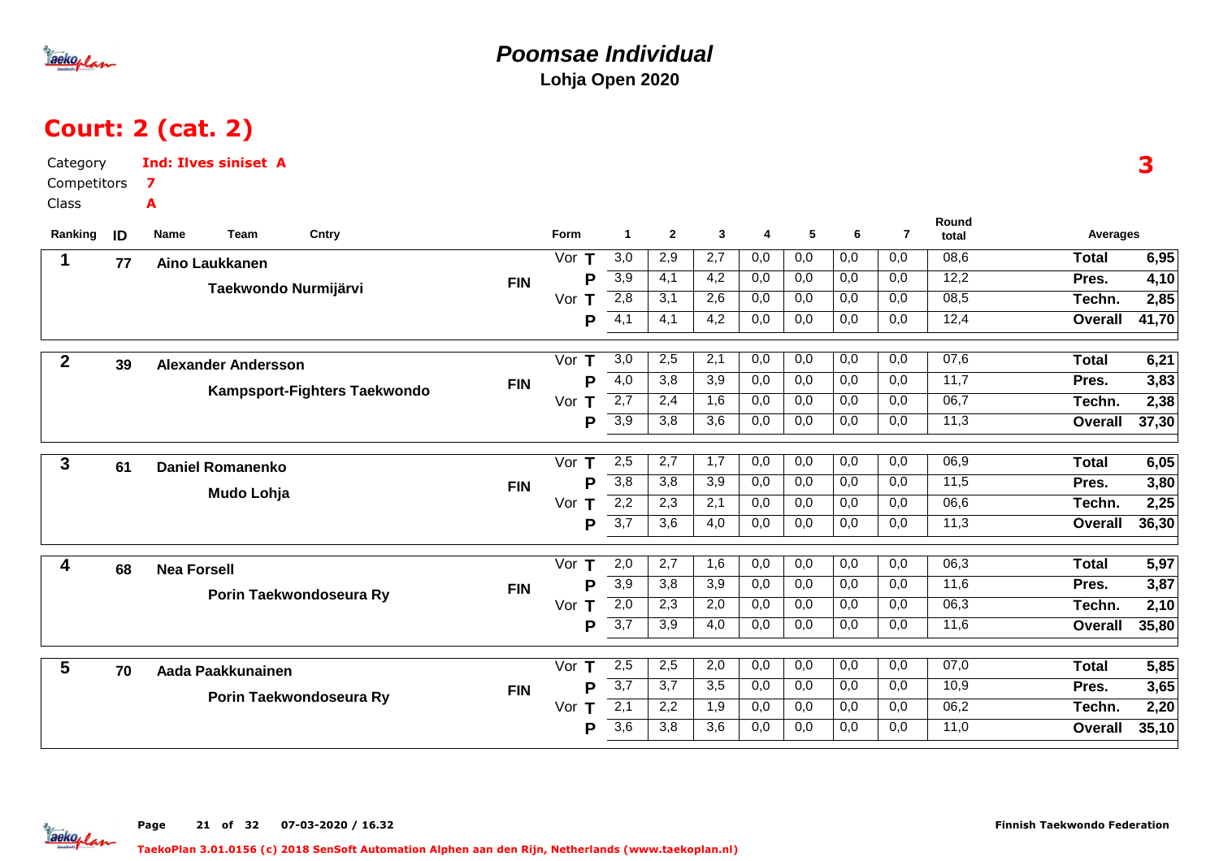# Poomsae Individual

**Lohja Open 2020**

## Court: 2 (cat. 2)

Category **Ind: Ilves siniset A**

Competitors **7**

Class **A**

**3**

| Ranking | ID | Name / Team | Cntry | Form | | 1 | 2 | 3 | 4 | 5 | 6 | 7 | Round total | Averages | |
|---|---|---|---|---|---|---|---|---|---|---|---|---|---|---|---|
| 1 | 77 | Aino Laukkanen | FIN | Vor | T | 3,0 | 2,9 | 2,7 | 0,0 | 0,0 | 0,0 | 0,0 | 08,6 | Total | 6,95 |
| | | Taekwondo Nurmijärvi | | | P | 3,9 | 4,1 | 4,2 | 0,0 | 0,0 | 0,0 | 0,0 | 12,2 | Pres. | 4,10 |
| | | | | Vor | T | 2,8 | 3,1 | 2,6 | 0,0 | 0,0 | 0,0 | 0,0 | 08,5 | Techn. | 2,85 |
| | | | | | P | 4,1 | 4,1 | 4,2 | 0,0 | 0,0 | 0,0 | 0,0 | 12,4 | Overall | 41,70 |
| 2 | 39 | Alexander Andersson | FIN | Vor | T | 3,0 | 2,5 | 2,1 | 0,0 | 0,0 | 0,0 | 0,0 | 07,6 | Total | 6,21 |
| | | Kampsport-Fighters Taekwondo | | | P | 4,0 | 3,8 | 3,9 | 0,0 | 0,0 | 0,0 | 0,0 | 11,7 | Pres. | 3,83 |
| | | | | Vor | T | 2,7 | 2,4 | 1,6 | 0,0 | 0,0 | 0,0 | 0,0 | 06,7 | Techn. | 2,38 |
| | | | | | P | 3,9 | 3,8 | 3,6 | 0,0 | 0,0 | 0,0 | 0,0 | 11,3 | Overall | 37,30 |
| 3 | 61 | Daniel Romanenko | FIN | Vor | T | 2,5 | 2,7 | 1,7 | 0,0 | 0,0 | 0,0 | 0,0 | 06,9 | Total | 6,05 |
| | | Mudo Lohja | | | P | 3,8 | 3,8 | 3,9 | 0,0 | 0,0 | 0,0 | 0,0 | 11,5 | Pres. | 3,80 |
| | | | | Vor | T | 2,2 | 2,3 | 2,1 | 0,0 | 0,0 | 0,0 | 0,0 | 06,6 | Techn. | 2,25 |
| | | | | | P | 3,7 | 3,6 | 4,0 | 0,0 | 0,0 | 0,0 | 0,0 | 11,3 | Overall | 36,30 |
| 4 | 68 | Nea Forsell | FIN | Vor | T | 2,0 | 2,7 | 1,6 | 0,0 | 0,0 | 0,0 | 0,0 | 06,3 | Total | 5,97 |
| | | Porin Taekwondoseura Ry | | | P | 3,9 | 3,8 | 3,9 | 0,0 | 0,0 | 0,0 | 0,0 | 11,6 | Pres. | 3,87 |
| | | | | Vor | T | 2,0 | 2,3 | 2,0 | 0,0 | 0,0 | 0,0 | 0,0 | 06,3 | Techn. | 2,10 |
| | | | | | P | 3,7 | 3,9 | 4,0 | 0,0 | 0,0 | 0,0 | 0,0 | 11,6 | Overall | 35,80 |
| 5 | 70 | Aada Paakkunainen | FIN | Vor | T | 2,5 | 2,5 | 2,0 | 0,0 | 0,0 | 0,0 | 0,0 | 07,0 | Total | 5,85 |
| | | Porin Taekwondoseura Ry | | | P | 3,7 | 3,7 | 3,5 | 0,0 | 0,0 | 0,0 | 0,0 | 10,9 | Pres. | 3,65 |
| | | | | Vor | T | 2,1 | 2,2 | 1,9 | 0,0 | 0,0 | 0,0 | 0,0 | 06,2 | Techn. | 2,20 |
| | | | | | P | 3,6 | 3,8 | 3,6 | 0,0 | 0,0 | 0,0 | 0,0 | 11,0 | Overall | 35,10 |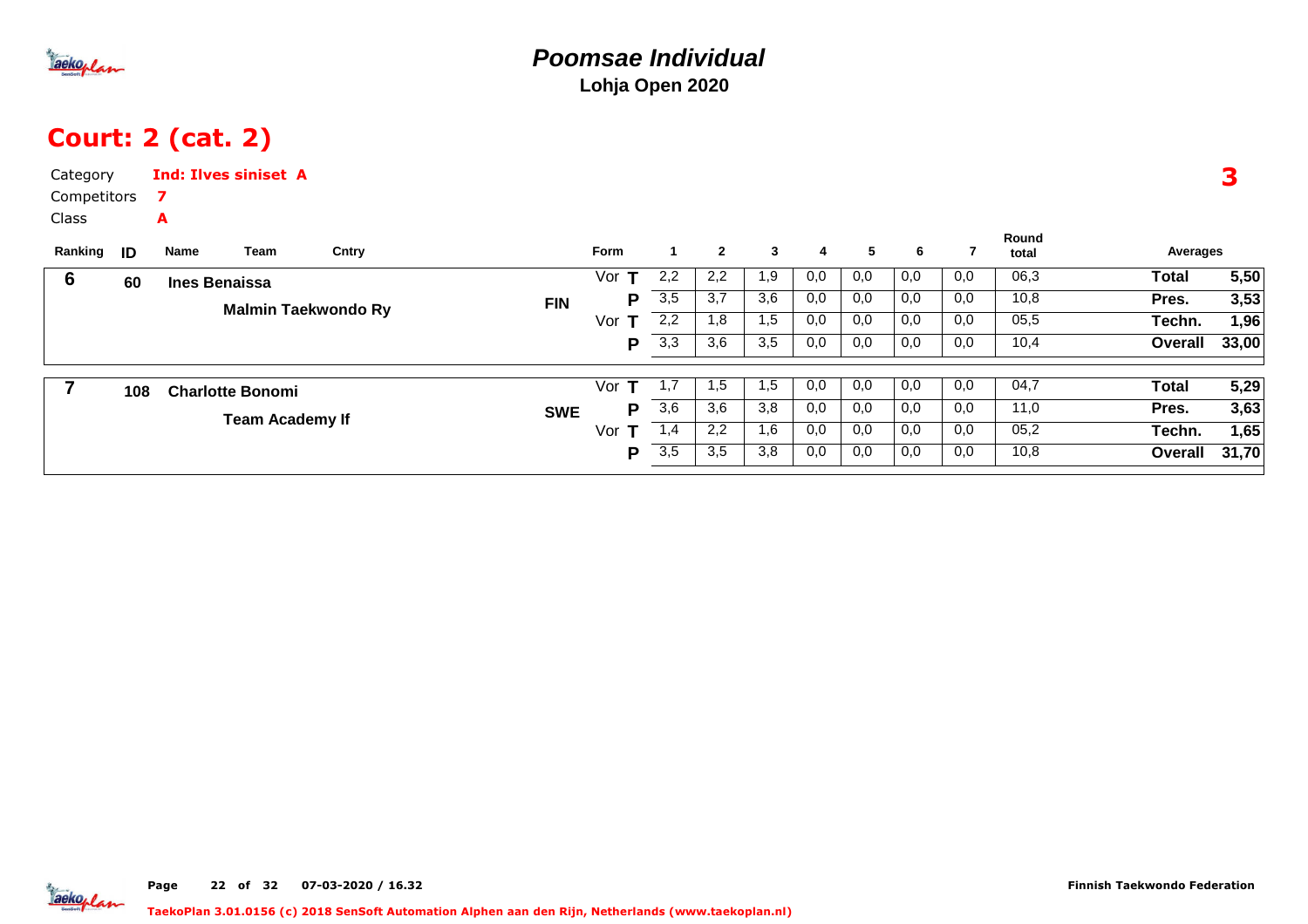# Poomsae Individual

**Lohja Open 2020**

## Court: 2 (cat. 2)

Category **Ind: Ilves siniset A**

Competitors **7**

Class **A**

**3**

| Ranking | ID | Name | Team | Cntry | Form | | 1 | 2 | 3 | 4 | 5 | 6 | 7 | Round total | Averages | |
|---|---|---|---|---|---|---|---|---|---|---|---|---|---|---|---|---|
| 6 | 60 | Ines Benaissa | Malmin Taekwondo Ry | FIN | Vor | T | 2,2 | 2,2 | 1,9 | 0,0 | 0,0 | 0,0 | 0,0 | 06,3 | Total | 5,50 |
| | | | | | | P | 3,5 | 3,7 | 3,6 | 0,0 | 0,0 | 0,0 | 0,0 | 10,8 | Pres. | 3,53 |
| | | | | | Vor | T | 2,2 | 1,8 | 1,5 | 0,0 | 0,0 | 0,0 | 0,0 | 05,5 | Techn. | 1,96 |
| | | | | | | P | 3,3 | 3,6 | 3,5 | 0,0 | 0,0 | 0,0 | 0,0 | 10,4 | Overall | 33,00 |
| 7 | 108 | Charlotte Bonomi | Team Academy If | SWE | Vor | T | 1,7 | 1,5 | 1,5 | 0,0 | 0,0 | 0,0 | 0,0 | 04,7 | Total | 5,29 |
| | | | | | | P | 3,6 | 3,6 | 3,8 | 0,0 | 0,0 | 0,0 | 0,0 | 11,0 | Pres. | 3,63 |
| | | | | | Vor | T | 1,4 | 2,2 | 1,6 | 0,0 | 0,0 | 0,0 | 0,0 | 05,2 | Techn. | 1,65 |
| | | | | | | P | 3,5 | 3,5 | 3,8 | 0,0 | 0,0 | 0,0 | 0,0 | 10,8 | Overall | 31,70 |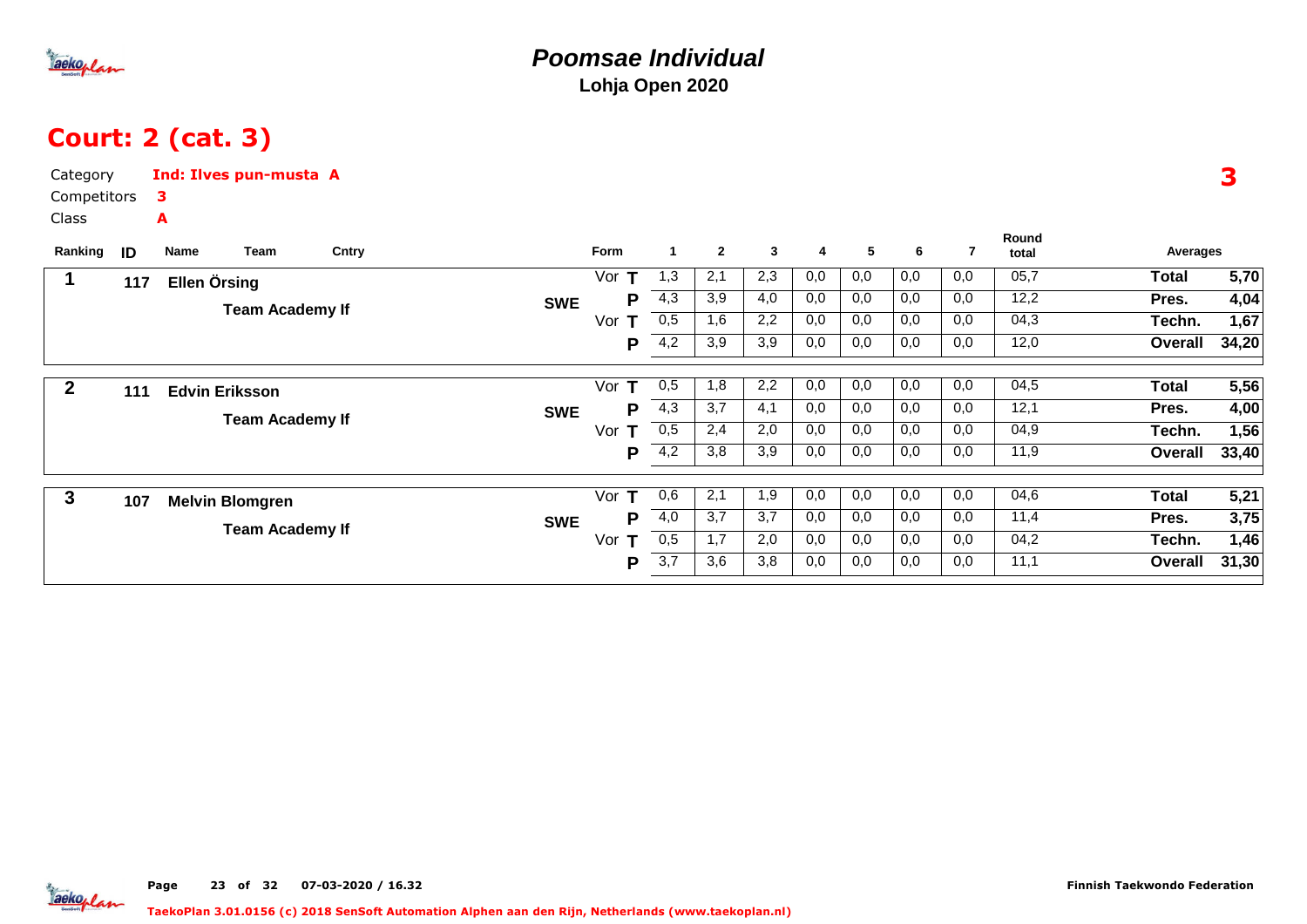# Poomsae Individual

**Lohja Open 2020**

## Court: 2 (cat. 3)

Category **Ind: Ilves pun-musta A**

Competitors **3**

Class **A**

**3**

| Ranking | ID | Name | Team | Cntry | Form | | 1 | 2 | 3 | 4 | 5 | 6 | 7 | Round total | Averages | |
|---|---|---|---|---|---|---|---|---|---|---|---|---|---|---|---|---|
| 1 | 117 | Ellen Örsing | Team Academy If | SWE | Vor | T | 1,3 | 2,1 | 2,3 | 0,0 | 0,0 | 0,0 | 0,0 | 05,7 | Total | 5,70 |
| | | | | | | P | 4,3 | 3,9 | 4,0 | 0,0 | 0,0 | 0,0 | 0,0 | 12,2 | Pres. | 4,04 |
| | | | | | Vor | T | 0,5 | 1,6 | 2,2 | 0,0 | 0,0 | 0,0 | 0,0 | 04,3 | Techn. | 1,67 |
| | | | | | | P | 4,2 | 3,9 | 3,9 | 0,0 | 0,0 | 0,0 | 0,0 | 12,0 | Overall | 34,20 |
| 2 | 111 | Edvin Eriksson | Team Academy If | SWE | Vor | T | 0,5 | 1,8 | 2,2 | 0,0 | 0,0 | 0,0 | 0,0 | 04,5 | Total | 5,56 |
| | | | | | | P | 4,3 | 3,7 | 4,1 | 0,0 | 0,0 | 0,0 | 0,0 | 12,1 | Pres. | 4,00 |
| | | | | | Vor | T | 0,5 | 2,4 | 2,0 | 0,0 | 0,0 | 0,0 | 0,0 | 04,9 | Techn. | 1,56 |
| | | | | | | P | 4,2 | 3,8 | 3,9 | 0,0 | 0,0 | 0,0 | 0,0 | 11,9 | Overall | 33,40 |
| 3 | 107 | Melvin Blomgren | Team Academy If | SWE | Vor | T | 0,6 | 2,1 | 1,9 | 0,0 | 0,0 | 0,0 | 0,0 | 04,6 | Total | 5,21 |
| | | | | | | P | 4,0 | 3,7 | 3,7 | 0,0 | 0,0 | 0,0 | 0,0 | 11,4 | Pres. | 3,75 |
| | | | | | Vor | T | 0,5 | 1,7 | 2,0 | 0,0 | 0,0 | 0,0 | 0,0 | 04,2 | Techn. | 1,46 |
| | | | | | | P | 3,7 | 3,6 | 3,8 | 0,0 | 0,0 | 0,0 | 0,0 | 11,1 | Overall | 31,30 |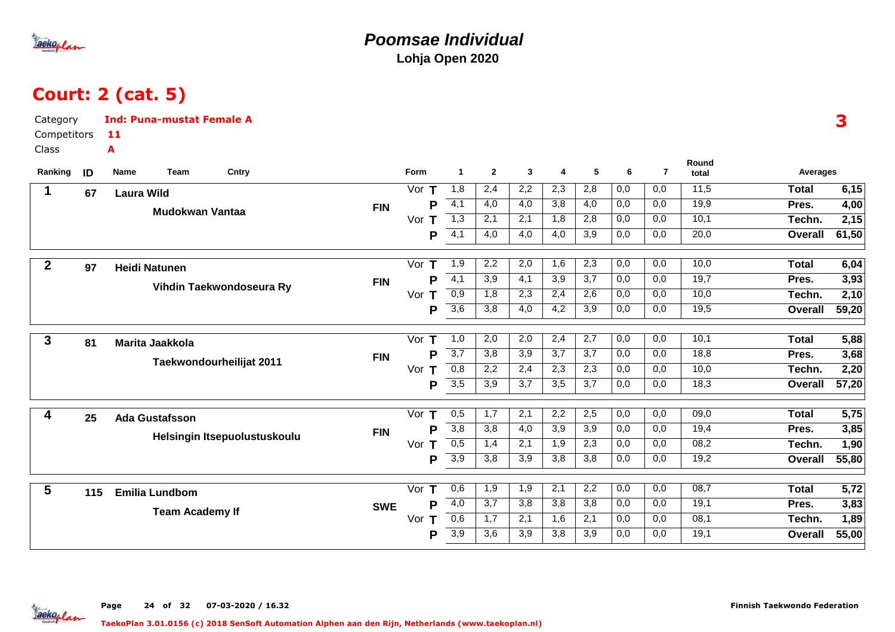# Poomsae Individual

**Lohja Open 2020**

## Court: 2 (cat. 5)

Category **Ind: Puna-mustat Female A**
Competitors **11**
Class **A**

**3**

| Ranking | ID | Name / Team | Cntry | Form | 1 | 2 | 3 | 4 | 5 | 6 | 7 | Round total | Averages | |
|---|---|---|---|---|---|---|---|---|---|---|---|---|---|---|
| 1 | 67 | Laura Wild | FIN | Vor T | 1,8 | 2,4 | 2,2 | 2,3 | 2,8 | 0,0 | 0,0 | 11,5 | Total | 6,15 |
| | | Mudokwan Vantaa | | P | 4,1 | 4,0 | 4,0 | 3,8 | 4,0 | 0,0 | 0,0 | 19,9 | Pres. | 4,00 |
| | | | | Vor T | 1,3 | 2,1 | 2,1 | 1,8 | 2,8 | 0,0 | 0,0 | 10,1 | Techn. | 2,15 |
| | | | | P | 4,1 | 4,0 | 4,0 | 4,0 | 3,9 | 0,0 | 0,0 | 20,0 | Overall | 61,50 |
| 2 | 97 | Heidi Natunen | FIN | Vor T | 1,9 | 2,2 | 2,0 | 1,6 | 2,3 | 0,0 | 0,0 | 10,0 | Total | 6,04 |
| | | Vihdin Taekwondoseura Ry | | P | 4,1 | 3,9 | 4,1 | 3,9 | 3,7 | 0,0 | 0,0 | 19,7 | Pres. | 3,93 |
| | | | | Vor T | 0,9 | 1,8 | 2,3 | 2,4 | 2,6 | 0,0 | 0,0 | 10,0 | Techn. | 2,10 |
| | | | | P | 3,6 | 3,8 | 4,0 | 4,2 | 3,9 | 0,0 | 0,0 | 19,5 | Overall | 59,20 |
| 3 | 81 | Marita Jaakkola | FIN | Vor T | 1,0 | 2,0 | 2,0 | 2,4 | 2,7 | 0,0 | 0,0 | 10,1 | Total | 5,88 |
| | | Taekwondourheilijat 2011 | | P | 3,7 | 3,8 | 3,9 | 3,7 | 3,7 | 0,0 | 0,0 | 18,8 | Pres. | 3,68 |
| | | | | Vor T | 0,8 | 2,2 | 2,4 | 2,3 | 2,3 | 0,0 | 0,0 | 10,0 | Techn. | 2,20 |
| | | | | P | 3,5 | 3,9 | 3,7 | 3,5 | 3,7 | 0,0 | 0,0 | 18,3 | Overall | 57,20 |
| 4 | 25 | Ada Gustafsson | FIN | Vor T | 0,5 | 1,7 | 2,1 | 2,2 | 2,5 | 0,0 | 0,0 | 09,0 | Total | 5,75 |
| | | Helsingin Itsepuolustuskoulu | | P | 3,8 | 3,8 | 4,0 | 3,9 | 3,9 | 0,0 | 0,0 | 19,4 | Pres. | 3,85 |
| | | | | Vor T | 0,5 | 1,4 | 2,1 | 1,9 | 2,3 | 0,0 | 0,0 | 08,2 | Techn. | 1,90 |
| | | | | P | 3,9 | 3,8 | 3,9 | 3,8 | 3,8 | 0,0 | 0,0 | 19,2 | Overall | 55,80 |
| 5 | 115 | Emilia Lundbom | SWE | Vor T | 0,6 | 1,9 | 1,9 | 2,1 | 2,2 | 0,0 | 0,0 | 08,7 | Total | 5,72 |
| | | Team Academy If | | P | 4,0 | 3,7 | 3,8 | 3,8 | 3,8 | 0,0 | 0,0 | 19,1 | Pres. | 3,83 |
| | | | | Vor T | 0,6 | 1,7 | 2,1 | 1,6 | 2,1 | 0,0 | 0,0 | 08,1 | Techn. | 1,89 |
| | | | | P | 3,9 | 3,6 | 3,9 | 3,8 | 3,9 | 0,0 | 0,0 | 19,1 | Overall | 55,00 |

07-03-2020 / 16.32

Finnish Taekwondo Federation

TaekoPlan 3.01.0156 (c) 2018 SenSoft Automation Alphen aan den Rijn, Netherlands (www.taekoplan.nl)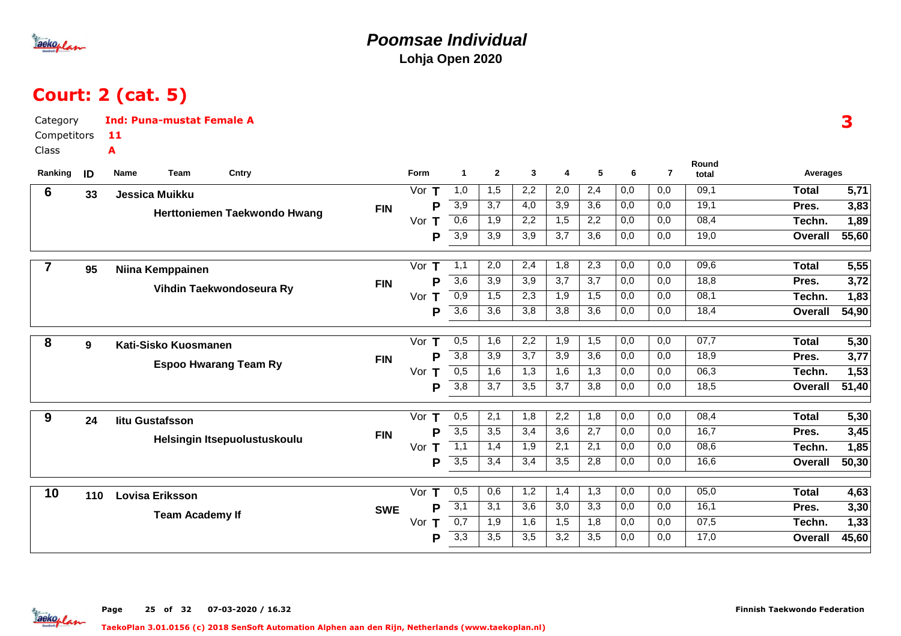# Poomsae Individual

**Lohja Open 2020**

## Court: 2 (cat. 5)

Category **Ind: Puna-mustat Female A**

Competitors **11**

Class **A**

**3**

| Ranking | ID | Name / Team | Cntry | Form | | 1 | 2 | 3 | 4 | 5 | 6 | 7 | Round total | Averages | |
|---|---|---|---|---|---|---|---|---|---|---|---|---|---|---|---|
| 6 | 33 | Jessica Muikku | FIN | Vor | T | 1,0 | 1,5 | 2,2 | 2,0 | 2,4 | 0,0 | 0,0 | 09,1 | Total | 5,71 |
| | | Herttoniemen Taekwondo Hwang | | | P | 3,9 | 3,7 | 4,0 | 3,9 | 3,6 | 0,0 | 0,0 | 19,1 | Pres. | 3,83 |
| | | | | Vor | T | 0,6 | 1,9 | 2,2 | 1,5 | 2,2 | 0,0 | 0,0 | 08,4 | Techn. | 1,89 |
| | | | | | P | 3,9 | 3,9 | 3,9 | 3,7 | 3,6 | 0,0 | 0,0 | 19,0 | Overall | 55,60 |
| 7 | 95 | Niina Kemppainen | FIN | Vor | T | 1,1 | 2,0 | 2,4 | 1,8 | 2,3 | 0,0 | 0,0 | 09,6 | Total | 5,55 |
| | | Vihdin Taekwondoseura Ry | | | P | 3,6 | 3,9 | 3,9 | 3,7 | 3,7 | 0,0 | 0,0 | 18,8 | Pres. | 3,72 |
| | | | | Vor | T | 0,9 | 1,5 | 2,3 | 1,9 | 1,5 | 0,0 | 0,0 | 08,1 | Techn. | 1,83 |
| | | | | | P | 3,6 | 3,6 | 3,8 | 3,8 | 3,6 | 0,0 | 0,0 | 18,4 | Overall | 54,90 |
| 8 | 9 | Kati-Sisko Kuosmanen | FIN | Vor | T | 0,5 | 1,6 | 2,2 | 1,9 | 1,5 | 0,0 | 0,0 | 07,7 | Total | 5,30 |
| | | Espoo Hwarang Team Ry | | | P | 3,8 | 3,9 | 3,7 | 3,9 | 3,6 | 0,0 | 0,0 | 18,9 | Pres. | 3,77 |
| | | | | Vor | T | 0,5 | 1,6 | 1,3 | 1,6 | 1,3 | 0,0 | 0,0 | 06,3 | Techn. | 1,53 |
| | | | | | P | 3,8 | 3,7 | 3,5 | 3,7 | 3,8 | 0,0 | 0,0 | 18,5 | Overall | 51,40 |
| 9 | 24 | Iitu Gustafsson | FIN | Vor | T | 0,5 | 2,1 | 1,8 | 2,2 | 1,8 | 0,0 | 0,0 | 08,4 | Total | 5,30 |
| | | Helsingin Itsepuolustuskoulu | | | P | 3,5 | 3,5 | 3,4 | 3,6 | 2,7 | 0,0 | 0,0 | 16,7 | Pres. | 3,45 |
| | | | | Vor | T | 1,1 | 1,4 | 1,9 | 2,1 | 2,1 | 0,0 | 0,0 | 08,6 | Techn. | 1,85 |
| | | | | | P | 3,5 | 3,4 | 3,4 | 3,5 | 2,8 | 0,0 | 0,0 | 16,6 | Overall | 50,30 |
| 10 | 110 | Lovisa Eriksson | SWE | Vor | T | 0,5 | 0,6 | 1,2 | 1,4 | 1,3 | 0,0 | 0,0 | 05,0 | Total | 4,63 |
| | | Team Academy If | | | P | 3,1 | 3,1 | 3,6 | 3,0 | 3,3 | 0,0 | 0,0 | 16,1 | Pres. | 3,30 |
| | | | | Vor | T | 0,7 | 1,9 | 1,6 | 1,5 | 1,8 | 0,0 | 0,0 | 07,5 | Techn. | 1,33 |
| | | | | | P | 3,3 | 3,5 | 3,5 | 3,2 | 3,5 | 0,0 | 0,0 | 17,0 | Overall | 45,60 |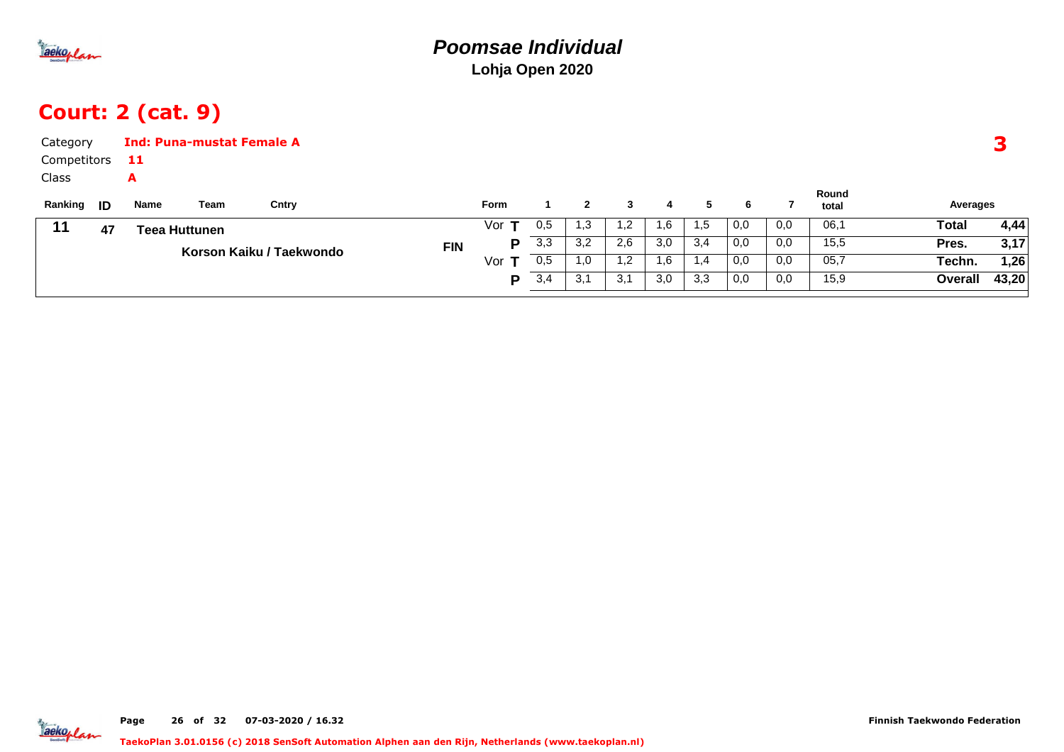# Poomsae Individual

**Lohja Open 2020**

## Court: 2 (cat. 9)

Category **Ind: Puna-mustat Female A**

Competitors **11**

Class **A**

**3**

| Ranking | ID | Name | Team | Cntry | Form | | 1 | 2 | 3 | 4 | 5 | 6 | 7 | Round total | Averages | |
|---|---|---|---|---|---|---|---|---|---|---|---|---|---|---|---|---|
| 11 | 47 | Teea Huttunen | Korson Kaiku / Taekwondo | FIN | Vor | T | 0,5 | 1,3 | 1,2 | 1,6 | 1,5 | 0,0 | 0,0 | 06,1 | Total | 4,44 |
| | | | | | | P | 3,3 | 3,2 | 2,6 | 3,0 | 3,4 | 0,0 | 0,0 | 15,5 | Pres. | 3,17 |
| | | | | | Vor | T | 0,5 | 1,0 | 1,2 | 1,6 | 1,4 | 0,0 | 0,0 | 05,7 | Techn. | 1,26 |
| | | | | | | P | 3,4 | 3,1 | 3,1 | 3,0 | 3,3 | 0,0 | 0,0 | 15,9 | Overall | 43,20 |

Finnish Taekwondo Federation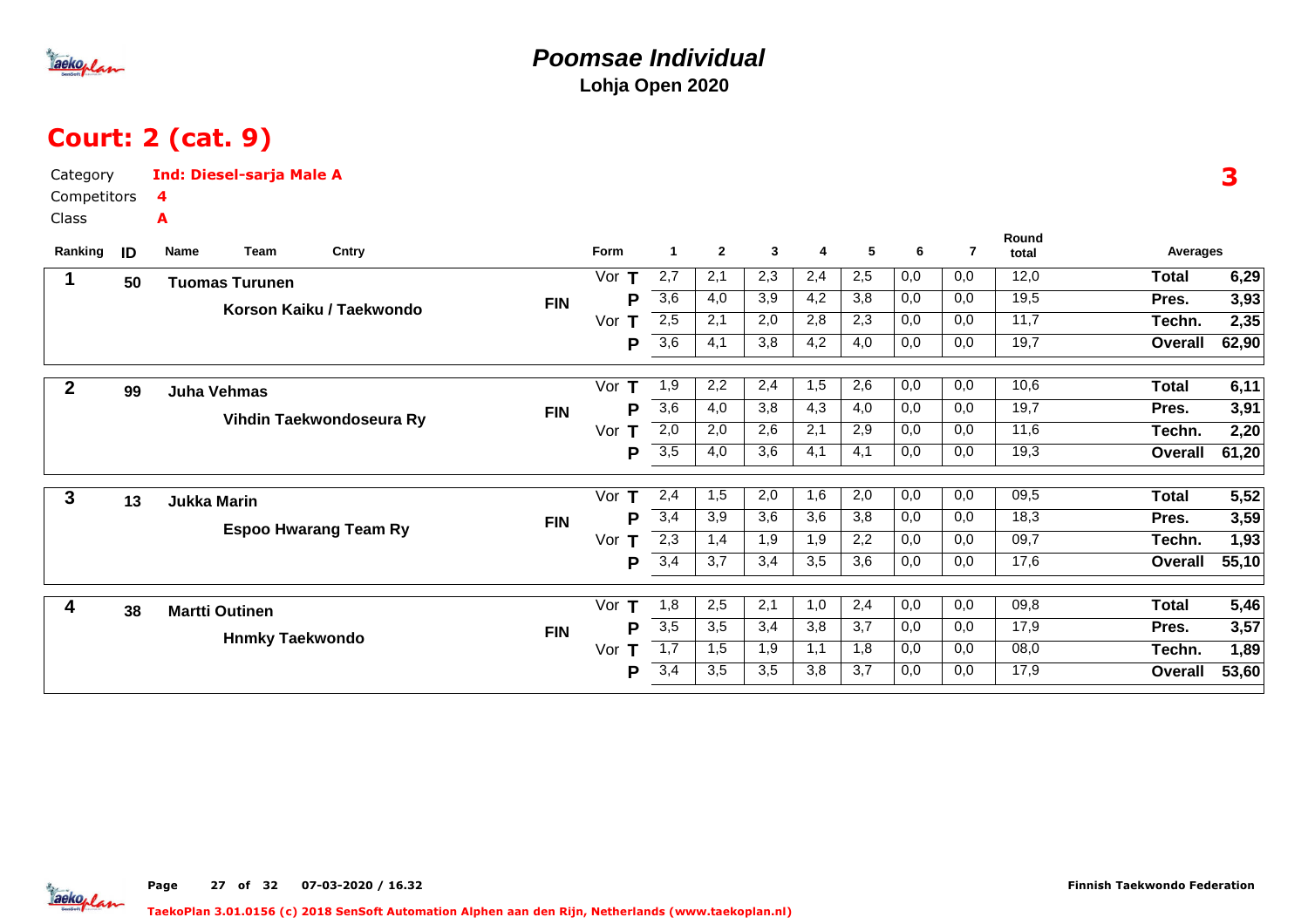# Poomsae Individual

**Lohja Open 2020**

## Court: 2 (cat. 9)

Category **Ind: Diesel-sarja Male A**

Competitors **4**

Class **A**

**3**

| Ranking | ID | Name / Team | Cntry | Form | | 1 | 2 | 3 | 4 | 5 | 6 | 7 | Round total | Averages | |
|---|---|---|---|---|---|---|---|---|---|---|---|---|---|---|---|
| 1 | 50 | Tuomas Turunen | FIN | Vor | T | 2,7 | 2,1 | 2,3 | 2,4 | 2,5 | 0,0 | 0,0 | 12,0 | Total | 6,29 |
| | | Korson Kaiku / Taekwondo | | | P | 3,6 | 4,0 | 3,9 | 4,2 | 3,8 | 0,0 | 0,0 | 19,5 | Pres. | 3,93 |
| | | | | Vor | T | 2,5 | 2,1 | 2,0 | 2,8 | 2,3 | 0,0 | 0,0 | 11,7 | Techn. | 2,35 |
| | | | | | P | 3,6 | 4,1 | 3,8 | 4,2 | 4,0 | 0,0 | 0,0 | 19,7 | Overall | 62,90 |
| 2 | 99 | Juha Vehmas | FIN | Vor | T | 1,9 | 2,2 | 2,4 | 1,5 | 2,6 | 0,0 | 0,0 | 10,6 | Total | 6,11 |
| | | Vihdin Taekwondoseura Ry | | | P | 3,6 | 4,0 | 3,8 | 4,3 | 4,0 | 0,0 | 0,0 | 19,7 | Pres. | 3,91 |
| | | | | Vor | T | 2,0 | 2,0 | 2,6 | 2,1 | 2,9 | 0,0 | 0,0 | 11,6 | Techn. | 2,20 |
| | | | | | P | 3,5 | 4,0 | 3,6 | 4,1 | 4,1 | 0,0 | 0,0 | 19,3 | Overall | 61,20 |
| 3 | 13 | Jukka Marin | FIN | Vor | T | 2,4 | 1,5 | 2,0 | 1,6 | 2,0 | 0,0 | 0,0 | 09,5 | Total | 5,52 |
| | | Espoo Hwarang Team Ry | | | P | 3,4 | 3,9 | 3,6 | 3,6 | 3,8 | 0,0 | 0,0 | 18,3 | Pres. | 3,59 |
| | | | | Vor | T | 2,3 | 1,4 | 1,9 | 1,9 | 2,2 | 0,0 | 0,0 | 09,7 | Techn. | 1,93 |
| | | | | | P | 3,4 | 3,7 | 3,4 | 3,5 | 3,6 | 0,0 | 0,0 | 17,6 | Overall | 55,10 |
| 4 | 38 | Martti Outinen | FIN | Vor | T | 1,8 | 2,5 | 2,1 | 1,0 | 2,4 | 0,0 | 0,0 | 09,8 | Total | 5,46 |
| | | Hnmky Taekwondo | | | P | 3,5 | 3,5 | 3,4 | 3,8 | 3,7 | 0,0 | 0,0 | 17,9 | Pres. | 3,57 |
| | | | | Vor | T | 1,7 | 1,5 | 1,9 | 1,1 | 1,8 | 0,0 | 0,0 | 08,0 | Techn. | 1,89 |
| | | | | | P | 3,4 | 3,5 | 3,5 | 3,8 | 3,7 | 0,0 | 0,0 | 17,9 | Overall | 53,60 |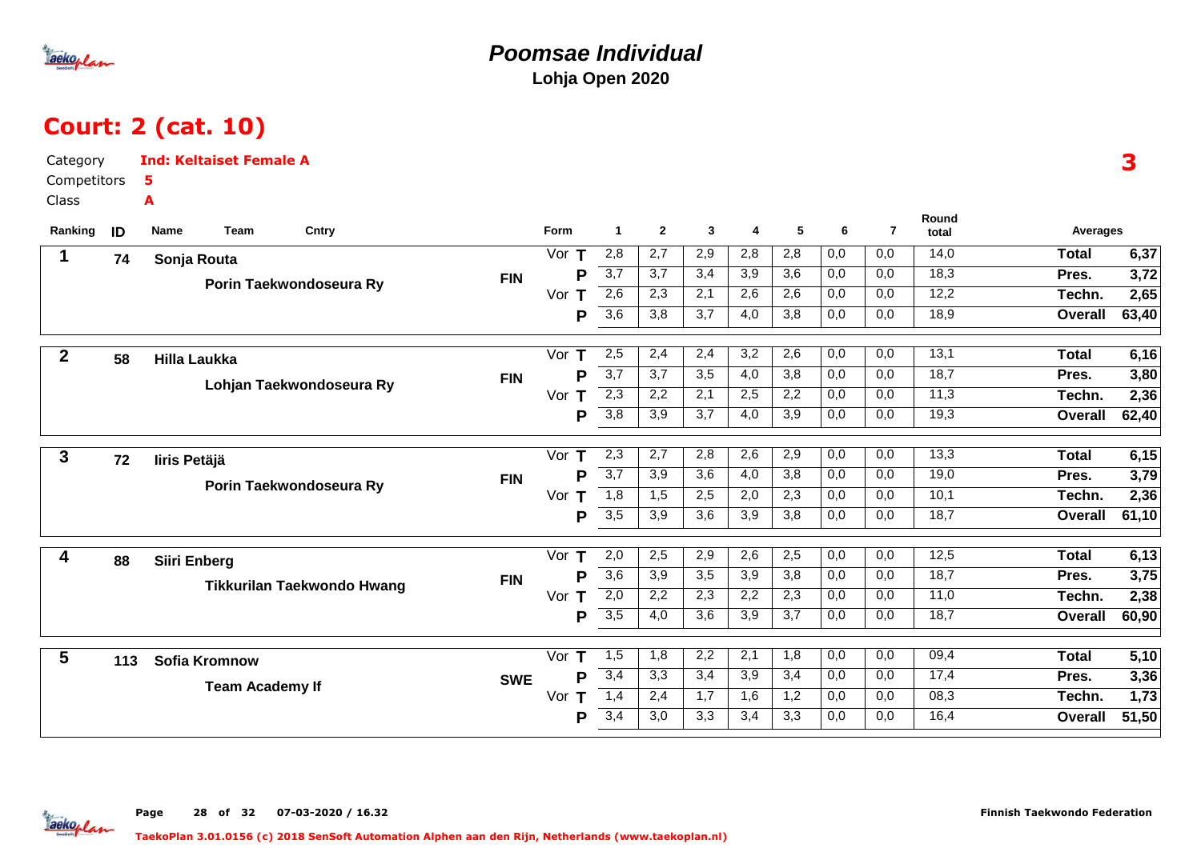# Poomsae Individual

**Lohja Open 2020**

## Court: 2 (cat. 10)

Category **Ind: Keltaiset Female A**

Competitors **5**

Class **A**

**3**

| Ranking | ID | Name / Team | Cntry | Form | | 1 | 2 | 3 | 4 | 5 | 6 | 7 | Round total | Averages | |
|---|---|---|---|---|---|---|---|---|---|---|---|---|---|---|---|
| 1 | 74 | Sonja Routa | FIN | Vor | T | 2,8 | 2,7 | 2,9 | 2,8 | 2,8 | 0,0 | 0,0 | 14,0 | Total | 6,37 |
| | | Porin Taekwondoseura Ry | | | P | 3,7 | 3,7 | 3,4 | 3,9 | 3,6 | 0,0 | 0,0 | 18,3 | Pres. | 3,72 |
| | | | | Vor | T | 2,6 | 2,3 | 2,1 | 2,6 | 2,6 | 0,0 | 0,0 | 12,2 | Techn. | 2,65 |
| | | | | | P | 3,6 | 3,8 | 3,7 | 4,0 | 3,8 | 0,0 | 0,0 | 18,9 | Overall | 63,40 |
| 2 | 58 | Hilla Laukka | FIN | Vor | T | 2,5 | 2,4 | 2,4 | 3,2 | 2,6 | 0,0 | 0,0 | 13,1 | Total | 6,16 |
| | | Lohjan Taekwondoseura Ry | | | P | 3,7 | 3,7 | 3,5 | 4,0 | 3,8 | 0,0 | 0,0 | 18,7 | Pres. | 3,80 |
| | | | | Vor | T | 2,3 | 2,2 | 2,1 | 2,5 | 2,2 | 0,0 | 0,0 | 11,3 | Techn. | 2,36 |
| | | | | | P | 3,8 | 3,9 | 3,7 | 4,0 | 3,9 | 0,0 | 0,0 | 19,3 | Overall | 62,40 |
| 3 | 72 | Iiris Petäjä | FIN | Vor | T | 2,3 | 2,7 | 2,8 | 2,6 | 2,9 | 0,0 | 0,0 | 13,3 | Total | 6,15 |
| | | Porin Taekwondoseura Ry | | | P | 3,7 | 3,9 | 3,6 | 4,0 | 3,8 | 0,0 | 0,0 | 19,0 | Pres. | 3,79 |
| | | | | Vor | T | 1,8 | 1,5 | 2,5 | 2,0 | 2,3 | 0,0 | 0,0 | 10,1 | Techn. | 2,36 |
| | | | | | P | 3,5 | 3,9 | 3,6 | 3,9 | 3,8 | 0,0 | 0,0 | 18,7 | Overall | 61,10 |
| 4 | 88 | Siiri Enberg | FIN | Vor | T | 2,0 | 2,5 | 2,9 | 2,6 | 2,5 | 0,0 | 0,0 | 12,5 | Total | 6,13 |
| | | Tikkurilan Taekwondo Hwang | | | P | 3,6 | 3,9 | 3,5 | 3,9 | 3,8 | 0,0 | 0,0 | 18,7 | Pres. | 3,75 |
| | | | | Vor | T | 2,0 | 2,2 | 2,3 | 2,2 | 2,3 | 0,0 | 0,0 | 11,0 | Techn. | 2,38 |
| | | | | | P | 3,5 | 4,0 | 3,6 | 3,9 | 3,7 | 0,0 | 0,0 | 18,7 | Overall | 60,90 |
| 5 | 113 | Sofia Kromnow | SWE | Vor | T | 1,5 | 1,8 | 2,2 | 2,1 | 1,8 | 0,0 | 0,0 | 09,4 | Total | 5,10 |
| | | Team Academy If | | | P | 3,4 | 3,3 | 3,4 | 3,9 | 3,4 | 0,0 | 0,0 | 17,4 | Pres. | 3,36 |
| | | | | Vor | T | 1,4 | 2,4 | 1,7 | 1,6 | 1,2 | 0,0 | 0,0 | 08,3 | Techn. | 1,73 |
| | | | | | P | 3,4 | 3,0 | 3,3 | 3,4 | 3,3 | 0,0 | 0,0 | 16,4 | Overall | 51,50 |

Page 28 of 32 07-03-2020 / 16.32 Finnish Taekwondo Federation

TaekoPlan 3.01.0156 (c) 2018 SenSoft Automation Alphen aan den Rijn, Netherlands (www.taekoplan.nl)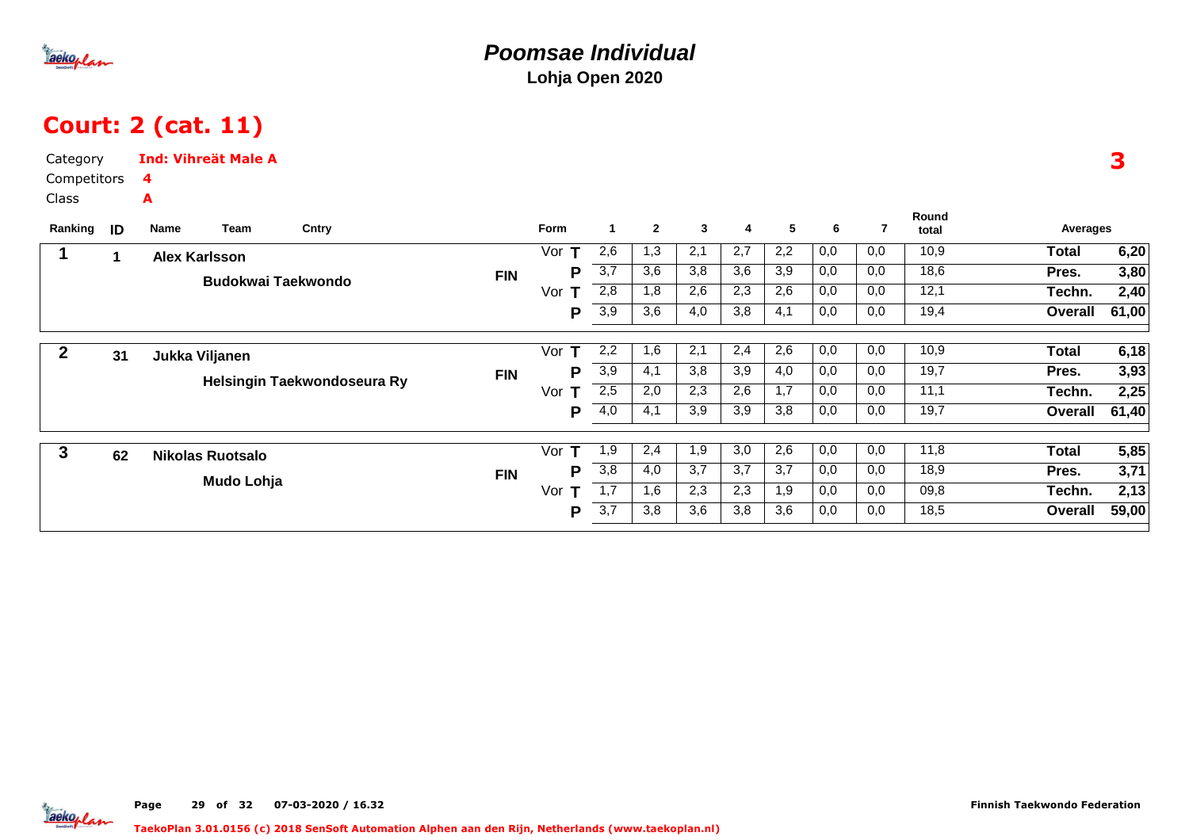# Poomsae Individual

**Lohja Open 2020**

## Court: 2 (cat. 11)

Category **Ind: Vihreät Male A**

Competitors **4**

Class **A**

**3**

| Ranking | ID | Name / Team | Cntry | Form | | 1 | 2 | 3 | 4 | 5 | 6 | 7 | Round total | Averages | |
|---|---|---|---|---|---|---|---|---|---|---|---|---|---|---|---|
| 1 | 1 | Alex Karlsson | FIN | Vor | T | 2,6 | 1,3 | 2,1 | 2,7 | 2,2 | 0,0 | 0,0 | 10,9 | Total | 6,20 |
| | | Budokwai Taekwondo | | | P | 3,7 | 3,6 | 3,8 | 3,6 | 3,9 | 0,0 | 0,0 | 18,6 | Pres. | 3,80 |
| | | | | Vor | T | 2,8 | 1,8 | 2,6 | 2,3 | 2,6 | 0,0 | 0,0 | 12,1 | Techn. | 2,40 |
| | | | | | P | 3,9 | 3,6 | 4,0 | 3,8 | 4,1 | 0,0 | 0,0 | 19,4 | Overall | 61,00 |
| 2 | 31 | Jukka Viljanen | FIN | Vor | T | 2,2 | 1,6 | 2,1 | 2,4 | 2,6 | 0,0 | 0,0 | 10,9 | Total | 6,18 |
| | | Helsingin Taekwondoseura Ry | | | P | 3,9 | 4,1 | 3,8 | 3,9 | 4,0 | 0,0 | 0,0 | 19,7 | Pres. | 3,93 |
| | | | | Vor | T | 2,5 | 2,0 | 2,3 | 2,6 | 1,7 | 0,0 | 0,0 | 11,1 | Techn. | 2,25 |
| | | | | | P | 4,0 | 4,1 | 3,9 | 3,9 | 3,8 | 0,0 | 0,0 | 19,7 | Overall | 61,40 |
| 3 | 62 | Nikolas Ruotsalo | FIN | Vor | T | 1,9 | 2,4 | 1,9 | 3,0 | 2,6 | 0,0 | 0,0 | 11,8 | Total | 5,85 |
| | | Mudo Lohja | | | P | 3,8 | 4,0 | 3,7 | 3,7 | 3,7 | 0,0 | 0,0 | 18,9 | Pres. | 3,71 |
| | | | | Vor | T | 1,7 | 1,6 | 2,3 | 2,3 | 1,9 | 0,0 | 0,0 | 09,8 | Techn. | 2,13 |
| | | | | | P | 3,7 | 3,8 | 3,6 | 3,8 | 3,6 | 0,0 | 0,0 | 18,5 | Overall | 59,00 |

07-03-2020 / 16.32

Finnish Taekwondo Federation

TaekoPlan 3.01.0156 (c) 2018 SenSoft Automation Alphen aan den Rijn, Netherlands (www.taekoplan.nl)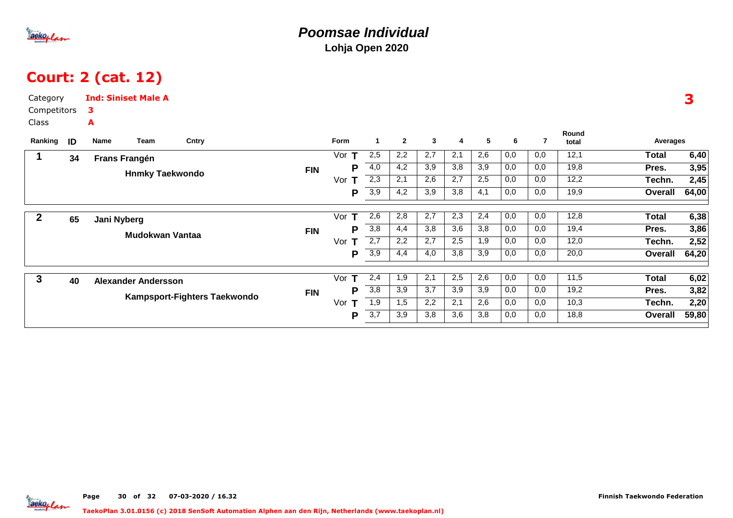# Poomsae Individual

**Lohja Open 2020**

## Court: 2 (cat. 12)

Category **Ind: Siniset Male A**

Competitors **3**

Class **A**

**3**

| Ranking | ID | Name / Team | Cntry | Form | | 1 | 2 | 3 | 4 | 5 | 6 | 7 | Round total | Averages | |
|---|---|---|---|---|---|---|---|---|---|---|---|---|---|---|---|
| 1 | 34 | Frans Frangén | FIN | Vor | T | 2,5 | 2,2 | 2,7 | 2,1 | 2,6 | 0,0 | 0,0 | 12,1 | Total | 6,40 |
| | | Hnmky Taekwondo | | | P | 4,0 | 4,2 | 3,9 | 3,8 | 3,9 | 0,0 | 0,0 | 19,8 | Pres. | 3,95 |
| | | | | Vor | T | 2,3 | 2,1 | 2,6 | 2,7 | 2,5 | 0,0 | 0,0 | 12,2 | Techn. | 2,45 |
| | | | | | P | 3,9 | 4,2 | 3,9 | 3,8 | 4,1 | 0,0 | 0,0 | 19,9 | Overall | 64,00 |
| 2 | 65 | Jani Nyberg | FIN | Vor | T | 2,6 | 2,8 | 2,7 | 2,3 | 2,4 | 0,0 | 0,0 | 12,8 | Total | 6,38 |
| | | Mudokwan Vantaa | | | P | 3,8 | 4,4 | 3,8 | 3,6 | 3,8 | 0,0 | 0,0 | 19,4 | Pres. | 3,86 |
| | | | | Vor | T | 2,7 | 2,2 | 2,7 | 2,5 | 1,9 | 0,0 | 0,0 | 12,0 | Techn. | 2,52 |
| | | | | | P | 3,9 | 4,4 | 4,0 | 3,8 | 3,9 | 0,0 | 0,0 | 20,0 | Overall | 64,20 |
| 3 | 40 | Alexander Andersson | FIN | Vor | T | 2,4 | 1,9 | 2,1 | 2,5 | 2,6 | 0,0 | 0,0 | 11,5 | Total | 6,02 |
| | | Kampsport-Fighters Taekwondo | | | P | 3,8 | 3,9 | 3,7 | 3,9 | 3,9 | 0,0 | 0,0 | 19,2 | Pres. | 3,82 |
| | | | | Vor | T | 1,9 | 1,5 | 2,2 | 2,1 | 2,6 | 0,0 | 0,0 | 10,3 | Techn. | 2,20 |
| | | | | | P | 3,7 | 3,9 | 3,8 | 3,6 | 3,8 | 0,0 | 0,0 | 18,8 | Overall | 59,80 |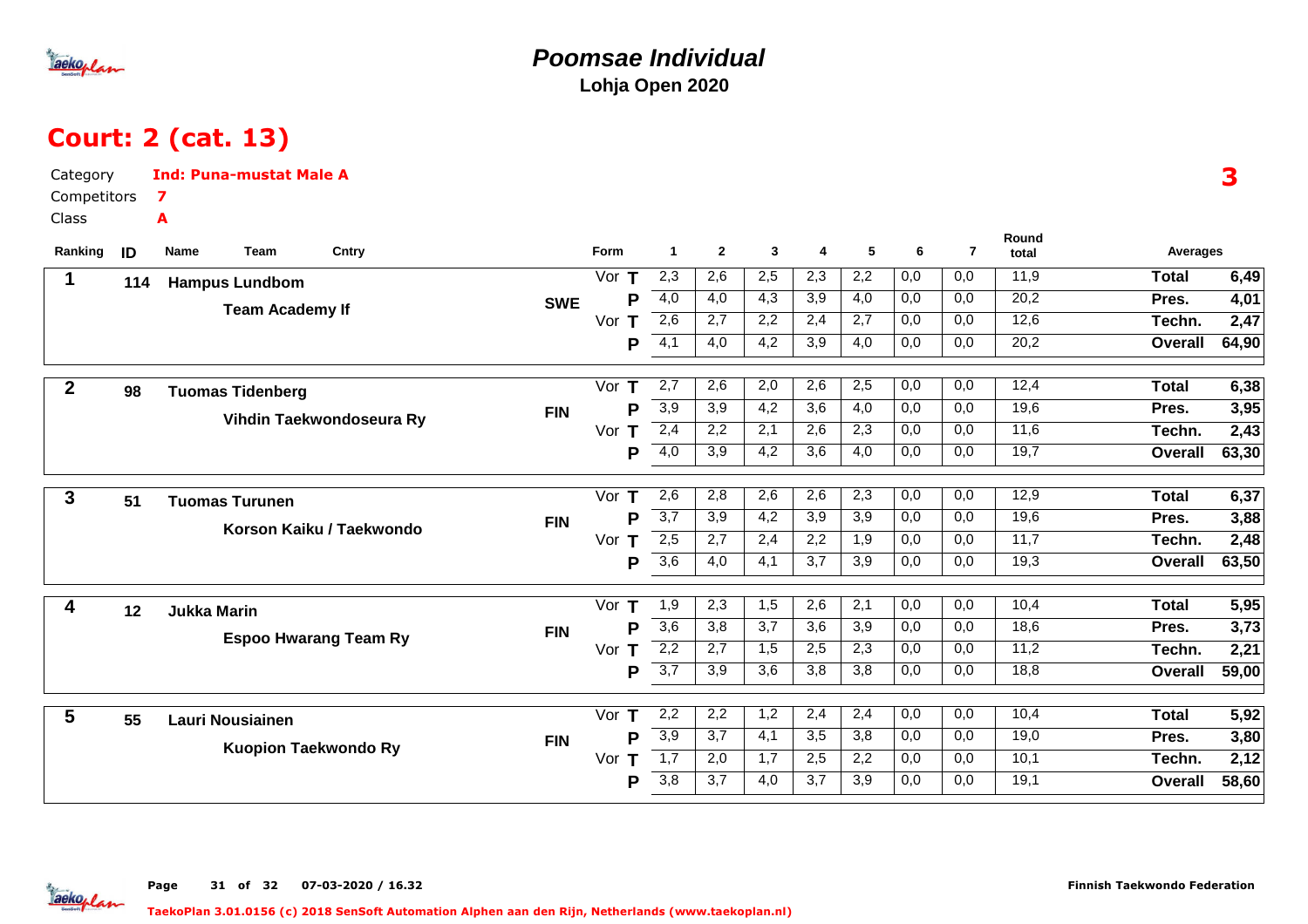# Poomsae Individual

**Lohja Open 2020**

## Court: 2 (cat. 13)

Category **Ind: Puna-mustat Male A**

Competitors **7**

Class **A**

**3**

| Ranking | ID | Name / Team | Cntry | Form | | 1 | 2 | 3 | 4 | 5 | 6 | 7 | Round total | Averages | |
|---|---|---|---|---|---|---|---|---|---|---|---|---|---|---|---|
| 1 | 114 | Hampus Lundbom | SWE | Vor | T | 2,3 | 2,6 | 2,5 | 2,3 | 2,2 | 0,0 | 0,0 | 11,9 | Total | 6,49 |
| | | Team Academy If | | | P | 4,0 | 4,0 | 4,3 | 3,9 | 4,0 | 0,0 | 0,0 | 20,2 | Pres. | 4,01 |
| | | | | Vor | T | 2,6 | 2,7 | 2,2 | 2,4 | 2,7 | 0,0 | 0,0 | 12,6 | Techn. | 2,47 |
| | | | | | P | 4,1 | 4,0 | 4,2 | 3,9 | 4,0 | 0,0 | 0,0 | 20,2 | Overall | 64,90 |
| 2 | 98 | Tuomas Tidenberg | FIN | Vor | T | 2,7 | 2,6 | 2,0 | 2,6 | 2,5 | 0,0 | 0,0 | 12,4 | Total | 6,38 |
| | | Vihdin Taekwondoseura Ry | | | P | 3,9 | 3,9 | 4,2 | 3,6 | 4,0 | 0,0 | 0,0 | 19,6 | Pres. | 3,95 |
| | | | | Vor | T | 2,4 | 2,2 | 2,1 | 2,6 | 2,3 | 0,0 | 0,0 | 11,6 | Techn. | 2,43 |
| | | | | | P | 4,0 | 3,9 | 4,2 | 3,6 | 4,0 | 0,0 | 0,0 | 19,7 | Overall | 63,30 |
| 3 | 51 | Tuomas Turunen | FIN | Vor | T | 2,6 | 2,8 | 2,6 | 2,6 | 2,3 | 0,0 | 0,0 | 12,9 | Total | 6,37 |
| | | Korson Kaiku / Taekwondo | | | P | 3,7 | 3,9 | 4,2 | 3,9 | 3,9 | 0,0 | 0,0 | 19,6 | Pres. | 3,88 |
| | | | | Vor | T | 2,5 | 2,7 | 2,4 | 2,2 | 1,9 | 0,0 | 0,0 | 11,7 | Techn. | 2,48 |
| | | | | | P | 3,6 | 4,0 | 4,1 | 3,7 | 3,9 | 0,0 | 0,0 | 19,3 | Overall | 63,50 |
| 4 | 12 | Jukka Marin | FIN | Vor | T | 1,9 | 2,3 | 1,5 | 2,6 | 2,1 | 0,0 | 0,0 | 10,4 | Total | 5,95 |
| | | Espoo Hwarang Team Ry | | | P | 3,6 | 3,8 | 3,7 | 3,6 | 3,9 | 0,0 | 0,0 | 18,6 | Pres. | 3,73 |
| | | | | Vor | T | 2,2 | 2,7 | 1,5 | 2,5 | 2,3 | 0,0 | 0,0 | 11,2 | Techn. | 2,21 |
| | | | | | P | 3,7 | 3,9 | 3,6 | 3,8 | 3,8 | 0,0 | 0,0 | 18,8 | Overall | 59,00 |
| 5 | 55 | Lauri Nousiainen | FIN | Vor | T | 2,2 | 2,2 | 1,2 | 2,4 | 2,4 | 0,0 | 0,0 | 10,4 | Total | 5,92 |
| | | Kuopion Taekwondo Ry | | | P | 3,9 | 3,7 | 4,1 | 3,5 | 3,8 | 0,0 | 0,0 | 19,0 | Pres. | 3,80 |
| | | | | Vor | T | 1,7 | 2,0 | 1,7 | 2,5 | 2,2 | 0,0 | 0,0 | 10,1 | Techn. | 2,12 |
| | | | | | P | 3,8 | 3,7 | 4,0 | 3,7 | 3,9 | 0,0 | 0,0 | 19,1 | Overall | 58,60 |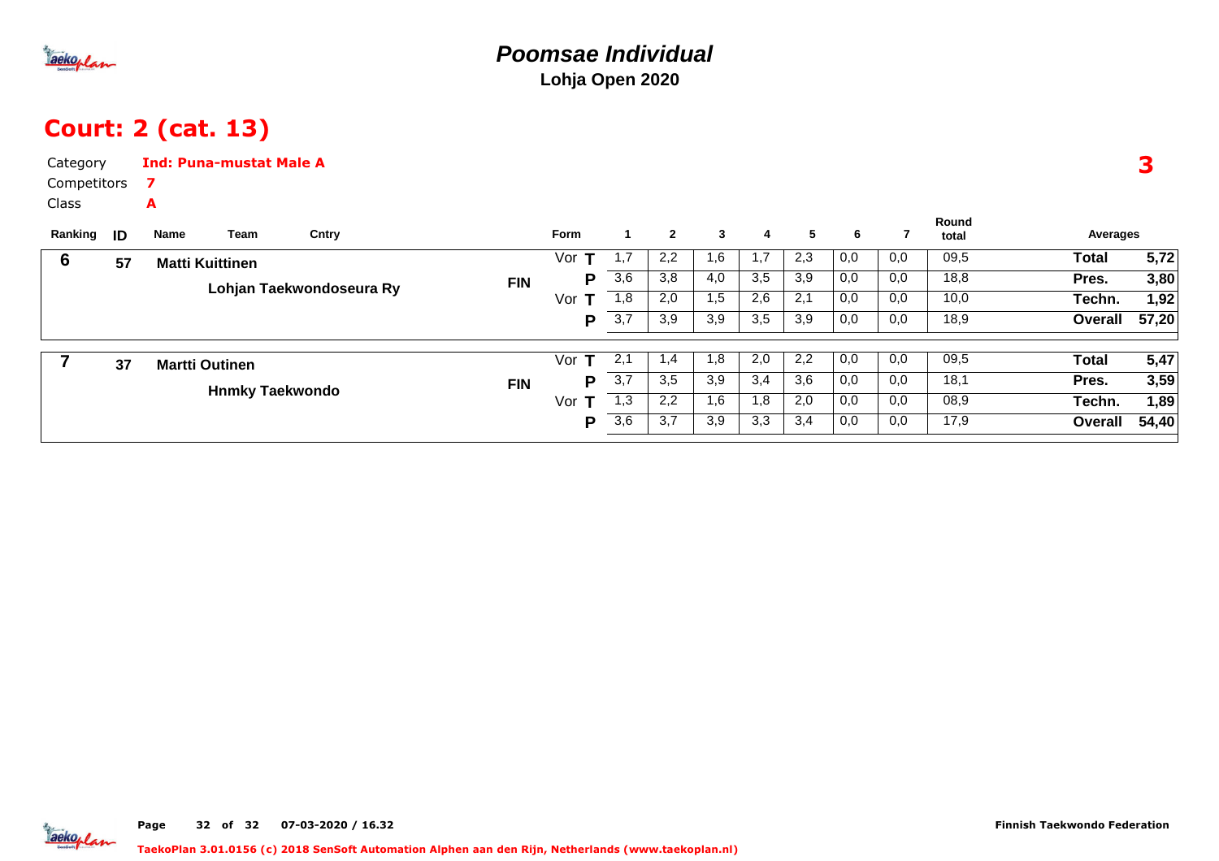# Poomsae Individual

**Lohja Open 2020**

## Court: 2 (cat. 13)

Category **Ind: Puna-mustat Male A**

Competitors **7**

Class **A**

**3**

| Ranking | ID | Name | Team | Cntry | Form | | 1 | 2 | 3 | 4 | 5 | 6 | 7 | Round total | Averages | |
|---|---|---|---|---|---|---|---|---|---|---|---|---|---|---|---|---|
| 6 | 57 | Matti Kuittinen | Lohjan Taekwondoseura Ry | FIN | Vor | T | 1,7 | 2,2 | 1,6 | 1,7 | 2,3 | 0,0 | 0,0 | 09,5 | Total | 5,72 |
| | | | | | | P | 3,6 | 3,8 | 4,0 | 3,5 | 3,9 | 0,0 | 0,0 | 18,8 | Pres. | 3,80 |
| | | | | | Vor | T | 1,8 | 2,0 | 1,5 | 2,6 | 2,1 | 0,0 | 0,0 | 10,0 | Techn. | 1,92 |
| | | | | | | P | 3,7 | 3,9 | 3,9 | 3,5 | 3,9 | 0,0 | 0,0 | 18,9 | Overall | 57,20 |
| 7 | 37 | Martti Outinen | Hnmky Taekwondo | FIN | Vor | T | 2,1 | 1,4 | 1,8 | 2,0 | 2,2 | 0,0 | 0,0 | 09,5 | Total | 5,47 |
| | | | | | | P | 3,7 | 3,5 | 3,9 | 3,4 | 3,6 | 0,0 | 0,0 | 18,1 | Pres. | 3,59 |
| | | | | | Vor | T | 1,3 | 2,2 | 1,6 | 1,8 | 2,0 | 0,0 | 0,0 | 08,9 | Techn. | 1,89 |
| | | | | | | P | 3,6 | 3,7 | 3,9 | 3,3 | 3,4 | 0,0 | 0,0 | 17,9 | Overall | 54,40 |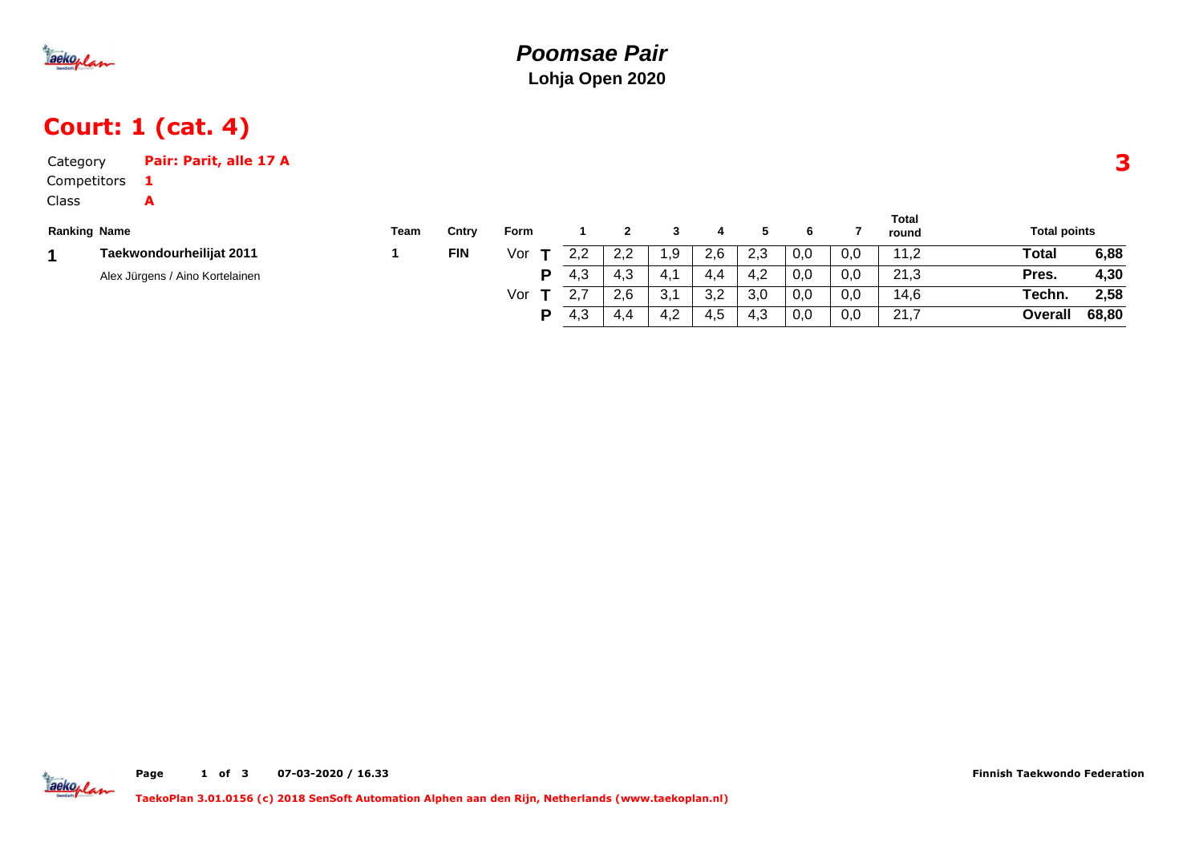# Poomsae Pair

**Lohja Open 2020**

## Court: 1 (cat. 4)

**3**

Category **Pair: Parit, alle 17 A**
Competitors **1**
Class **A**

| Ranking | Name | Team | Cntry | Form | | 1 | 2 | 3 | 4 | 5 | 6 | 7 | Total round | Total points | |
|---|---|---|---|---|---|---|---|---|---|---|---|---|---|---|---|
| 1 | **Taekwondourheilijat 2011** | 1 | FIN | Vor | T | 2,2 | 2,2 | 1,9 | 2,6 | 2,3 | 0,0 | 0,0 | 11,2 | **Total** | **6,88** |
| | Alex Jürgens / Aino Kortelainen | | | | P | 4,3 | 4,3 | 4,1 | 4,4 | 4,2 | 0,0 | 0,0 | 21,3 | **Pres.** | **4,30** |
| | | | | Vor | T | 2,7 | 2,6 | 3,1 | 3,2 | 3,0 | 0,0 | 0,0 | 14,6 | **Techn.** | **2,58** |
| | | | | | P | 4,3 | 4,4 | 4,2 | 4,5 | 4,3 | 0,0 | 0,0 | 21,7 | **Overall** | **68,80** |

07-03-2020 / 16.33

**Finnish Taekwondo Federation**

**TaekoPlan 3.01.0156 (c) 2018 SenSoft Automation Alphen aan den Rijn, Netherlands (www.taekoplan.nl)**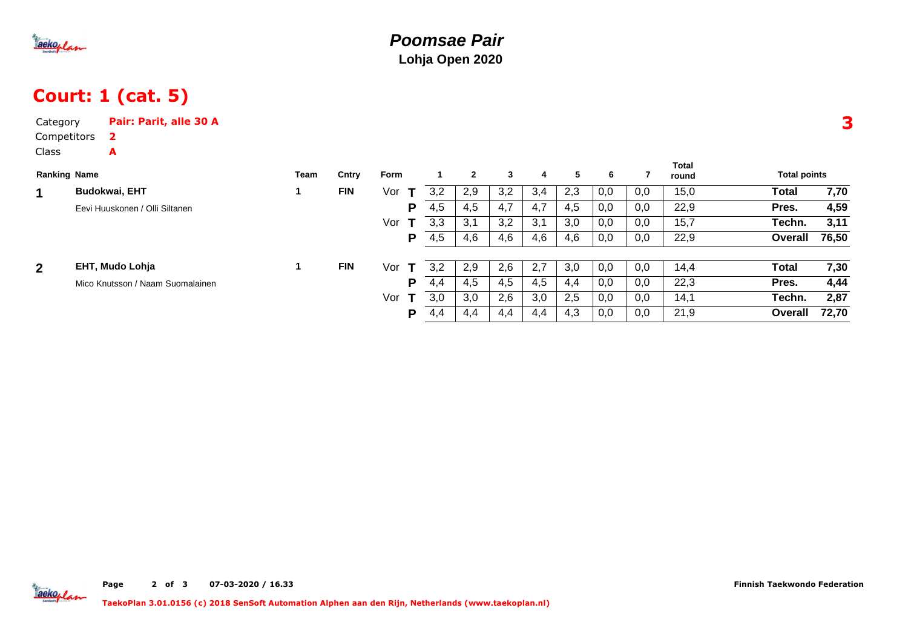# Poomsae Pair

**Lohja Open 2020**

## Court: 1 (cat. 5)

Category **Pair: Parit, alle 30 A**
Competitors **2**
Class **A**

**3**

| Ranking | Name | Team | Cntry | Form | | 1 | 2 | 3 | 4 | 5 | 6 | 7 | Total round | Total points | |
|---|---|---|---|---|---|---|---|---|---|---|---|---|---|---|---|
| 1 | **Budokwai, EHT** | 1 | FIN | Vor | T | 3,2 | 2,9 | 3,2 | 3,4 | 2,3 | 0,0 | 0,0 | 15,0 | **Total** | **7,70** |
| | Eevi Huuskonen / Olli Siltanen | | | | P | 4,5 | 4,5 | 4,7 | 4,7 | 4,5 | 0,0 | 0,0 | 22,9 | **Pres.** | **4,59** |
| | | | | Vor | T | 3,3 | 3,1 | 3,2 | 3,1 | 3,0 | 0,0 | 0,0 | 15,7 | **Techn.** | **3,11** |
| | | | | | P | 4,5 | 4,6 | 4,6 | 4,6 | 4,6 | 0,0 | 0,0 | 22,9 | **Overall** | **76,50** |
| 2 | **EHT, Mudo Lohja** | 1 | FIN | Vor | T | 3,2 | 2,9 | 2,6 | 2,7 | 3,0 | 0,0 | 0,0 | 14,4 | **Total** | **7,30** |
| | Mico Knutsson / Naam Suomalainen | | | | P | 4,4 | 4,5 | 4,5 | 4,5 | 4,4 | 0,0 | 0,0 | 22,3 | **Pres.** | **4,44** |
| | | | | Vor | T | 3,0 | 3,0 | 2,6 | 3,0 | 2,5 | 0,0 | 0,0 | 14,1 | **Techn.** | **2,87** |
| | | | | | P | 4,4 | 4,4 | 4,4 | 4,4 | 4,3 | 0,0 | 0,0 | 21,9 | **Overall** | **72,70** |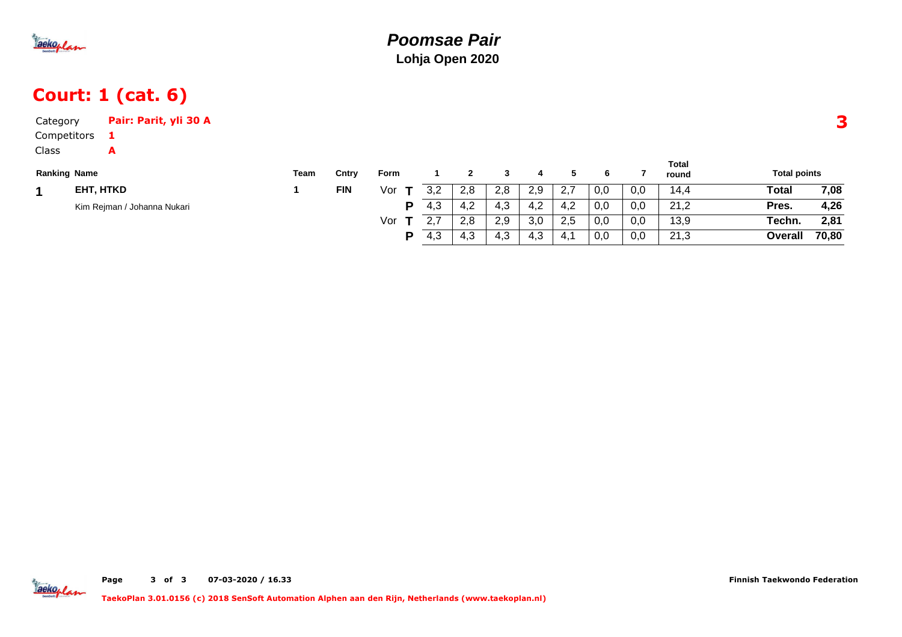# Poomsae Pair

**Lohja Open 2020**

## Court: 1 (cat. 6)

Category **Pair: Parit, yli 30 A**

Competitors **1**

Class **A**

**3**

| Ranking | Name | Team | Cntry | Form | | 1 | 2 | 3 | 4 | 5 | 6 | 7 | Total round | Total points | |
|---|---|---|---|---|---|---|---|---|---|---|---|---|---|---|---|
| 1 | **EHT, HTKD** | 1 | FIN | Vor | T | 3,2 | 2,8 | 2,8 | 2,9 | 2,7 | 0,0 | 0,0 | 14,4 | **Total** | **7,08** |
| | Kim Rejman / Johanna Nukari | | | | P | 4,3 | 4,2 | 4,3 | 4,2 | 4,2 | 0,0 | 0,0 | 21,2 | **Pres.** | **4,26** |
| | | | | Vor | T | 2,7 | 2,8 | 2,9 | 3,0 | 2,5 | 0,0 | 0,0 | 13,9 | **Techn.** | **2,81** |
| | | | | | P | 4,3 | 4,3 | 4,3 | 4,3 | 4,1 | 0,0 | 0,0 | 21,3 | **Overall** | **70,80** |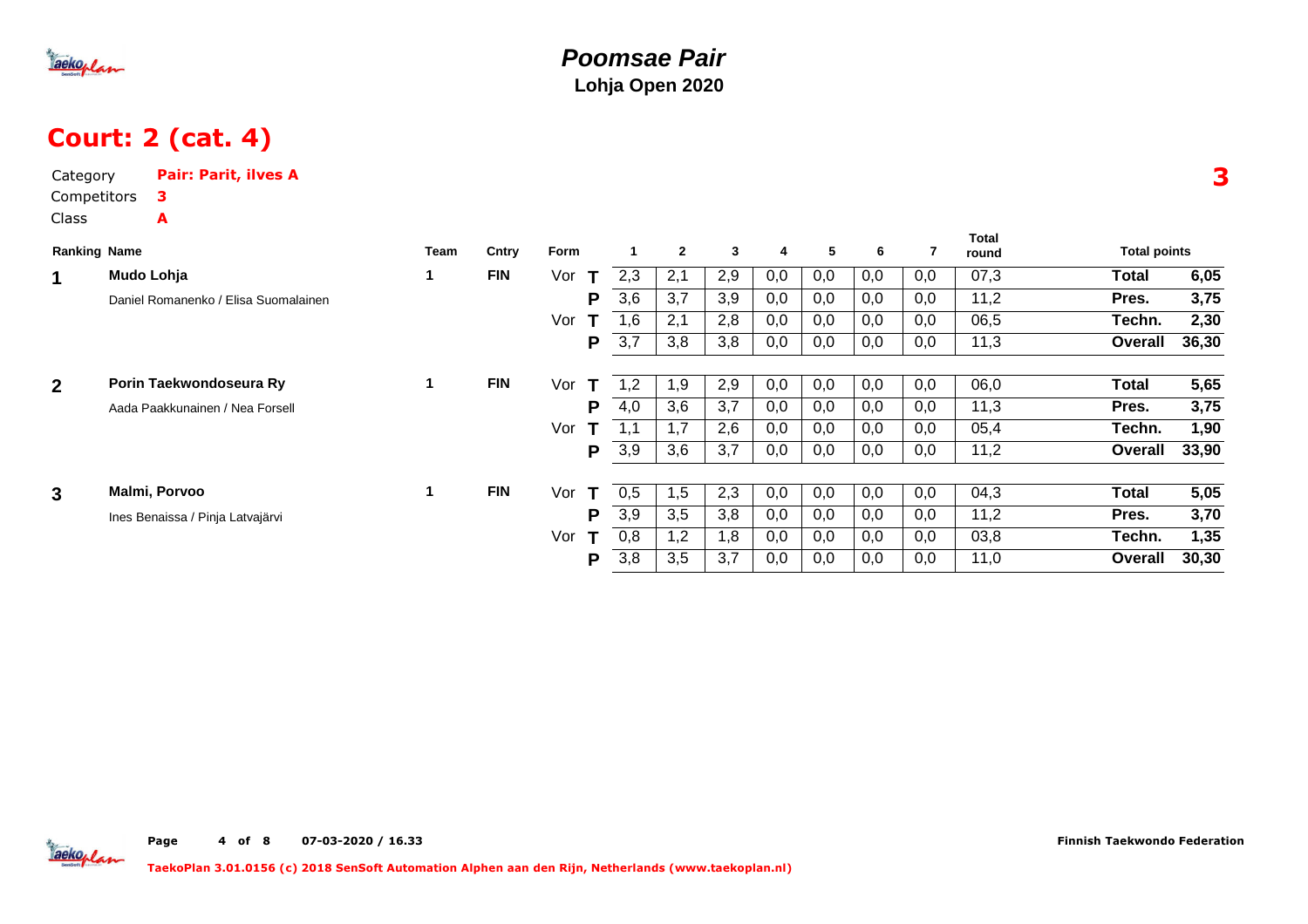# Poomsae Pair

**Lohja Open 2020**

## Court: 2 (cat. 4)

**3**

Category **Pair: Parit, ilves A**
Competitors **3**
Class **A**

| Ranking | Name | Team | Cntry | Form | | 1 | 2 | 3 | 4 | 5 | 6 | 7 | Total round | Total points | |
|---|---|---|---|---|---|---|---|---|---|---|---|---|---|---|---|
| 1 | Mudo Lohja | 1 | FIN | Vor | T | 2,3 | 2,1 | 2,9 | 0,0 | 0,0 | 0,0 | 0,0 | 07,3 | Total | 6,05 |
| | Daniel Romanenko / Elisa Suomalainen | | | | P | 3,6 | 3,7 | 3,9 | 0,0 | 0,0 | 0,0 | 0,0 | 11,2 | Pres. | 3,75 |
| | | | | Vor | T | 1,6 | 2,1 | 2,8 | 0,0 | 0,0 | 0,0 | 0,0 | 06,5 | Techn. | 2,30 |
| | | | | | P | 3,7 | 3,8 | 3,8 | 0,0 | 0,0 | 0,0 | 0,0 | 11,3 | Overall | 36,30 |
| 2 | Porin Taekwondoseura Ry | 1 | FIN | Vor | T | 1,2 | 1,9 | 2,9 | 0,0 | 0,0 | 0,0 | 0,0 | 06,0 | Total | 5,65 |
| | Aada Paakkunainen / Nea Forsell | | | | P | 4,0 | 3,6 | 3,7 | 0,0 | 0,0 | 0,0 | 0,0 | 11,3 | Pres. | 3,75 |
| | | | | Vor | T | 1,1 | 1,7 | 2,6 | 0,0 | 0,0 | 0,0 | 0,0 | 05,4 | Techn. | 1,90 |
| | | | | | P | 3,9 | 3,6 | 3,7 | 0,0 | 0,0 | 0,0 | 0,0 | 11,2 | Overall | 33,90 |
| 3 | Malmi, Porvoo | 1 | FIN | Vor | T | 0,5 | 1,5 | 2,3 | 0,0 | 0,0 | 0,0 | 0,0 | 04,3 | Total | 5,05 |
| | Ines Benaissa / Pinja Latvajärvi | | | | P | 3,9 | 3,5 | 3,8 | 0,0 | 0,0 | 0,0 | 0,0 | 11,2 | Pres. | 3,70 |
| | | | | Vor | T | 0,8 | 1,2 | 1,8 | 0,0 | 0,0 | 0,0 | 0,0 | 03,8 | Techn. | 1,35 |
| | | | | | P | 3,8 | 3,5 | 3,7 | 0,0 | 0,0 | 0,0 | 0,0 | 11,0 | Overall | 30,30 |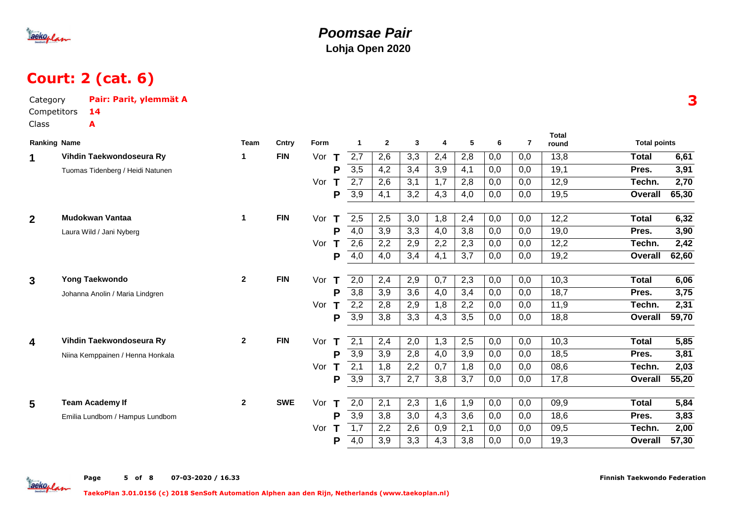# Poomsae Pair

**Lohja Open 2020**

## Court: 2 (cat. 6)

Category **Pair: Parit, ylemmät A**

Competitors **14**

Class **A**

**3**

| Ranking | Name | Team | Cntry | Form | | 1 | 2 | 3 | 4 | 5 | 6 | 7 | Total round | Total points | |
|---|---|---|---|---|---|---|---|---|---|---|---|---|---|---|---|
| 1 | Vihdin Taekwondoseura Ry | 1 | FIN | Vor | T | 2,7 | 2,6 | 3,3 | 2,4 | 2,8 | 0,0 | 0,0 | 13,8 | Total | 6,61 |
| | Tuomas Tidenberg / Heidi Natunen | | | | P | 3,5 | 4,2 | 3,4 | 3,9 | 4,1 | 0,0 | 0,0 | 19,1 | Pres. | 3,91 |
| | | | | Vor | T | 2,7 | 2,6 | 3,1 | 1,7 | 2,8 | 0,0 | 0,0 | 12,9 | Techn. | 2,70 |
| | | | | | P | 3,9 | 4,1 | 3,2 | 4,3 | 4,0 | 0,0 | 0,0 | 19,5 | Overall | 65,30 |
| 2 | Mudokwan Vantaa | 1 | FIN | Vor | T | 2,5 | 2,5 | 3,0 | 1,8 | 2,4 | 0,0 | 0,0 | 12,2 | Total | 6,32 |
| | Laura Wild / Jani Nyberg | | | | P | 4,0 | 3,9 | 3,3 | 4,0 | 3,8 | 0,0 | 0,0 | 19,0 | Pres. | 3,90 |
| | | | | Vor | T | 2,6 | 2,2 | 2,9 | 2,2 | 2,3 | 0,0 | 0,0 | 12,2 | Techn. | 2,42 |
| | | | | | P | 4,0 | 4,0 | 3,4 | 4,1 | 3,7 | 0,0 | 0,0 | 19,2 | Overall | 62,60 |
| 3 | Yong Taekwondo | 2 | FIN | Vor | T | 2,0 | 2,4 | 2,9 | 0,7 | 2,3 | 0,0 | 0,0 | 10,3 | Total | 6,06 |
| | Johanna Anolin / Maria Lindgren | | | | P | 3,8 | 3,9 | 3,6 | 4,0 | 3,4 | 0,0 | 0,0 | 18,7 | Pres. | 3,75 |
| | | | | Vor | T | 2,2 | 2,8 | 2,9 | 1,8 | 2,2 | 0,0 | 0,0 | 11,9 | Techn. | 2,31 |
| | | | | | P | 3,9 | 3,8 | 3,3 | 4,3 | 3,5 | 0,0 | 0,0 | 18,8 | Overall | 59,70 |
| 4 | Vihdin Taekwondoseura Ry | 2 | FIN | Vor | T | 2,1 | 2,4 | 2,0 | 1,3 | 2,5 | 0,0 | 0,0 | 10,3 | Total | 5,85 |
| | Niina Kemppainen / Henna Honkala | | | | P | 3,9 | 3,9 | 2,8 | 4,0 | 3,9 | 0,0 | 0,0 | 18,5 | Pres. | 3,81 |
| | | | | Vor | T | 2,1 | 1,8 | 2,2 | 0,7 | 1,8 | 0,0 | 0,0 | 08,6 | Techn. | 2,03 |
| | | | | | P | 3,9 | 3,7 | 2,7 | 3,8 | 3,7 | 0,0 | 0,0 | 17,8 | Overall | 55,20 |
| 5 | Team Academy If | 2 | SWE | Vor | T | 2,0 | 2,1 | 2,3 | 1,6 | 1,9 | 0,0 | 0,0 | 09,9 | Total | 5,84 |
| | Emilia Lundbom / Hampus Lundbom | | | | P | 3,9 | 3,8 | 3,0 | 4,3 | 3,6 | 0,0 | 0,0 | 18,6 | Pres. | 3,83 |
| | | | | Vor | T | 1,7 | 2,2 | 2,6 | 0,9 | 2,1 | 0,0 | 0,0 | 09,5 | Techn. | 2,00 |
| | | | | | P | 4,0 | 3,9 | 3,3 | 4,3 | 3,8 | 0,0 | 0,0 | 19,3 | Overall | 57,30 |

Finnish Taekwondo Federation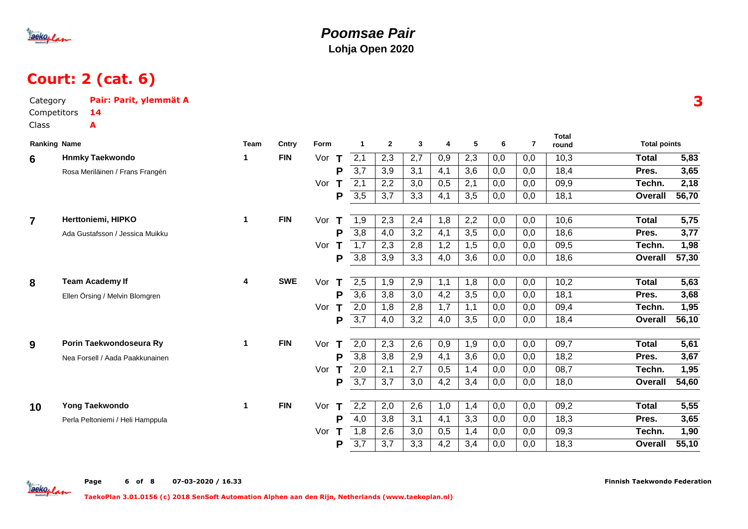# Poomsae Pair

**Lohja Open 2020**

## Court: 2 (cat. 6)

Category **Pair: Parit, ylemmät A**

Competitors **14**

Class **A**

**3**

| Ranking | Name | Team | Cntry | Form | | 1 | 2 | 3 | 4 | 5 | 6 | 7 | Total round | Total points | |
|---|---|---|---|---|---|---|---|---|---|---|---|---|---|---|---|
| 6 | **Hnmky Taekwondo** | 1 | FIN | Vor | T | 2,1 | 2,3 | 2,7 | 0,9 | 2,3 | 0,0 | 0,0 | 10,3 | **Total** | **5,83** |
| | Rosa Meriläinen / Frans Frangén | | | | P | 3,7 | 3,9 | 3,1 | 4,1 | 3,6 | 0,0 | 0,0 | 18,4 | **Pres.** | **3,65** |
| | | | | Vor | T | 2,1 | 2,2 | 3,0 | 0,5 | 2,1 | 0,0 | 0,0 | 09,9 | **Techn.** | **2,18** |
| | | | | | P | 3,5 | 3,7 | 3,3 | 4,1 | 3,5 | 0,0 | 0,0 | 18,1 | **Overall** | **56,70** |
| 7 | **Herttoniemi, HIPKO** | 1 | FIN | Vor | T | 1,9 | 2,3 | 2,4 | 1,8 | 2,2 | 0,0 | 0,0 | 10,6 | **Total** | **5,75** |
| | Ada Gustafsson / Jessica Muikku | | | | P | 3,8 | 4,0 | 3,2 | 4,1 | 3,5 | 0,0 | 0,0 | 18,6 | **Pres.** | **3,77** |
| | | | | Vor | T | 1,7 | 2,3 | 2,8 | 1,2 | 1,5 | 0,0 | 0,0 | 09,5 | **Techn.** | **1,98** |
| | | | | | P | 3,8 | 3,9 | 3,3 | 4,0 | 3,6 | 0,0 | 0,0 | 18,6 | **Overall** | **57,30** |
| 8 | **Team Academy If** | 4 | SWE | Vor | T | 2,5 | 1,9 | 2,9 | 1,1 | 1,8 | 0,0 | 0,0 | 10,2 | **Total** | **5,63** |
| | Ellen Örsing / Melvin Blomgren | | | | P | 3,6 | 3,8 | 3,0 | 4,2 | 3,5 | 0,0 | 0,0 | 18,1 | **Pres.** | **3,68** |
| | | | | Vor | T | 2,0 | 1,8 | 2,8 | 1,7 | 1,1 | 0,0 | 0,0 | 09,4 | **Techn.** | **1,95** |
| | | | | | P | 3,7 | 4,0 | 3,2 | 4,0 | 3,5 | 0,0 | 0,0 | 18,4 | **Overall** | **56,10** |
| 9 | **Porin Taekwondoseura Ry** | 1 | FIN | Vor | T | 2,0 | 2,3 | 2,6 | 0,9 | 1,9 | 0,0 | 0,0 | 09,7 | **Total** | **5,61** |
| | Nea Forsell / Aada Paakkunainen | | | | P | 3,8 | 3,8 | 2,9 | 4,1 | 3,6 | 0,0 | 0,0 | 18,2 | **Pres.** | **3,67** |
| | | | | Vor | T | 2,0 | 2,1 | 2,7 | 0,5 | 1,4 | 0,0 | 0,0 | 08,7 | **Techn.** | **1,95** |
| | | | | | P | 3,7 | 3,7 | 3,0 | 4,2 | 3,4 | 0,0 | 0,0 | 18,0 | **Overall** | **54,60** |
| 10 | **Yong Taekwondo** | 1 | FIN | Vor | T | 2,2 | 2,0 | 2,6 | 1,0 | 1,4 | 0,0 | 0,0 | 09,2 | **Total** | **5,55** |
| | Perla Peltoniemi / Heli Hamppula | | | | P | 4,0 | 3,8 | 3,1 | 4,1 | 3,3 | 0,0 | 0,0 | 18,3 | **Pres.** | **3,65** |
| | | | | Vor | T | 1,8 | 2,6 | 3,0 | 0,5 | 1,4 | 0,0 | 0,0 | 09,3 | **Techn.** | **1,90** |
| | | | | | P | 3,7 | 3,7 | 3,3 | 4,2 | 3,4 | 0,0 | 0,0 | 18,3 | **Overall** | **55,10** |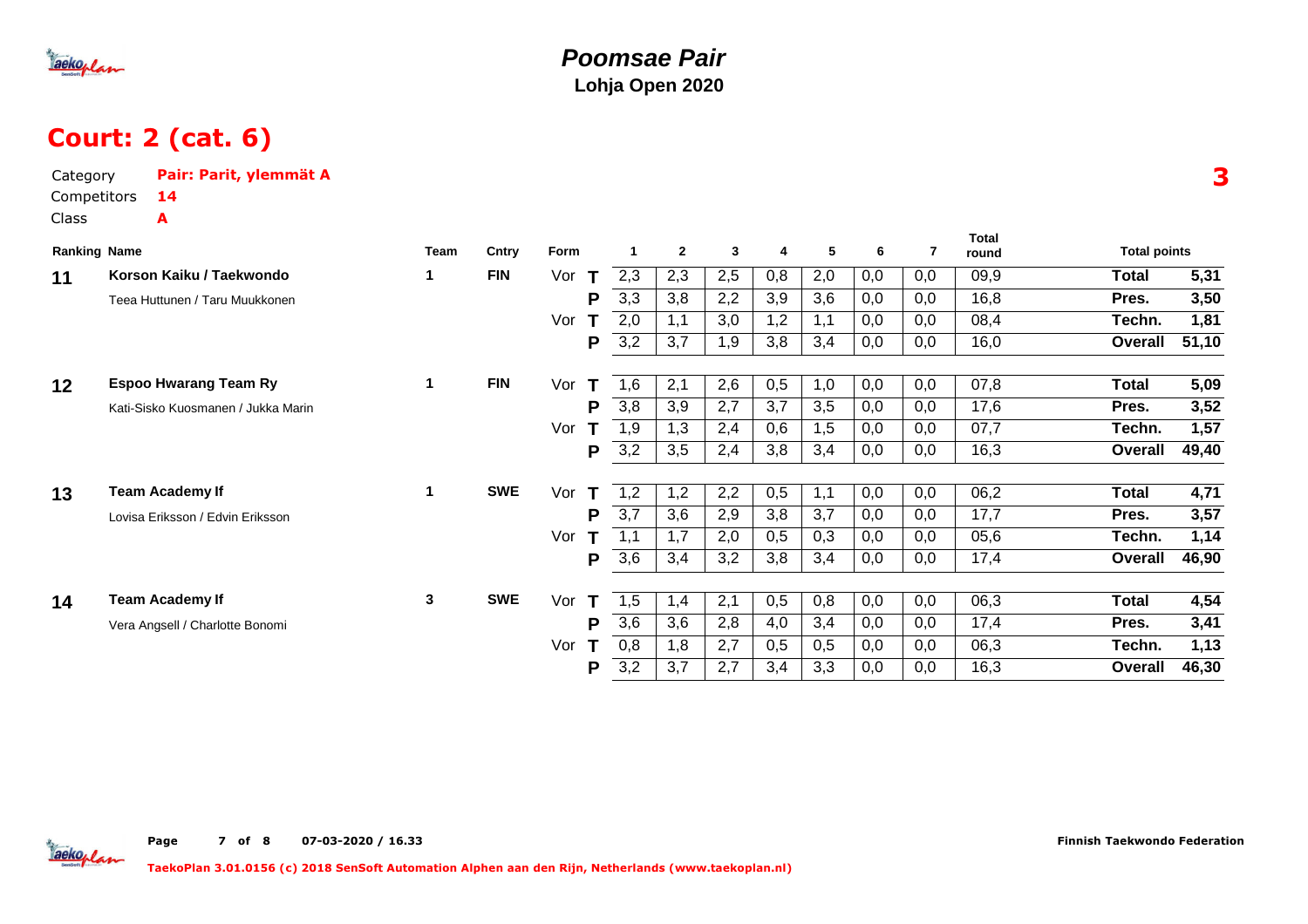# Poomsae Pair

**Lohja Open 2020**

## Court: 2 (cat. 6)

Category **Pair: Parit, ylemmät A**

Competitors **14**

Class **A**

**3**

| Ranking | Name | Team | Cntry | Form | | 1 | 2 | 3 | 4 | 5 | 6 | 7 | Total round | Total points | |
|---|---|---|---|---|---|---|---|---|---|---|---|---|---|---|---|
| 11 | **Korson Kaiku / Taekwondo** | 1 | FIN | Vor | T | 2,3 | 2,3 | 2,5 | 0,8 | 2,0 | 0,0 | 0,0 | 09,9 | Total | 5,31 |
| | Teea Huttunen / Taru Muukkonen | | | | P | 3,3 | 3,8 | 2,2 | 3,9 | 3,6 | 0,0 | 0,0 | 16,8 | Pres. | 3,50 |
| | | | | Vor | T | 2,0 | 1,1 | 3,0 | 1,2 | 1,1 | 0,0 | 0,0 | 08,4 | Techn. | 1,81 |
| | | | | | P | 3,2 | 3,7 | 1,9 | 3,8 | 3,4 | 0,0 | 0,0 | 16,0 | Overall | 51,10 |
| 12 | **Espoo Hwarang Team Ry** | 1 | FIN | Vor | T | 1,6 | 2,1 | 2,6 | 0,5 | 1,0 | 0,0 | 0,0 | 07,8 | Total | 5,09 |
| | Kati-Sisko Kuosmanen / Jukka Marin | | | | P | 3,8 | 3,9 | 2,7 | 3,7 | 3,5 | 0,0 | 0,0 | 17,6 | Pres. | 3,52 |
| | | | | Vor | T | 1,9 | 1,3 | 2,4 | 0,6 | 1,5 | 0,0 | 0,0 | 07,7 | Techn. | 1,57 |
| | | | | | P | 3,2 | 3,5 | 2,4 | 3,8 | 3,4 | 0,0 | 0,0 | 16,3 | Overall | 49,40 |
| 13 | **Team Academy If** | 1 | SWE | Vor | T | 1,2 | 1,2 | 2,2 | 0,5 | 1,1 | 0,0 | 0,0 | 06,2 | Total | 4,71 |
| | Lovisa Eriksson / Edvin Eriksson | | | | P | 3,7 | 3,6 | 2,9 | 3,8 | 3,7 | 0,0 | 0,0 | 17,7 | Pres. | 3,57 |
| | | | | Vor | T | 1,1 | 1,7 | 2,0 | 0,5 | 0,3 | 0,0 | 0,0 | 05,6 | Techn. | 1,14 |
| | | | | | P | 3,6 | 3,4 | 3,2 | 3,8 | 3,4 | 0,0 | 0,0 | 17,4 | Overall | 46,90 |
| 14 | **Team Academy If** | 3 | SWE | Vor | T | 1,5 | 1,4 | 2,1 | 0,5 | 0,8 | 0,0 | 0,0 | 06,3 | Total | 4,54 |
| | Vera Angsell / Charlotte Bonomi | | | | P | 3,6 | 3,6 | 2,8 | 4,0 | 3,4 | 0,0 | 0,0 | 17,4 | Pres. | 3,41 |
| | | | | Vor | T | 0,8 | 1,8 | 2,7 | 0,5 | 0,5 | 0,0 | 0,0 | 06,3 | Techn. | 1,13 |
| | | | | | P | 3,2 | 3,7 | 2,7 | 3,4 | 3,3 | 0,0 | 0,0 | 16,3 | Overall | 46,30 |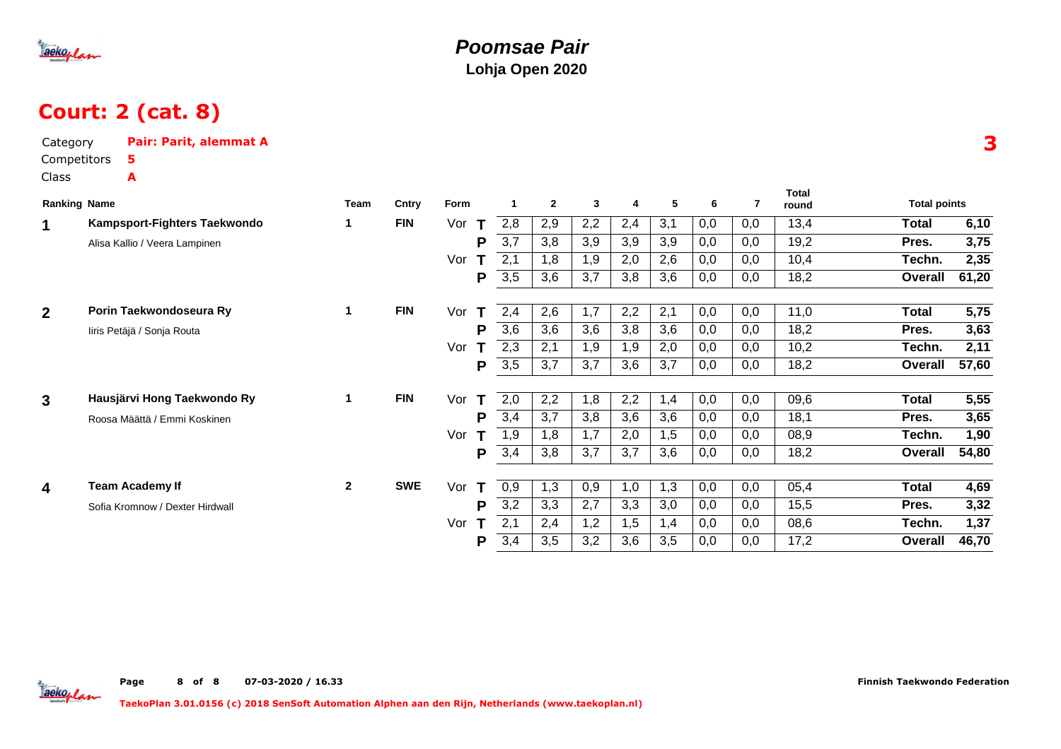# Poomsae Pair

**Lohja Open 2020**

## Court: 2 (cat. 8)

Category **Pair: Parit, alemmat A**

Competitors **5**

Class **A**

**3**

| Ranking | Name | Team | Cntry | Form | | 1 | 2 | 3 | 4 | 5 | 6 | 7 | Total round | Total points | |
|---|---|---|---|---|---|---|---|---|---|---|---|---|---|---|---|
| 1 | **Kampsport-Fighters Taekwondo** | 1 | FIN | Vor | T | 2,8 | 2,9 | 2,2 | 2,4 | 3,1 | 0,0 | 0,0 | 13,4 | **Total** | **6,10** |
| | Alisa Kallio / Veera Lampinen | | | | P | 3,7 | 3,8 | 3,9 | 3,9 | 3,9 | 0,0 | 0,0 | 19,2 | **Pres.** | **3,75** |
| | | | | Vor | T | 2,1 | 1,8 | 1,9 | 2,0 | 2,6 | 0,0 | 0,0 | 10,4 | **Techn.** | **2,35** |
| | | | | | P | 3,5 | 3,6 | 3,7 | 3,8 | 3,6 | 0,0 | 0,0 | 18,2 | **Overall** | **61,20** |
| 2 | **Porin Taekwondoseura Ry** | 1 | FIN | Vor | T | 2,4 | 2,6 | 1,7 | 2,2 | 2,1 | 0,0 | 0,0 | 11,0 | **Total** | **5,75** |
| | Iiris Petäjä / Sonja Routa | | | | P | 3,6 | 3,6 | 3,6 | 3,8 | 3,6 | 0,0 | 0,0 | 18,2 | **Pres.** | **3,63** |
| | | | | Vor | T | 2,3 | 2,1 | 1,9 | 1,9 | 2,0 | 0,0 | 0,0 | 10,2 | **Techn.** | **2,11** |
| | | | | | P | 3,5 | 3,7 | 3,7 | 3,6 | 3,7 | 0,0 | 0,0 | 18,2 | **Overall** | **57,60** |
| 3 | **Hausjärvi Hong Taekwondo Ry** | 1 | FIN | Vor | T | 2,0 | 2,2 | 1,8 | 2,2 | 1,4 | 0,0 | 0,0 | 09,6 | **Total** | **5,55** |
| | Roosa Määttä / Emmi Koskinen | | | | P | 3,4 | 3,7 | 3,8 | 3,6 | 3,6 | 0,0 | 0,0 | 18,1 | **Pres.** | **3,65** |
| | | | | Vor | T | 1,9 | 1,8 | 1,7 | 2,0 | 1,5 | 0,0 | 0,0 | 08,9 | **Techn.** | **1,90** |
| | | | | | P | 3,4 | 3,8 | 3,7 | 3,7 | 3,6 | 0,0 | 0,0 | 18,2 | **Overall** | **54,80** |
| 4 | **Team Academy If** | 2 | SWE | Vor | T | 0,9 | 1,3 | 0,9 | 1,0 | 1,3 | 0,0 | 0,0 | 05,4 | **Total** | **4,69** |
| | Sofia Kromnow / Dexter Hirdwall | | | | P | 3,2 | 3,3 | 2,7 | 3,3 | 3,0 | 0,0 | 0,0 | 15,5 | **Pres.** | **3,32** |
| | | | | Vor | T | 2,1 | 2,4 | 1,2 | 1,5 | 1,4 | 0,0 | 0,0 | 08,6 | **Techn.** | **1,37** |
| | | | | | P | 3,4 | 3,5 | 3,2 | 3,6 | 3,5 | 0,0 | 0,0 | 17,2 | **Overall** | **46,70** |

07-03-2020 / 16.33

Finnish Taekwondo Federation

TaekoPlan 3.01.0156 (c) 2018 SenSoft Automation Alphen aan den Rijn, Netherlands (www.taekoplan.nl)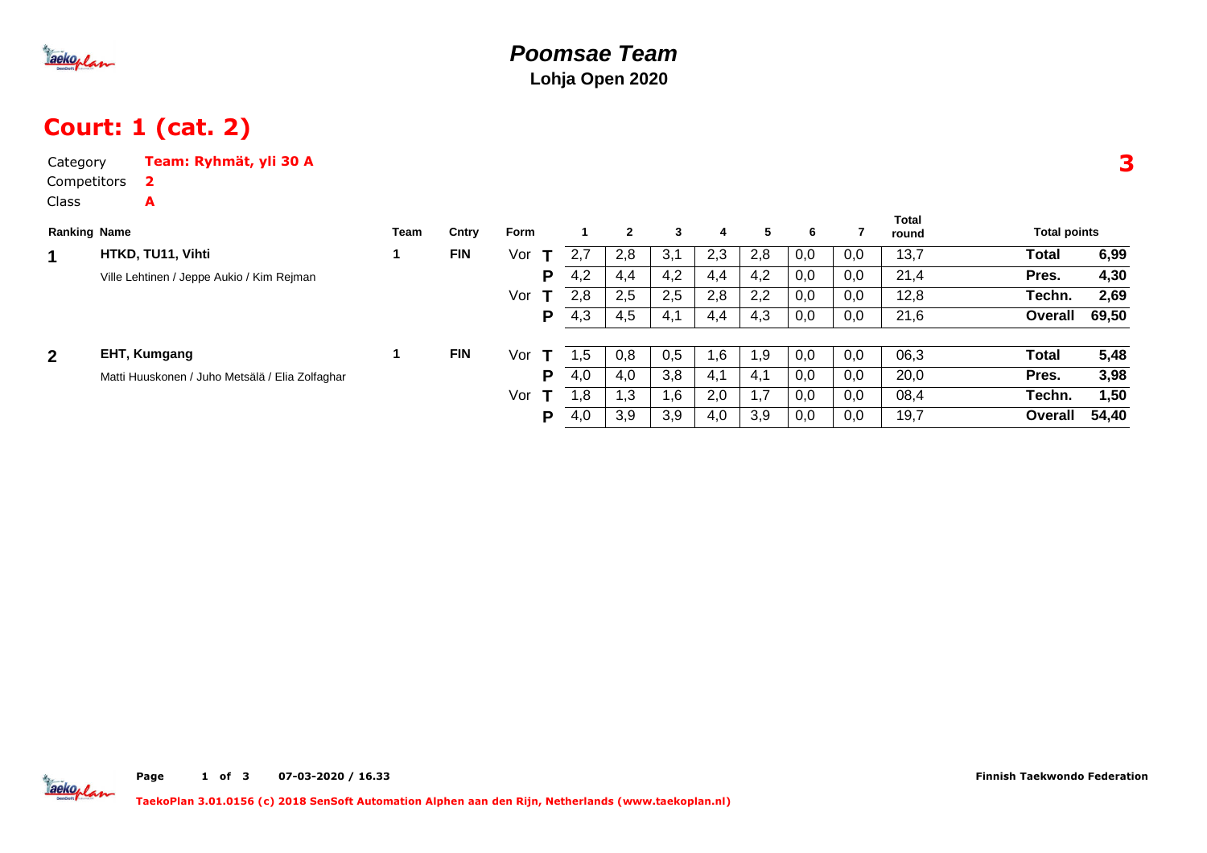# Poomsae Team

**Lohja Open 2020**

## Court: 1 (cat. 2)

Category **Team: Ryhmät, yli 30 A**

Competitors **2**

Class **A**

**3**

| Ranking | Name | Team | Cntry | Form | | 1 | 2 | 3 | 4 | 5 | 6 | 7 | Total round | Total points | |
|---|---|---|---|---|---|---|---|---|---|---|---|---|---|---|---|
| 1 | **HTKD, TU11, Vihti** | 1 | FIN | Vor | T | 2,7 | 2,8 | 3,1 | 2,3 | 2,8 | 0,0 | 0,0 | 13,7 | **Total** | **6,99** |
| | Ville Lehtinen / Jeppe Aukio / Kim Rejman | | | | P | 4,2 | 4,4 | 4,2 | 4,4 | 4,2 | 0,0 | 0,0 | 21,4 | **Pres.** | **4,30** |
| | | | | Vor | T | 2,8 | 2,5 | 2,5 | 2,8 | 2,2 | 0,0 | 0,0 | 12,8 | **Techn.** | **2,69** |
| | | | | | P | 4,3 | 4,5 | 4,1 | 4,4 | 4,3 | 0,0 | 0,0 | 21,6 | **Overall** | **69,50** |
| 2 | **EHT, Kumgang** | 1 | FIN | Vor | T | 1,5 | 0,8 | 0,5 | 1,6 | 1,9 | 0,0 | 0,0 | 06,3 | **Total** | **5,48** |
| | Matti Huuskonen / Juho Metsälä / Elia Zolfaghar | | | | P | 4,0 | 4,0 | 3,8 | 4,1 | 4,1 | 0,0 | 0,0 | 20,0 | **Pres.** | **3,98** |
| | | | | Vor | T | 1,8 | 1,3 | 1,6 | 2,0 | 1,7 | 0,0 | 0,0 | 08,4 | **Techn.** | **1,50** |
| | | | | | P | 4,0 | 3,9 | 3,9 | 4,0 | 3,9 | 0,0 | 0,0 | 19,7 | **Overall** | **54,40** |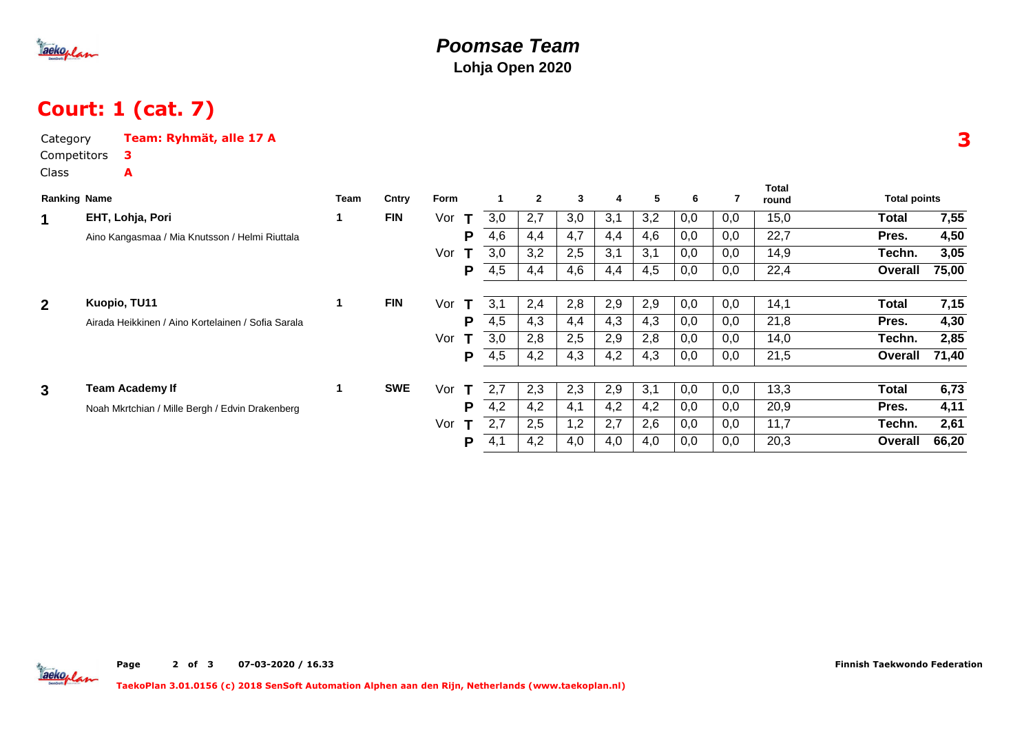# Poomsae Team

**Lohja Open 2020**

## Court: 1 (cat. 7)

Category **Team: Ryhmät, alle 17 A**

Competitors **3**

Class **A**

**3**

| Ranking | Name | Team | Cntry | Form | | 1 | 2 | 3 | 4 | 5 | 6 | 7 | Total round | Total points | |
|---|---|---|---|---|---|---|---|---|---|---|---|---|---|---|---|
| **1** | **EHT, Lohja, Pori** | 1 | **FIN** | Vor | **T** | 3,0 | 2,7 | 3,0 | 3,1 | 3,2 | 0,0 | 0,0 | 15,0 | **Total** | **7,55** |
| | Aino Kangasmaa / Mia Knutsson / Helmi Riuttala | | | | **P** | 4,6 | 4,4 | 4,7 | 4,4 | 4,6 | 0,0 | 0,0 | 22,7 | **Pres.** | **4,50** |
| | | | | Vor | **T** | 3,0 | 3,2 | 2,5 | 3,1 | 3,1 | 0,0 | 0,0 | 14,9 | **Techn.** | **3,05** |
| | | | | | **P** | 4,5 | 4,4 | 4,6 | 4,4 | 4,5 | 0,0 | 0,0 | 22,4 | **Overall** | **75,00** |
| **2** | **Kuopio, TU11** | 1 | **FIN** | Vor | **T** | 3,1 | 2,4 | 2,8 | 2,9 | 2,9 | 0,0 | 0,0 | 14,1 | **Total** | **7,15** |
| | Airada Heikkinen / Aino Kortelainen / Sofia Sarala | | | | **P** | 4,5 | 4,3 | 4,4 | 4,3 | 4,3 | 0,0 | 0,0 | 21,8 | **Pres.** | **4,30** |
| | | | | Vor | **T** | 3,0 | 2,8 | 2,5 | 2,9 | 2,8 | 0,0 | 0,0 | 14,0 | **Techn.** | **2,85** |
| | | | | | **P** | 4,5 | 4,2 | 4,3 | 4,2 | 4,3 | 0,0 | 0,0 | 21,5 | **Overall** | **71,40** |
| **3** | **Team Academy If** | 1 | **SWE** | Vor | **T** | 2,7 | 2,3 | 2,3 | 2,9 | 3,1 | 0,0 | 0,0 | 13,3 | **Total** | **6,73** |
| | Noah Mkrtchian / Mille Bergh / Edvin Drakenberg | | | | **P** | 4,2 | 4,2 | 4,1 | 4,2 | 4,2 | 0,0 | 0,0 | 20,9 | **Pres.** | **4,11** |
| | | | | Vor | **T** | 2,7 | 2,5 | 1,2 | 2,7 | 2,6 | 0,0 | 0,0 | 11,7 | **Techn.** | **2,61** |
| | | | | | **P** | 4,1 | 4,2 | 4,0 | 4,0 | 4,0 | 0,0 | 0,0 | 20,3 | **Overall** | **66,20** |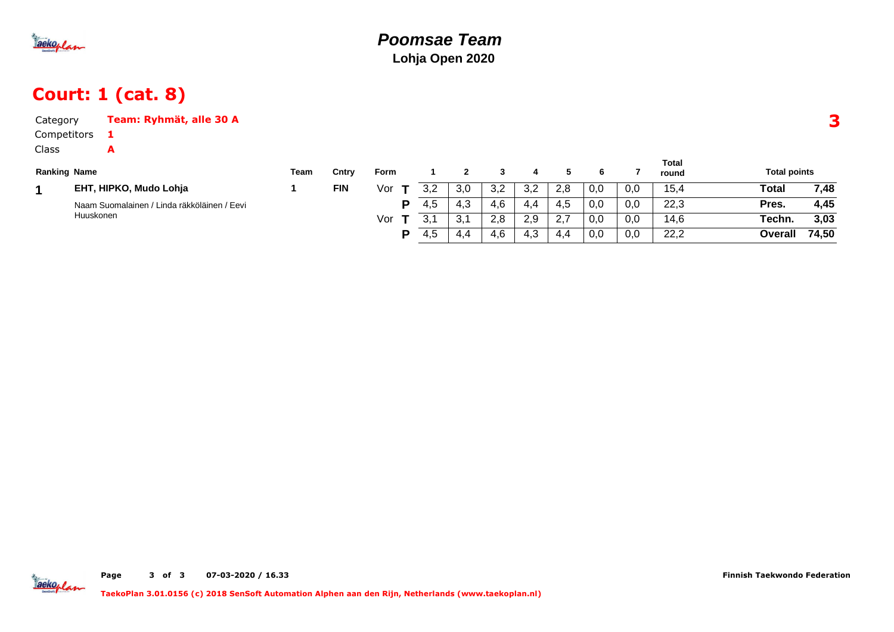# Poomsae Team

**Lohja Open 2020**

## Court: 1 (cat. 8)

Category **Team: Ryhmät, alle 30 A**

Competitors **1**

Class **A**

3

| Ranking | Name | Team | Cntry | Form | | 1 | 2 | 3 | 4 | 5 | 6 | 7 | Total round | Total points | |
|---|---|---|---|---|---|---|---|---|---|---|---|---|---|---|---|
| 1 | **EHT, HIPKO, Mudo Lohja** | 1 | FIN | Vor | T | 3,2 | 3,0 | 3,2 | 3,2 | 2,8 | 0,0 | 0,0 | 15,4 | **Total** | **7,48** |
| | Naam Suomalainen / Linda räkköläinen / Eevi Huuskonen | | | | P | 4,5 | 4,3 | 4,6 | 4,4 | 4,5 | 0,0 | 0,0 | 22,3 | **Pres.** | **4,45** |
| | | | | Vor | T | 3,1 | 3,1 | 2,8 | 2,9 | 2,7 | 0,0 | 0,0 | 14,6 | **Techn.** | **3,03** |
| | | | | | P | 4,5 | 4,4 | 4,6 | 4,3 | 4,4 | 0,0 | 0,0 | 22,2 | **Overall** | **74,50** |

Page 3 of 3 07-03-2020 / 16.33

Finnish Taekwondo Federation

TaekoPlan 3.01.0156 (c) 2018 SenSoft Automation Alphen aan den Rijn, Netherlands (www.taekoplan.nl)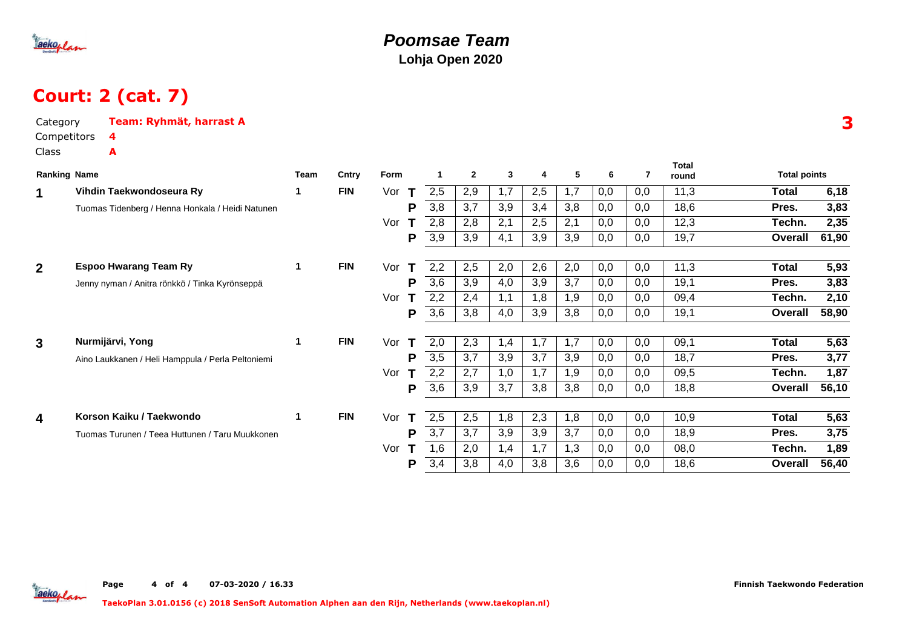# Poomsae Team

**Lohja Open 2020**

## Court: 2 (cat. 7)

Category **Team: Ryhmät, harrast A**

Competitors **4**

Class **A**

**3**

| Ranking | Name | Team | Cntry | Form | | 1 | 2 | 3 | 4 | 5 | 6 | 7 | Total round | Total points | |
|---|---|---|---|---|---|---|---|---|---|---|---|---|---|---|---|
| 1 | Vihdin Taekwondoseura Ry | 1 | FIN | Vor | T | 2,5 | 2,9 | 1,7 | 2,5 | 1,7 | 0,0 | 0,0 | 11,3 | Total | 6,18 |
| | Tuomas Tidenberg / Henna Honkala / Heidi Natunen | | | | P | 3,8 | 3,7 | 3,9 | 3,4 | 3,8 | 0,0 | 0,0 | 18,6 | Pres. | 3,83 |
| | | | | Vor | T | 2,8 | 2,8 | 2,1 | 2,5 | 2,1 | 0,0 | 0,0 | 12,3 | Techn. | 2,35 |
| | | | | | P | 3,9 | 3,9 | 4,1 | 3,9 | 3,9 | 0,0 | 0,0 | 19,7 | Overall | 61,90 |
| 2 | Espoo Hwarang Team Ry | 1 | FIN | Vor | T | 2,2 | 2,5 | 2,0 | 2,6 | 2,0 | 0,0 | 0,0 | 11,3 | Total | 5,93 |
| | Jenny nyman / Anitra rönkkö / Tinka Kyrönseppä | | | | P | 3,6 | 3,9 | 4,0 | 3,9 | 3,7 | 0,0 | 0,0 | 19,1 | Pres. | 3,83 |
| | | | | Vor | T | 2,2 | 2,4 | 1,1 | 1,8 | 1,9 | 0,0 | 0,0 | 09,4 | Techn. | 2,10 |
| | | | | | P | 3,6 | 3,8 | 4,0 | 3,9 | 3,8 | 0,0 | 0,0 | 19,1 | Overall | 58,90 |
| 3 | Nurmijärvi, Yong | 1 | FIN | Vor | T | 2,0 | 2,3 | 1,4 | 1,7 | 1,7 | 0,0 | 0,0 | 09,1 | Total | 5,63 |
| | Aino Laukkanen / Heli Hamppula / Perla Peltoniemi | | | | P | 3,5 | 3,7 | 3,9 | 3,7 | 3,9 | 0,0 | 0,0 | 18,7 | Pres. | 3,77 |
| | | | | Vor | T | 2,2 | 2,7 | 1,0 | 1,7 | 1,9 | 0,0 | 0,0 | 09,5 | Techn. | 1,87 |
| | | | | | P | 3,6 | 3,9 | 3,7 | 3,8 | 3,8 | 0,0 | 0,0 | 18,8 | Overall | 56,10 |
| 4 | Korson Kaiku / Taekwondo | 1 | FIN | Vor | T | 2,5 | 2,5 | 1,8 | 2,3 | 1,8 | 0,0 | 0,0 | 10,9 | Total | 5,63 |
| | Tuomas Turunen / Teea Huttunen / Taru Muukkonen | | | | P | 3,7 | 3,7 | 3,9 | 3,9 | 3,7 | 0,0 | 0,0 | 18,9 | Pres. | 3,75 |
| | | | | Vor | T | 1,6 | 2,0 | 1,4 | 1,7 | 1,3 | 0,0 | 0,0 | 08,0 | Techn. | 1,89 |
| | | | | | P | 3,4 | 3,8 | 4,0 | 3,8 | 3,6 | 0,0 | 0,0 | 18,6 | Overall | 56,40 |

07-03-2020 / 16.33

Finnish Taekwondo Federation

TaekoPlan 3.01.0156 (c) 2018 SenSoft Automation Alphen aan den Rijn, Netherlands (www.taekoplan.nl)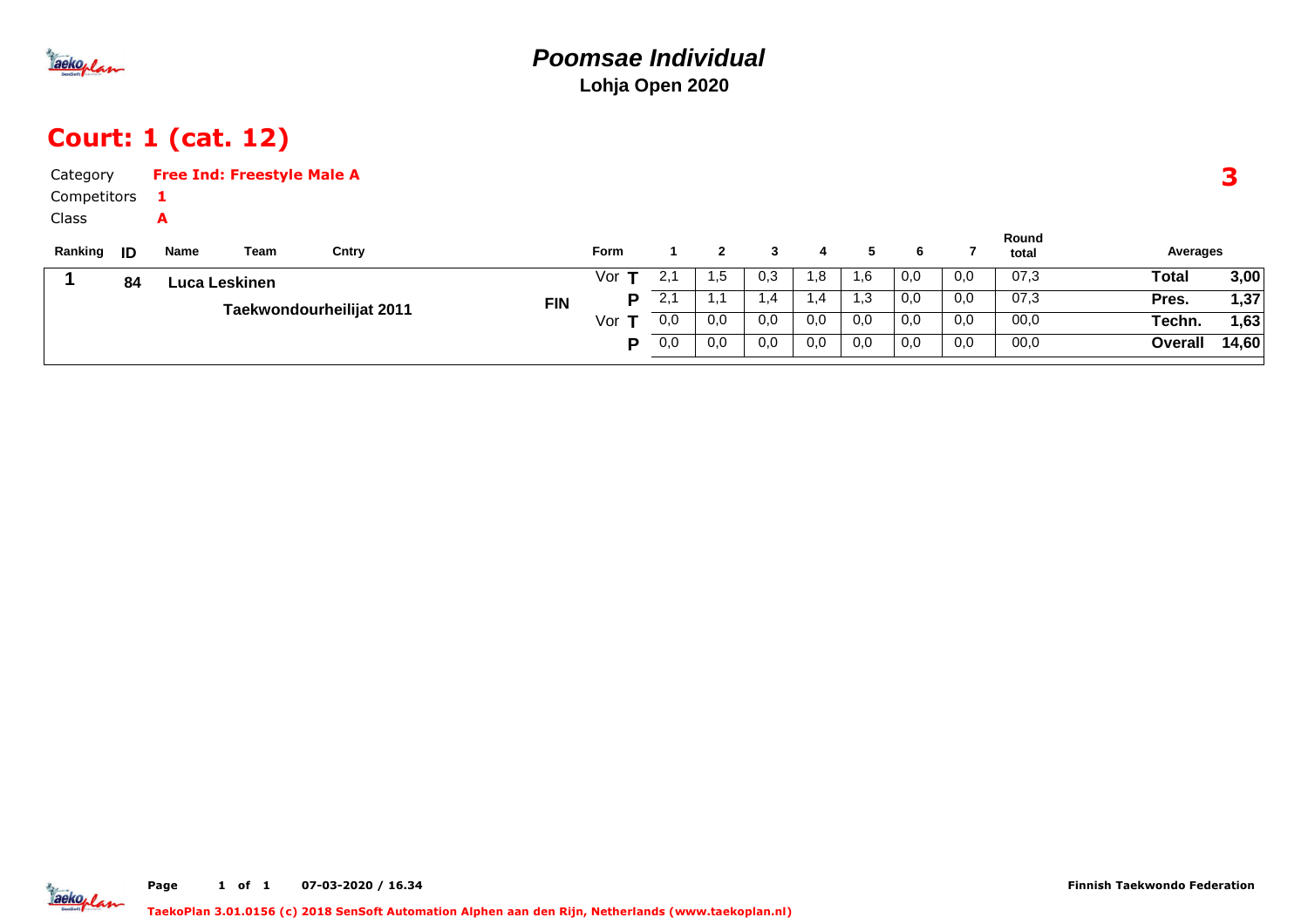# *Poomsae Individual*

**Lohja Open 2020**

## Court: 1 (cat. 12)

Category **Free Ind: Freestyle Male A**

Competitors **1**

Class **A**

**3**

| Ranking | ID | Name | Team | Cntry | Form | | 1 | 2 | 3 | 4 | 5 | 6 | 7 | Round total | Averages | |
|---|---|---|---|---|---|---|---|---|---|---|---|---|---|---|---|---|
| 1 | 84 | Luca Leskinen | Taekwondourheilijat 2011 | FIN | Vor | T | 2,1 | 1,5 | 0,3 | 1,8 | 1,6 | 0,0 | 0,0 | 07,3 | Total | 3,00 |
| | | | | | | P | 2,1 | 1,1 | 1,4 | 1,4 | 1,3 | 0,0 | 0,0 | 07,3 | Pres. | 1,37 |
| | | | | | Vor | T | 0,0 | 0,0 | 0,0 | 0,0 | 0,0 | 0,0 | 0,0 | 00,0 | Techn. | 1,63 |
| | | | | | | P | 0,0 | 0,0 | 0,0 | 0,0 | 0,0 | 0,0 | 0,0 | 00,0 | Overall | 14,60 |

07-03-2020 / 16.34

Finnish Taekwondo Federation

TaekoPlan 3.01.0156 (c) 2018 SenSoft Automation Alphen aan den Rijn, Netherlands (www.taekoplan.nl)